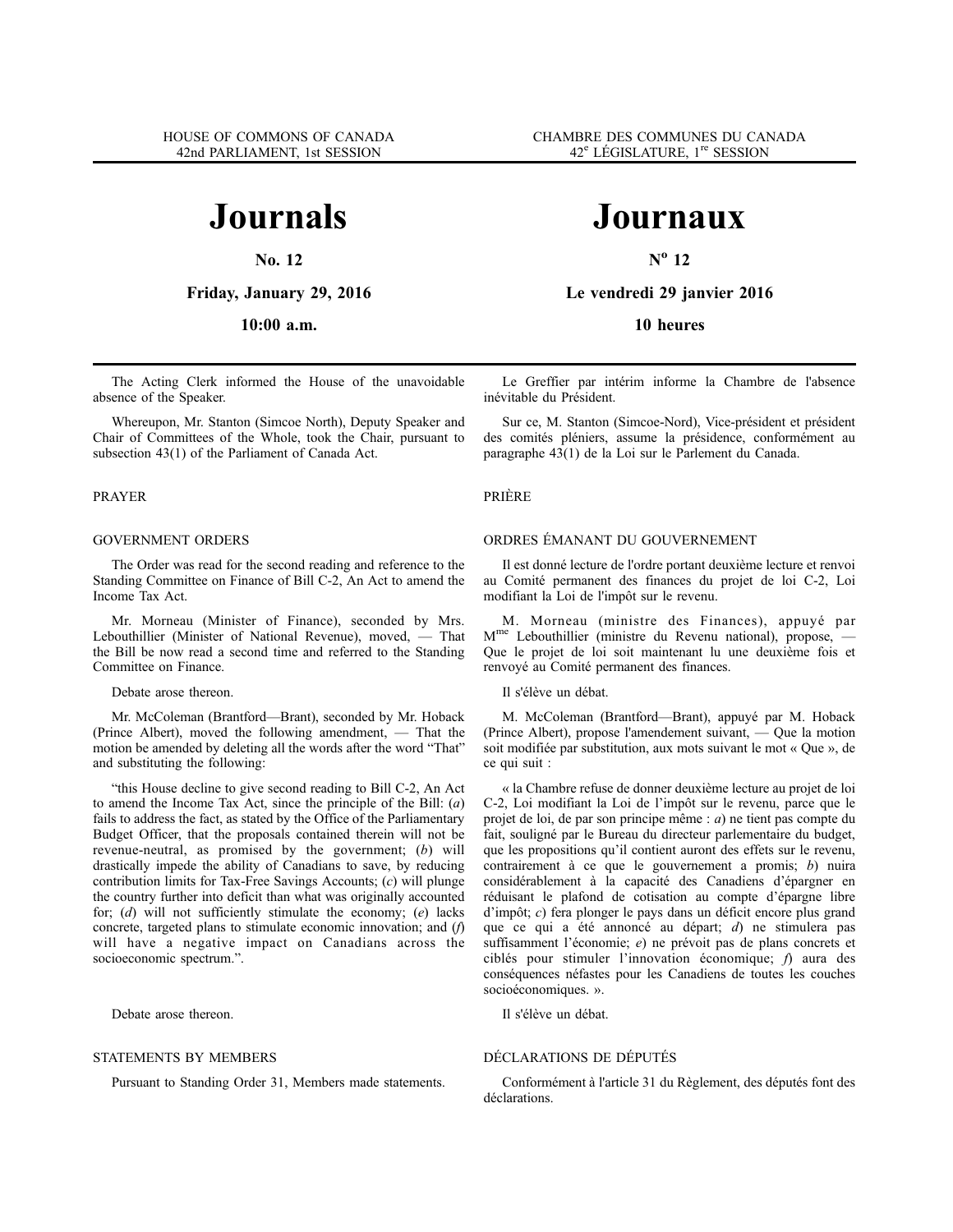HOUSE OF COMMONS OF CANADA
42nd PARLIAMENT, 1st SESSION

# Journals

**No. 12**

**Friday, January 29, 2016**

**10:00 a.m.**

The Acting Clerk informed the House of the unavoidable absence of the Speaker.

Whereupon, Mr. Stanton (Simcoe North), Deputy Speaker and Chair of Committees of the Whole, took the Chair, pursuant to subsection 43(1) of the Parliament of Canada Act.

PRAYER

GOVERNMENT ORDERS

The Order was read for the second reading and reference to the Standing Committee on Finance of Bill C-2, An Act to amend the Income Tax Act.

Mr. Morneau (Minister of Finance), seconded by Mrs. Lebouthillier (Minister of National Revenue), moved, — That the Bill be now read a second time and referred to the Standing Committee on Finance.

Debate arose thereon.

Mr. McColeman (Brantford—Brant), seconded by Mr. Hoback (Prince Albert), moved the following amendment, — That the motion be amended by deleting all the words after the word "That" and substituting the following:

"this House decline to give second reading to Bill C-2, An Act to amend the Income Tax Act, since the principle of the Bill: (*a*) fails to address the fact, as stated by the Office of the Parliamentary Budget Officer, that the proposals contained therein will not be revenue-neutral, as promised by the government; (*b*) will drastically impede the ability of Canadians to save, by reducing contribution limits for Tax-Free Savings Accounts; (*c*) will plunge the country further into deficit than what was originally accounted for; (*d*) will not sufficiently stimulate the economy; (*e*) lacks concrete, targeted plans to stimulate economic innovation; and (*f*) will have a negative impact on Canadians across the socioeconomic spectrum.".

Debate arose thereon.

STATEMENTS BY MEMBERS

Pursuant to Standing Order 31, Members made statements.

CHAMBRE DES COMMUNES DU CANADA
42e LÉGISLATURE, 1re SESSION

# Journaux

**No 12**

**Le vendredi 29 janvier 2016**

**10 heures**

Le Greffier par intérim informe la Chambre de l'absence inévitable du Président.

Sur ce, M. Stanton (Simcoe-Nord), Vice-président et président des comités pléniers, assume la présidence, conformément au paragraphe 43(1) de la Loi sur le Parlement du Canada.

PRIÈRE

ORDRES ÉMANANT DU GOUVERNEMENT

Il est donné lecture de l'ordre portant deuxième lecture et renvoi au Comité permanent des finances du projet de loi C-2, Loi modifiant la Loi de l'impôt sur le revenu.

M. Morneau (ministre des Finances), appuyé par Mme Lebouthillier (ministre du Revenu national), propose, — Que le projet de loi soit maintenant lu une deuxième fois et renvoyé au Comité permanent des finances.

Il s'élève un débat.

M. McColeman (Brantford—Brant), appuyé par M. Hoback (Prince Albert), propose l'amendement suivant, — Que la motion soit modifiée par substitution, aux mots suivant le mot « Que », de ce qui suit :

« la Chambre refuse de donner deuxième lecture au projet de loi C-2, Loi modifiant la Loi de l'impôt sur le revenu, parce que le projet de loi, de par son principe même : *a*) ne tient pas compte du fait, souligné par le Bureau du directeur parlementaire du budget, que les propositions qu'il contient auront des effets sur le revenu, contrairement à ce que le gouvernement a promis; *b*) nuira considérablement à la capacité des Canadiens d'épargner en réduisant le plafond de cotisation au compte d'épargne libre d'impôt; *c*) fera plonger le pays dans un déficit encore plus grand que ce qui a été annoncé au départ; *d*) ne stimulera pas suffisamment l'économie; *e*) ne prévoit pas de plans concrets et ciblés pour stimuler l'innovation économique; *f*) aura des conséquences néfastes pour les Canadiens de toutes les couches socioéconomiques. ».

Il s'élève un débat.

DÉCLARATIONS DE DÉPUTÉS

Conformément à l'article 31 du Règlement, des députés font des déclarations.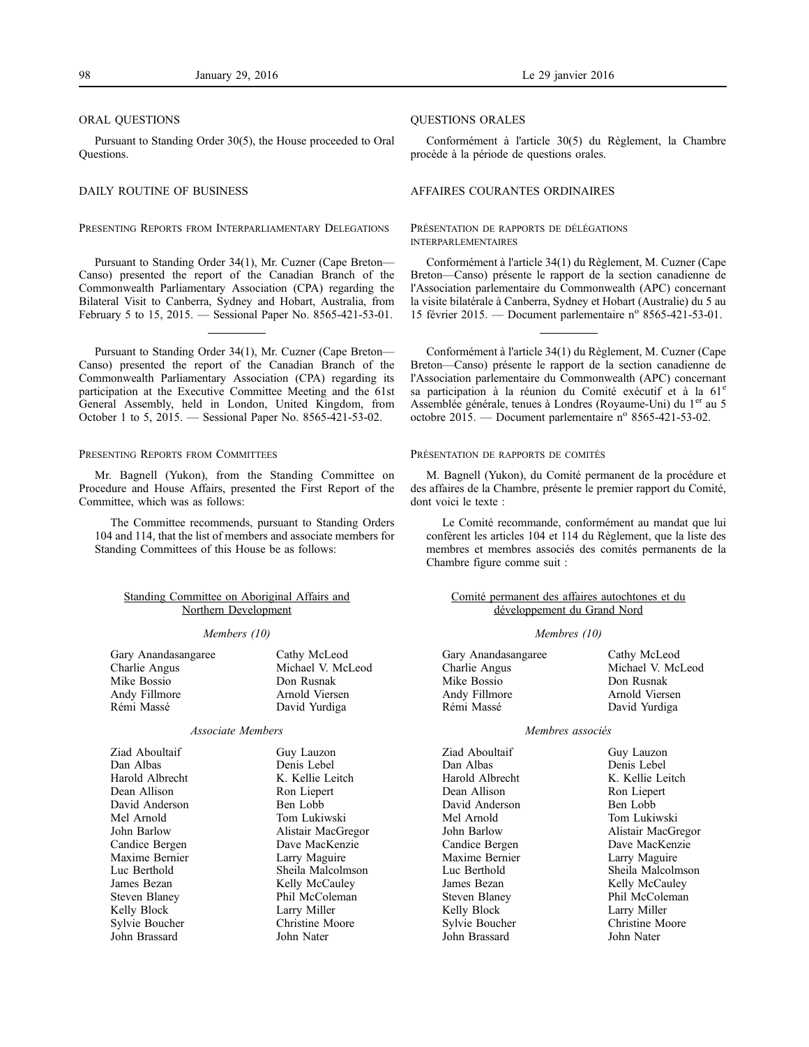ORAL QUESTIONS

Pursuant to Standing Order 30(5), the House proceeded to Oral Questions.

DAILY ROUTINE OF BUSINESS

PRESENTING REPORTS FROM INTERPARLIAMENTARY DELEGATIONS

Pursuant to Standing Order 34(1), Mr. Cuzner (Cape Breton—Canso) presented the report of the Canadian Branch of the Commonwealth Parliamentary Association (CPA) regarding the Bilateral Visit to Canberra, Sydney and Hobart, Australia, from February 5 to 15, 2015. — Sessional Paper No. 8565-421-53-01.

---

Pursuant to Standing Order 34(1), Mr. Cuzner (Cape Breton—Canso) presented the report of the Canadian Branch of the Commonwealth Parliamentary Association (CPA) regarding its participation at the Executive Committee Meeting and the 61st General Assembly, held in London, United Kingdom, from October 1 to 5, 2015. — Sessional Paper No. 8565-421-53-02.

PRESENTING REPORTS FROM COMMITTEES

Mr. Bagnell (Yukon), from the Standing Committee on Procedure and House Affairs, presented the First Report of the Committee, which was as follows:

> The Committee recommends, pursuant to Standing Orders 104 and 114, that the list of members and associate members for Standing Committees of this House be as follows:

Standing Committee on Aboriginal Affairs and Northern Development

*Members (10)*

| | |
|---|---|
| Gary Anandasangaree | Cathy McLeod |
| Charlie Angus | Michael V. McLeod |
| Mike Bossio | Don Rusnak |
| Andy Fillmore | Arnold Viersen |
| Rémi Massé | David Yurdiga |

*Associate Members*

| | |
|---|---|
| Ziad Aboultaif | Guy Lauzon |
| Dan Albas | Denis Lebel |
| Harold Albrecht | K. Kellie Leitch |
| Dean Allison | Ron Liepert |
| David Anderson | Ben Lobb |
| Mel Arnold | Tom Lukiwski |
| John Barlow | Alistair MacGregor |
| Candice Bergen | Dave MacKenzie |
| Maxime Bernier | Larry Maguire |
| Luc Berthold | Sheila Malcolmson |
| James Bezan | Kelly McCauley |
| Steven Blaney | Phil McColeman |
| Kelly Block | Larry Miller |
| Sylvie Boucher | Christine Moore |
| John Brassard | John Nater |

QUESTIONS ORALES

Conformément à l'article 30(5) du Règlement, la Chambre procède à la période de questions orales.

AFFAIRES COURANTES ORDINAIRES

PRÉSENTATION DE RAPPORTS DE DÉLÉGATIONS INTERPARLEMENTAIRES

Conformément à l'article 34(1) du Règlement, M. Cuzner (Cape Breton—Canso) présente le rapport de la section canadienne de l'Association parlementaire du Commonwealth (APC) concernant la visite bilatérale à Canberra, Sydney et Hobart (Australie) du 5 au 15 février 2015. — Document parlementaire nº 8565-421-53-01.

---

Conformément à l'article 34(1) du Règlement, M. Cuzner (Cape Breton—Canso) présente le rapport de la section canadienne de l'Association parlementaire du Commonwealth (APC) concernant sa participation à la réunion du Comité exécutif et à la 61e Assemblée générale, tenues à Londres (Royaume-Uni) du 1er au 5 octobre 2015. — Document parlementaire nº 8565-421-53-02.

PRÉSENTATION DE RAPPORTS DE COMITÉS

M. Bagnell (Yukon), du Comité permanent de la procédure et des affaires de la Chambre, présente le premier rapport du Comité, dont voici le texte :

> Le Comité recommande, conformément au mandat que lui confèrent les articles 104 et 114 du Règlement, que la liste des membres et membres associés des comités permanents de la Chambre figure comme suit :

Comité permanent des affaires autochtones et du développement du Grand Nord

*Membres (10)*

| | |
|---|---|
| Gary Anandasangaree | Cathy McLeod |
| Charlie Angus | Michael V. McLeod |
| Mike Bossio | Don Rusnak |
| Andy Fillmore | Arnold Viersen |
| Rémi Massé | David Yurdiga |

*Membres associés*

| | |
|---|---|
| Ziad Aboultaif | Guy Lauzon |
| Dan Albas | Denis Lebel |
| Harold Albrecht | K. Kellie Leitch |
| Dean Allison | Ron Liepert |
| David Anderson | Ben Lobb |
| Mel Arnold | Tom Lukiwski |
| John Barlow | Alistair MacGregor |
| Candice Bergen | Dave MacKenzie |
| Maxime Bernier | Larry Maguire |
| Luc Berthold | Sheila Malcolmson |
| James Bezan | Kelly McCauley |
| Steven Blaney | Phil McColeman |
| Kelly Block | Larry Miller |
| Sylvie Boucher | Christine Moore |
| John Brassard | John Nater |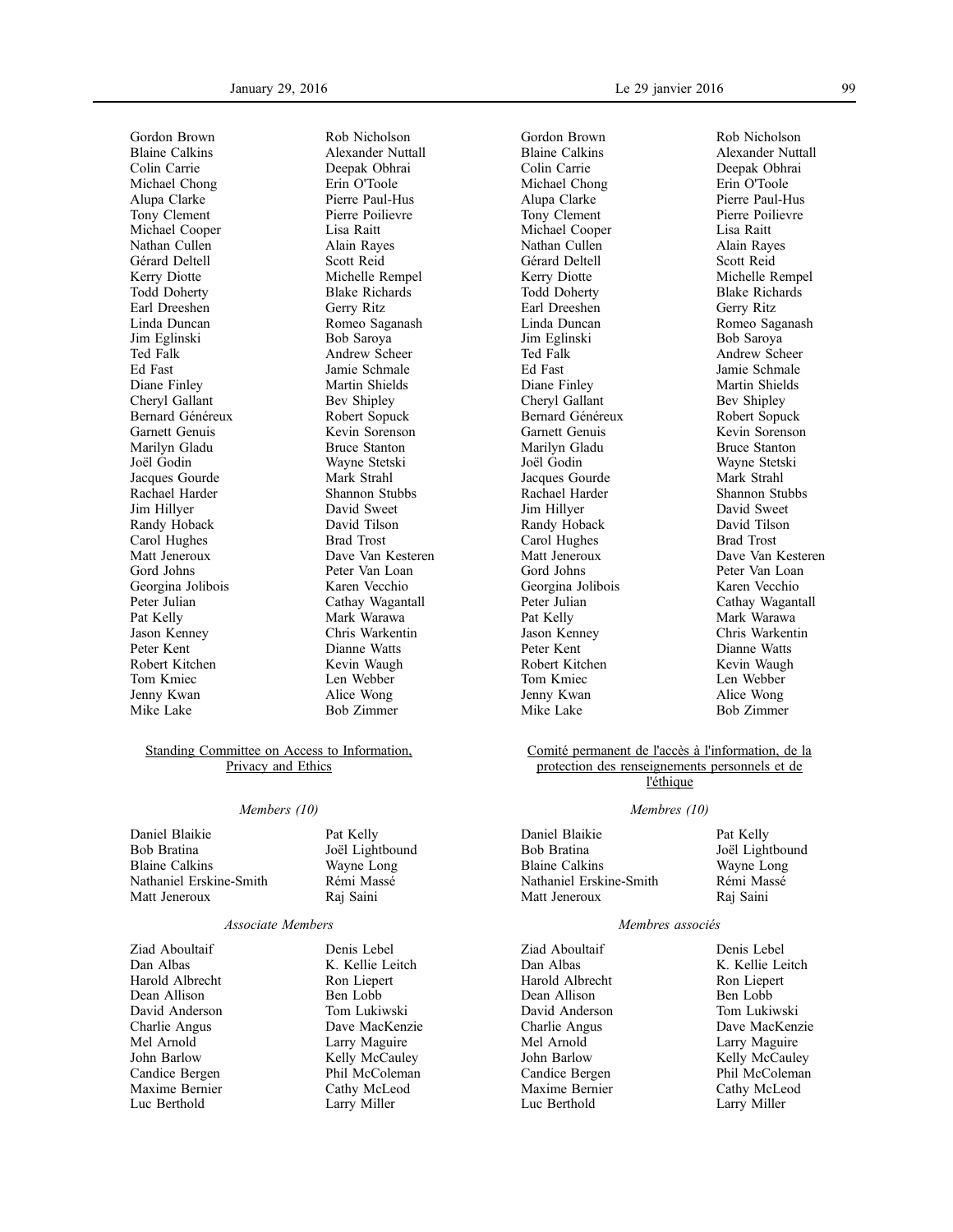Gordon Brown
Blaine Calkins
Colin Carrie
Michael Chong
Alupa Clarke
Tony Clement
Michael Cooper
Nathan Cullen
Gérard Deltell
Kerry Diotte
Todd Doherty
Earl Dreeshen
Linda Duncan
Jim Eglinski
Ted Falk
Ed Fast
Diane Finley
Cheryl Gallant
Bernard Généreux
Garnett Genuis
Marilyn Gladu
Joël Godin
Jacques Gourde
Rachael Harder
Jim Hillyer
Randy Hoback
Carol Hughes
Matt Jeneroux
Gord Johns
Georgina Jolibois
Peter Julian
Pat Kelly
Jason Kenney
Peter Kent
Robert Kitchen
Tom Kmiec
Jenny Kwan
Mike Lake
Rob Nicholson
Alexander Nuttall
Deepak Obhrai
Erin O'Toole
Pierre Paul-Hus
Pierre Poilievre
Lisa Raitt
Alain Rayes
Scott Reid
Michelle Rempel
Blake Richards
Gerry Ritz
Romeo Saganash
Bob Saroya
Andrew Scheer
Jamie Schmale
Martin Shields
Bev Shipley
Robert Sopuck
Kevin Sorenson
Bruce Stanton
Wayne Stetski
Mark Strahl
Shannon Stubbs
David Sweet
David Tilson
Brad Trost
Dave Van Kesteren
Peter Van Loan
Karen Vecchio
Cathay Wagantall
Mark Warawa
Chris Warkentin
Dianne Watts
Kevin Waugh
Len Webber
Alice Wong
Bob Zimmer

## Standing Committee on Access to Information, Privacy and Ethics

*Members (10)*

Daniel Blaikie
Bob Bratina
Blaine Calkins
Nathaniel Erskine-Smith
Matt Jeneroux
Pat Kelly
Joël Lightbound
Wayne Long
Rémi Massé
Raj Saini

*Associate Members*

Ziad Aboultaif
Dan Albas
Harold Albrecht
Dean Allison
David Anderson
Charlie Angus
Mel Arnold
John Barlow
Candice Bergen
Maxime Bernier
Luc Berthold
Denis Lebel
K. Kellie Leitch
Ron Liepert
Ben Lobb
Tom Lukiwski
Dave MacKenzie
Larry Maguire
Kelly McCauley
Phil McColeman
Cathy McLeod
Larry Miller

---

Gordon Brown
Blaine Calkins
Colin Carrie
Michael Chong
Alupa Clarke
Tony Clement
Michael Cooper
Nathan Cullen
Gérard Deltell
Kerry Diotte
Todd Doherty
Earl Dreeshen
Linda Duncan
Jim Eglinski
Ted Falk
Ed Fast
Diane Finley
Cheryl Gallant
Bernard Généreux
Garnett Genuis
Marilyn Gladu
Joël Godin
Jacques Gourde
Rachael Harder
Jim Hillyer
Randy Hoback
Carol Hughes
Matt Jeneroux
Gord Johns
Georgina Jolibois
Peter Julian
Pat Kelly
Jason Kenney
Peter Kent
Robert Kitchen
Tom Kmiec
Jenny Kwan
Mike Lake
Rob Nicholson
Alexander Nuttall
Deepak Obhrai
Erin O'Toole
Pierre Paul-Hus
Pierre Poilievre
Lisa Raitt
Alain Rayes
Scott Reid
Michelle Rempel
Blake Richards
Gerry Ritz
Romeo Saganash
Bob Saroya
Andrew Scheer
Jamie Schmale
Martin Shields
Bev Shipley
Robert Sopuck
Kevin Sorenson
Bruce Stanton
Wayne Stetski
Mark Strahl
Shannon Stubbs
David Sweet
David Tilson
Brad Trost
Dave Van Kesteren
Peter Van Loan
Karen Vecchio
Cathay Wagantall
Mark Warawa
Chris Warkentin
Dianne Watts
Kevin Waugh
Len Webber
Alice Wong
Bob Zimmer

## Comité permanent de l'accès à l'information, de la protection des renseignements personnels et de l'éthique

*Membres (10)*

Daniel Blaikie
Bob Bratina
Blaine Calkins
Nathaniel Erskine-Smith
Matt Jeneroux
Pat Kelly
Joël Lightbound
Wayne Long
Rémi Massé
Raj Saini

*Membres associés*

Ziad Aboultaif
Dan Albas
Harold Albrecht
Dean Allison
David Anderson
Charlie Angus
Mel Arnold
John Barlow
Candice Bergen
Maxime Bernier
Luc Berthold
Denis Lebel
K. Kellie Leitch
Ron Liepert
Ben Lobb
Tom Lukiwski
Dave MacKenzie
Larry Maguire
Kelly McCauley
Phil McColeman
Cathy McLeod
Larry Miller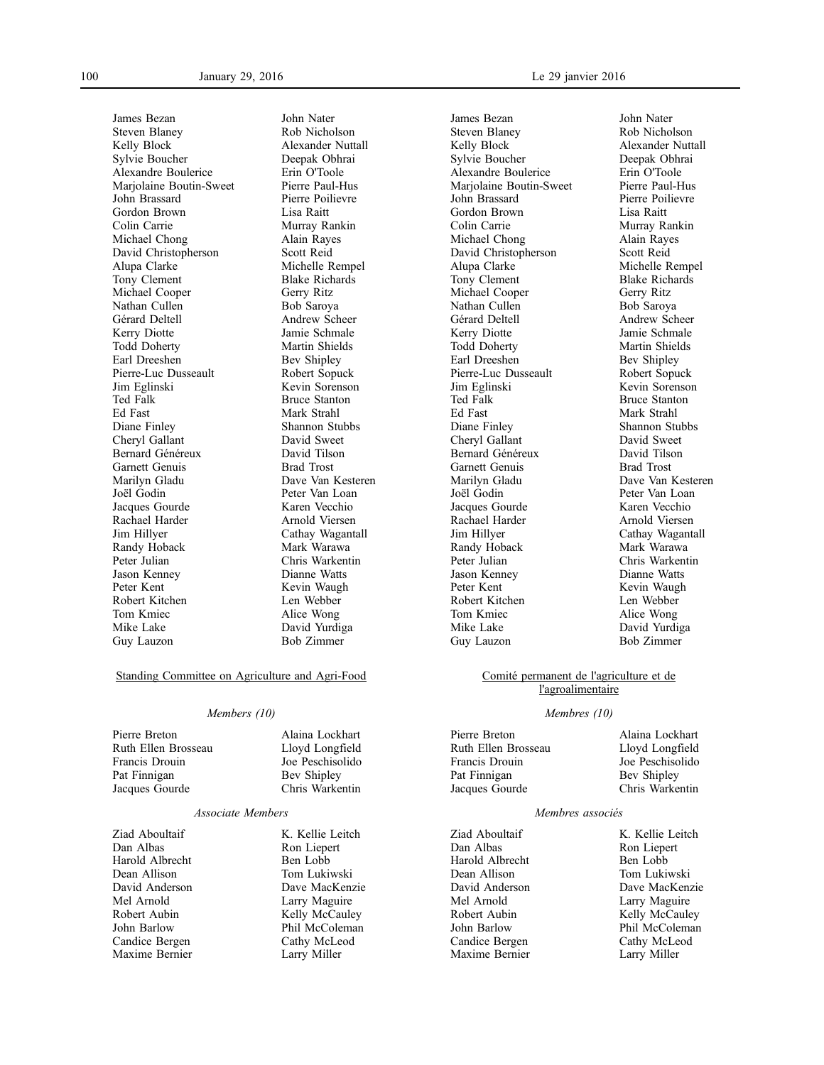James Bezan
Steven Blaney
Kelly Block
Sylvie Boucher
Alexandre Boulerice
Marjolaine Boutin-Sweet
John Brassard
Gordon Brown
Colin Carrie
Michael Chong
David Christopherson
Alupa Clarke
Tony Clement
Michael Cooper
Nathan Cullen
Gérard Deltell
Kerry Diotte
Todd Doherty
Earl Dreeshen
Pierre-Luc Dusseault
Jim Eglinski
Ted Falk
Ed Fast
Diane Finley
Cheryl Gallant
Bernard Généreux
Garnett Genuis
Marilyn Gladu
Joël Godin
Jacques Gourde
Rachael Harder
Jim Hillyer
Randy Hoback
Peter Julian
Jason Kenney
Peter Kent
Robert Kitchen
Tom Kmiec
Mike Lake
Guy Lauzon
John Nater
Rob Nicholson
Alexander Nuttall
Deepak Obhrai
Erin O'Toole
Pierre Paul-Hus
Pierre Poilievre
Lisa Raitt
Murray Rankin
Alain Rayes
Scott Reid
Michelle Rempel
Blake Richards
Gerry Ritz
Bob Saroya
Andrew Scheer
Jamie Schmale
Martin Shields
Bev Shipley
Robert Sopuck
Kevin Sorenson
Bruce Stanton
Mark Strahl
Shannon Stubbs
David Sweet
David Tilson
Brad Trost
Dave Van Kesteren
Peter Van Loan
Karen Vecchio
Arnold Viersen
Cathay Wagantall
Mark Warawa
Chris Warkentin
Dianne Watts
Kevin Waugh
Len Webber
Alice Wong
David Yurdiga
Bob Zimmer

## Standing Committee on Agriculture and Agri-Food

*Members (10)*

Pierre Breton
Ruth Ellen Brosseau
Francis Drouin
Pat Finnigan
Jacques Gourde
Alaina Lockhart
Lloyd Longfield
Joe Peschisolido
Bev Shipley
Chris Warkentin

*Associate Members*

Ziad Aboultaif
Dan Albas
Harold Albrecht
Dean Allison
David Anderson
Mel Arnold
Robert Aubin
John Barlow
Candice Bergen
Maxime Bernier
K. Kellie Leitch
Ron Liepert
Ben Lobb
Tom Lukiwski
Dave MacKenzie
Larry Maguire
Kelly McCauley
Phil McColeman
Cathy McLeod
Larry Miller

---

James Bezan
Steven Blaney
Kelly Block
Sylvie Boucher
Alexandre Boulerice
Marjolaine Boutin-Sweet
John Brassard
Gordon Brown
Colin Carrie
Michael Chong
David Christopherson
Alupa Clarke
Tony Clement
Michael Cooper
Nathan Cullen
Gérard Deltell
Kerry Diotte
Todd Doherty
Earl Dreeshen
Pierre-Luc Dusseault
Jim Eglinski
Ted Falk
Ed Fast
Diane Finley
Cheryl Gallant
Bernard Généreux
Garnett Genuis
Marilyn Gladu
Joël Godin
Jacques Gourde
Rachael Harder
Jim Hillyer
Randy Hoback
Peter Julian
Jason Kenney
Peter Kent
Robert Kitchen
Tom Kmiec
Mike Lake
Guy Lauzon
John Nater
Rob Nicholson
Alexander Nuttall
Deepak Obhrai
Erin O'Toole
Pierre Paul-Hus
Pierre Poilievre
Lisa Raitt
Murray Rankin
Alain Rayes
Scott Reid
Michelle Rempel
Blake Richards
Gerry Ritz
Bob Saroya
Andrew Scheer
Jamie Schmale
Martin Shields
Bev Shipley
Robert Sopuck
Kevin Sorenson
Bruce Stanton
Mark Strahl
Shannon Stubbs
David Sweet
David Tilson
Brad Trost
Dave Van Kesteren
Peter Van Loan
Karen Vecchio
Arnold Viersen
Cathay Wagantall
Mark Warawa
Chris Warkentin
Dianne Watts
Kevin Waugh
Len Webber
Alice Wong
David Yurdiga
Bob Zimmer

## Comité permanent de l'agriculture et de l'agroalimentaire

*Membres (10)*

Pierre Breton
Ruth Ellen Brosseau
Francis Drouin
Pat Finnigan
Jacques Gourde
Alaina Lockhart
Lloyd Longfield
Joe Peschisolido
Bev Shipley
Chris Warkentin

*Membres associés*

Ziad Aboultaif
Dan Albas
Harold Albrecht
Dean Allison
David Anderson
Mel Arnold
Robert Aubin
John Barlow
Candice Bergen
Maxime Bernier
K. Kellie Leitch
Ron Liepert
Ben Lobb
Tom Lukiwski
Dave MacKenzie
Larry Maguire
Kelly McCauley
Phil McColeman
Cathy McLeod
Larry Miller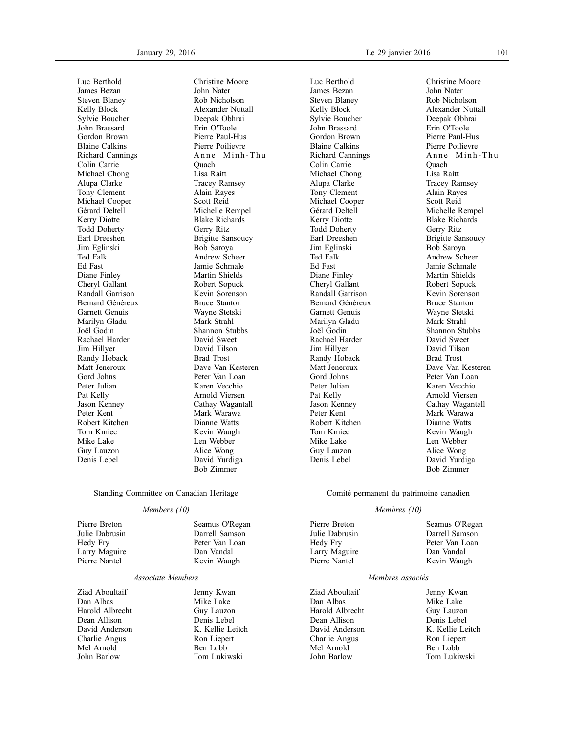Luc Berthold
James Bezan
Steven Blaney
Kelly Block
Sylvie Boucher
John Brassard
Gordon Brown
Blaine Calkins
Richard Cannings
Colin Carrie
Michael Chong
Alupa Clarke
Tony Clement
Michael Cooper
Gérard Deltell
Kerry Diotte
Todd Doherty
Earl Dreeshen
Jim Eglinski
Ted Falk
Ed Fast
Diane Finley
Cheryl Gallant
Randall Garrison
Bernard Généreux
Garnett Genuis
Marilyn Gladu
Joël Godin
Rachael Harder
Jim Hillyer
Randy Hoback
Matt Jeneroux
Gord Johns
Peter Julian
Pat Kelly
Jason Kenney
Peter Kent
Robert Kitchen
Tom Kmiec
Mike Lake
Guy Lauzon
Denis Lebel
Christine Moore
John Nater
Rob Nicholson
Alexander Nuttall
Deepak Obhrai
Erin O'Toole
Pierre Paul-Hus
Pierre Poilievre
Anne Minh-Thu Quach
Lisa Raitt
Tracey Ramsey
Alain Rayes
Scott Reid
Michelle Rempel
Blake Richards
Gerry Ritz
Brigitte Sansoucy
Bob Saroya
Andrew Scheer
Jamie Schmale
Martin Shields
Robert Sopuck
Kevin Sorenson
Bruce Stanton
Wayne Stetski
Mark Strahl
Shannon Stubbs
David Sweet
David Tilson
Brad Trost
Dave Van Kesteren
Peter Van Loan
Karen Vecchio
Arnold Viersen
Cathay Wagantall
Mark Warawa
Dianne Watts
Kevin Waugh
Len Webber
Alice Wong
David Yurdiga
Bob Zimmer

## Standing Committee on Canadian Heritage

*Members (10)*

Pierre Breton
Julie Dabrusin
Hedy Fry
Larry Maguire
Pierre Nantel
Seamus O'Regan
Darrell Samson
Peter Van Loan
Dan Vandal
Kevin Waugh

*Associate Members*

Ziad Aboultaif
Dan Albas
Harold Albrecht
Dean Allison
David Anderson
Charlie Angus
Mel Arnold
John Barlow
Jenny Kwan
Mike Lake
Guy Lauzon
Denis Lebel
K. Kellie Leitch
Ron Liepert
Ben Lobb
Tom Lukiwski

Luc Berthold
James Bezan
Steven Blaney
Kelly Block
Sylvie Boucher
John Brassard
Gordon Brown
Blaine Calkins
Richard Cannings
Colin Carrie
Michael Chong
Alupa Clarke
Tony Clement
Michael Cooper
Gérard Deltell
Kerry Diotte
Todd Doherty
Earl Dreeshen
Jim Eglinski
Ted Falk
Ed Fast
Diane Finley
Cheryl Gallant
Randall Garrison
Bernard Généreux
Garnett Genuis
Marilyn Gladu
Joël Godin
Rachael Harder
Jim Hillyer
Randy Hoback
Matt Jeneroux
Gord Johns
Peter Julian
Pat Kelly
Jason Kenney
Peter Kent
Robert Kitchen
Tom Kmiec
Mike Lake
Guy Lauzon
Denis Lebel
Christine Moore
John Nater
Rob Nicholson
Alexander Nuttall
Deepak Obhrai
Erin O'Toole
Pierre Paul-Hus
Pierre Poilievre
Anne Minh-Thu Quach
Lisa Raitt
Tracey Ramsey
Alain Rayes
Scott Reid
Michelle Rempel
Blake Richards
Gerry Ritz
Brigitte Sansoucy
Bob Saroya
Andrew Scheer
Jamie Schmale
Martin Shields
Robert Sopuck
Kevin Sorenson
Bruce Stanton
Wayne Stetski
Mark Strahl
Shannon Stubbs
David Sweet
David Tilson
Brad Trost
Dave Van Kesteren
Peter Van Loan
Karen Vecchio
Arnold Viersen
Cathay Wagantall
Mark Warawa
Dianne Watts
Kevin Waugh
Len Webber
Alice Wong
David Yurdiga
Bob Zimmer

## Comité permanent du patrimoine canadien

*Membres (10)*

Pierre Breton
Julie Dabrusin
Hedy Fry
Larry Maguire
Pierre Nantel
Seamus O'Regan
Darrell Samson
Peter Van Loan
Dan Vandal
Kevin Waugh

*Membres associés*

Ziad Aboultaif
Dan Albas
Harold Albrecht
Dean Allison
David Anderson
Charlie Angus
Mel Arnold
John Barlow
Jenny Kwan
Mike Lake
Guy Lauzon
Denis Lebel
K. Kellie Leitch
Ron Liepert
Ben Lobb
Tom Lukiwski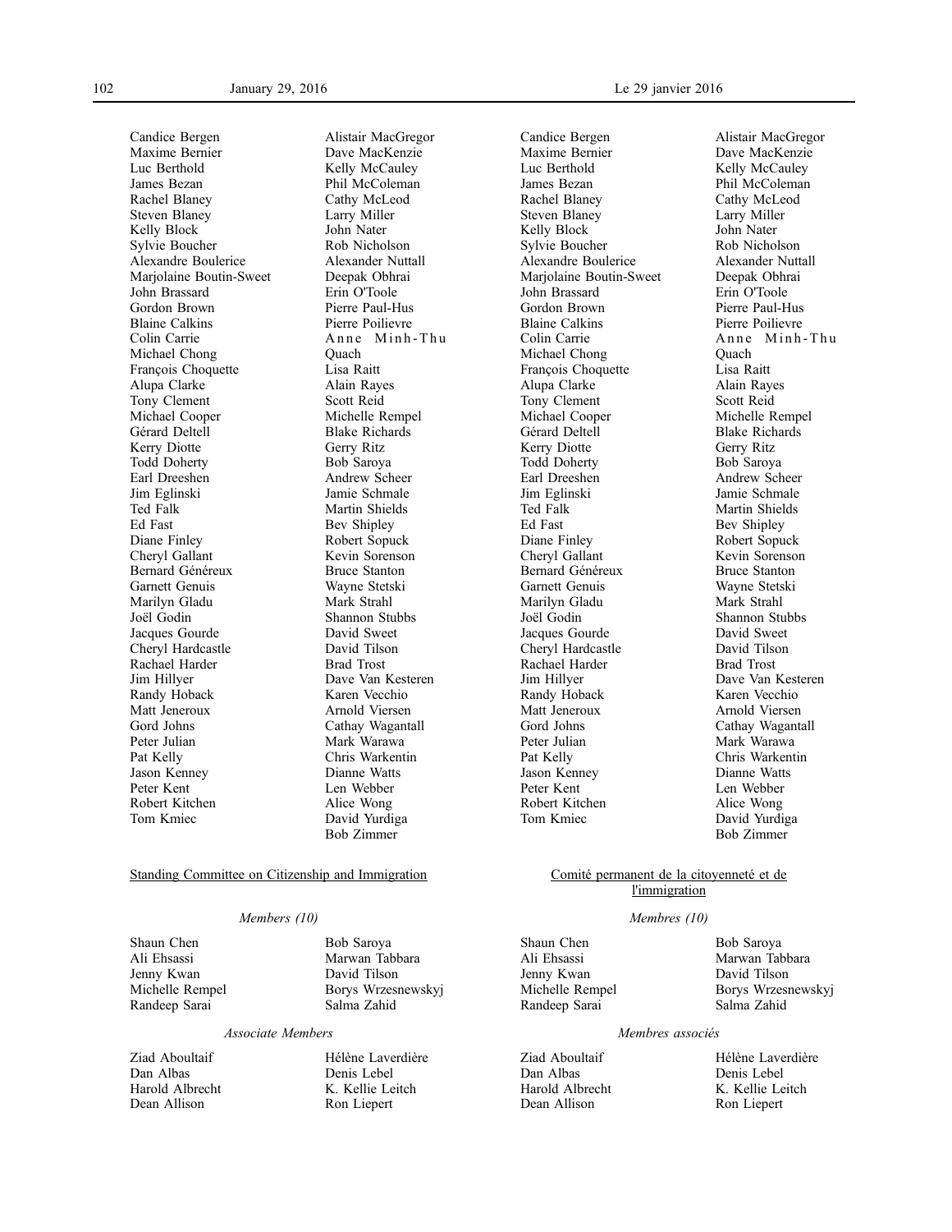Candice Bergen
Maxime Bernier
Luc Berthold
James Bezan
Rachel Blaney
Steven Blaney
Kelly Block
Sylvie Boucher
Alexandre Boulerice
Marjolaine Boutin-Sweet
John Brassard
Gordon Brown
Blaine Calkins
Colin Carrie
Michael Chong
François Choquette
Alupa Clarke
Tony Clement
Michael Cooper
Gérard Deltell
Kerry Diotte
Todd Doherty
Earl Dreeshen
Jim Eglinski
Ted Falk
Ed Fast
Diane Finley
Cheryl Gallant
Bernard Généreux
Garnett Genuis
Marilyn Gladu
Joël Godin
Jacques Gourde
Cheryl Hardcastle
Rachael Harder
Jim Hillyer
Randy Hoback
Matt Jeneroux
Gord Johns
Peter Julian
Pat Kelly
Jason Kenney
Peter Kent
Robert Kitchen
Tom Kmiec
Alistair MacGregor
Dave MacKenzie
Kelly McCauley
Phil McColeman
Cathy McLeod
Larry Miller
John Nater
Rob Nicholson
Alexander Nuttall
Deepak Obhrai
Erin O'Toole
Pierre Paul-Hus
Pierre Poilievre
Anne Minh-Thu Quach
Lisa Raitt
Alain Rayes
Scott Reid
Michelle Rempel
Blake Richards
Gerry Ritz
Bob Saroya
Andrew Scheer
Jamie Schmale
Martin Shields
Bev Shipley
Robert Sopuck
Kevin Sorenson
Bruce Stanton
Wayne Stetski
Mark Strahl
Shannon Stubbs
David Sweet
David Tilson
Brad Trost
Dave Van Kesteren
Karen Vecchio
Arnold Viersen
Cathay Wagantall
Mark Warawa
Chris Warkentin
Dianne Watts
Len Webber
Alice Wong
David Yurdiga
Bob Zimmer

Candice Bergen
Maxime Bernier
Luc Berthold
James Bezan
Rachel Blaney
Steven Blaney
Kelly Block
Sylvie Boucher
Alexandre Boulerice
Marjolaine Boutin-Sweet
John Brassard
Gordon Brown
Blaine Calkins
Colin Carrie
Michael Chong
François Choquette
Alupa Clarke
Tony Clement
Michael Cooper
Gérard Deltell
Kerry Diotte
Todd Doherty
Earl Dreeshen
Jim Eglinski
Ted Falk
Ed Fast
Diane Finley
Cheryl Gallant
Bernard Généreux
Garnett Genuis
Marilyn Gladu
Joël Godin
Jacques Gourde
Cheryl Hardcastle
Rachael Harder
Jim Hillyer
Randy Hoback
Matt Jeneroux
Gord Johns
Peter Julian
Pat Kelly
Jason Kenney
Peter Kent
Robert Kitchen
Tom Kmiec
Alistair MacGregor
Dave MacKenzie
Kelly McCauley
Phil McColeman
Cathy McLeod
Larry Miller
John Nater
Rob Nicholson
Alexander Nuttall
Deepak Obhrai
Erin O'Toole
Pierre Paul-Hus
Pierre Poilievre
Anne Minh-Thu Quach
Lisa Raitt
Alain Rayes
Scott Reid
Michelle Rempel
Blake Richards
Gerry Ritz
Bob Saroya
Andrew Scheer
Jamie Schmale
Martin Shields
Bev Shipley
Robert Sopuck
Kevin Sorenson
Bruce Stanton
Wayne Stetski
Mark Strahl
Shannon Stubbs
David Sweet
David Tilson
Brad Trost
Dave Van Kesteren
Karen Vecchio
Arnold Viersen
Cathay Wagantall
Mark Warawa
Chris Warkentin
Dianne Watts
Len Webber
Alice Wong
David Yurdiga
Bob Zimmer

## Standing Committee on Citizenship and Immigration

*Members (10)*

Shaun Chen
Ali Ehsassi
Jenny Kwan
Michelle Rempel
Randeep Sarai
Bob Saroya
Marwan Tabbara
David Tilson
Borys Wrzesnewskyj
Salma Zahid

*Associate Members*

Ziad Aboultaif
Dan Albas
Harold Albrecht
Dean Allison
Hélène Laverdière
Denis Lebel
K. Kellie Leitch
Ron Liepert

## Comité permanent de la citoyenneté et de l'immigration

*Membres (10)*

Shaun Chen
Ali Ehsassi
Jenny Kwan
Michelle Rempel
Randeep Sarai
Bob Saroya
Marwan Tabbara
David Tilson
Borys Wrzesnewskyj
Salma Zahid

*Membres associés*

Ziad Aboultaif
Dan Albas
Harold Albrecht
Dean Allison
Hélène Laverdière
Denis Lebel
K. Kellie Leitch
Ron Liepert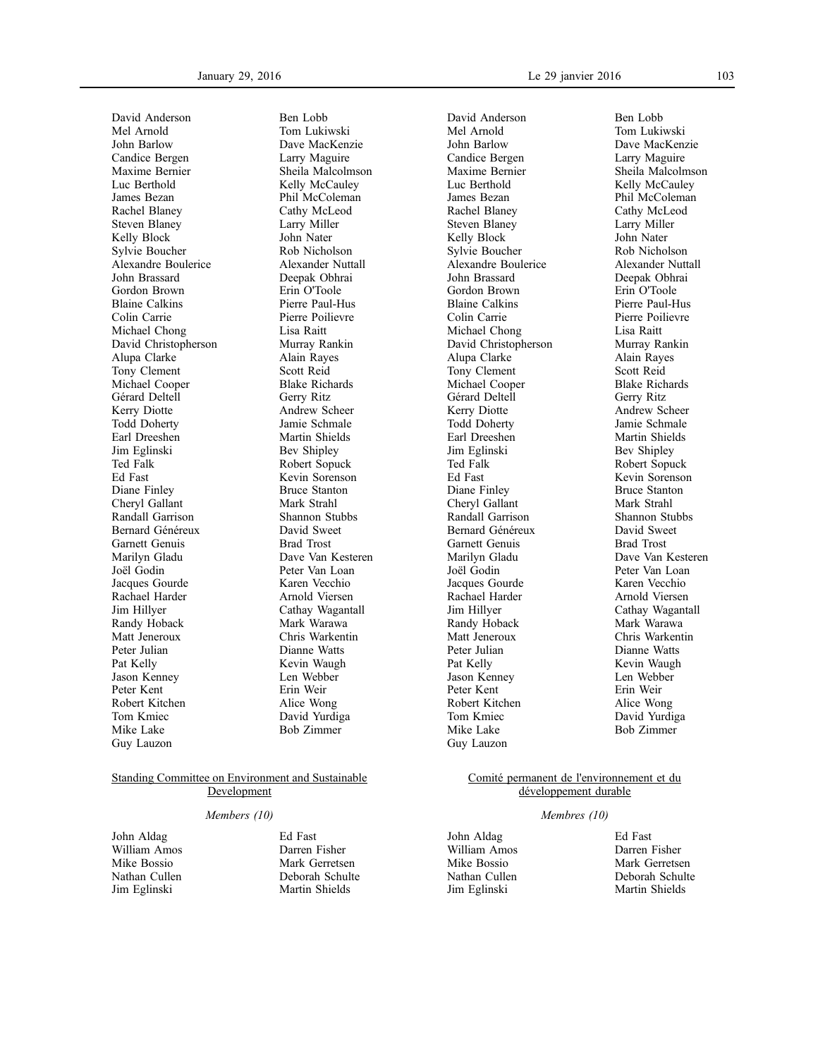David Anderson
Mel Arnold
John Barlow
Candice Bergen
Maxime Bernier
Luc Berthold
James Bezan
Rachel Blaney
Steven Blaney
Kelly Block
Sylvie Boucher
Alexandre Boulerice
John Brassard
Gordon Brown
Blaine Calkins
Colin Carrie
Michael Chong
David Christopherson
Alupa Clarke
Tony Clement
Michael Cooper
Gérard Deltell
Kerry Diotte
Todd Doherty
Earl Dreeshen
Jim Eglinski
Ted Falk
Ed Fast
Diane Finley
Cheryl Gallant
Randall Garrison
Bernard Généreux
Garnett Genuis
Marilyn Gladu
Joël Godin
Jacques Gourde
Rachael Harder
Jim Hillyer
Randy Hoback
Matt Jeneroux
Peter Julian
Pat Kelly
Jason Kenney
Peter Kent
Robert Kitchen
Tom Kmiec
Mike Lake
Guy Lauzon
Ben Lobb
Tom Lukiwski
Dave MacKenzie
Larry Maguire
Sheila Malcolmson
Kelly McCauley
Phil McColeman
Cathy McLeod
Larry Miller
John Nater
Rob Nicholson
Alexander Nuttall
Deepak Obhrai
Erin O'Toole
Pierre Paul-Hus
Pierre Poilievre
Lisa Raitt
Murray Rankin
Alain Rayes
Scott Reid
Blake Richards
Gerry Ritz
Andrew Scheer
Jamie Schmale
Martin Shields
Bev Shipley
Robert Sopuck
Kevin Sorenson
Bruce Stanton
Mark Strahl
Shannon Stubbs
David Sweet
Brad Trost
Dave Van Kesteren
Peter Van Loan
Karen Vecchio
Arnold Viersen
Cathay Wagantall
Mark Warawa
Chris Warkentin
Dianne Watts
Kevin Waugh
Len Webber
Erin Weir
Alice Wong
David Yurdiga
Bob Zimmer

## Standing Committee on Environment and Sustainable Development

*Members (10)*

John Aldag
William Amos
Mike Bossio
Nathan Cullen
Jim Eglinski
Ed Fast
Darren Fisher
Mark Gerretsen
Deborah Schulte
Martin Shields

David Anderson
Mel Arnold
John Barlow
Candice Bergen
Maxime Bernier
Luc Berthold
James Bezan
Rachel Blaney
Steven Blaney
Kelly Block
Sylvie Boucher
Alexandre Boulerice
John Brassard
Gordon Brown
Blaine Calkins
Colin Carrie
Michael Chong
David Christopherson
Alupa Clarke
Tony Clement
Michael Cooper
Gérard Deltell
Kerry Diotte
Todd Doherty
Earl Dreeshen
Jim Eglinski
Ted Falk
Ed Fast
Diane Finley
Cheryl Gallant
Randall Garrison
Bernard Généreux
Garnett Genuis
Marilyn Gladu
Joël Godin
Jacques Gourde
Rachael Harder
Jim Hillyer
Randy Hoback
Matt Jeneroux
Peter Julian
Pat Kelly
Jason Kenney
Peter Kent
Robert Kitchen
Tom Kmiec
Mike Lake
Guy Lauzon
Ben Lobb
Tom Lukiwski
Dave MacKenzie
Larry Maguire
Sheila Malcolmson
Kelly McCauley
Phil McColeman
Cathy McLeod
Larry Miller
John Nater
Rob Nicholson
Alexander Nuttall
Deepak Obhrai
Erin O'Toole
Pierre Paul-Hus
Pierre Poilievre
Lisa Raitt
Murray Rankin
Alain Rayes
Scott Reid
Blake Richards
Gerry Ritz
Andrew Scheer
Jamie Schmale
Martin Shields
Bev Shipley
Robert Sopuck
Kevin Sorenson
Bruce Stanton
Mark Strahl
Shannon Stubbs
David Sweet
Brad Trost
Dave Van Kesteren
Peter Van Loan
Karen Vecchio
Arnold Viersen
Cathay Wagantall
Mark Warawa
Chris Warkentin
Dianne Watts
Kevin Waugh
Len Webber
Erin Weir
Alice Wong
David Yurdiga
Bob Zimmer

## Comité permanent de l'environnement et du développement durable

*Membres (10)*

John Aldag
William Amos
Mike Bossio
Nathan Cullen
Jim Eglinski
Ed Fast
Darren Fisher
Mark Gerretsen
Deborah Schulte
Martin Shields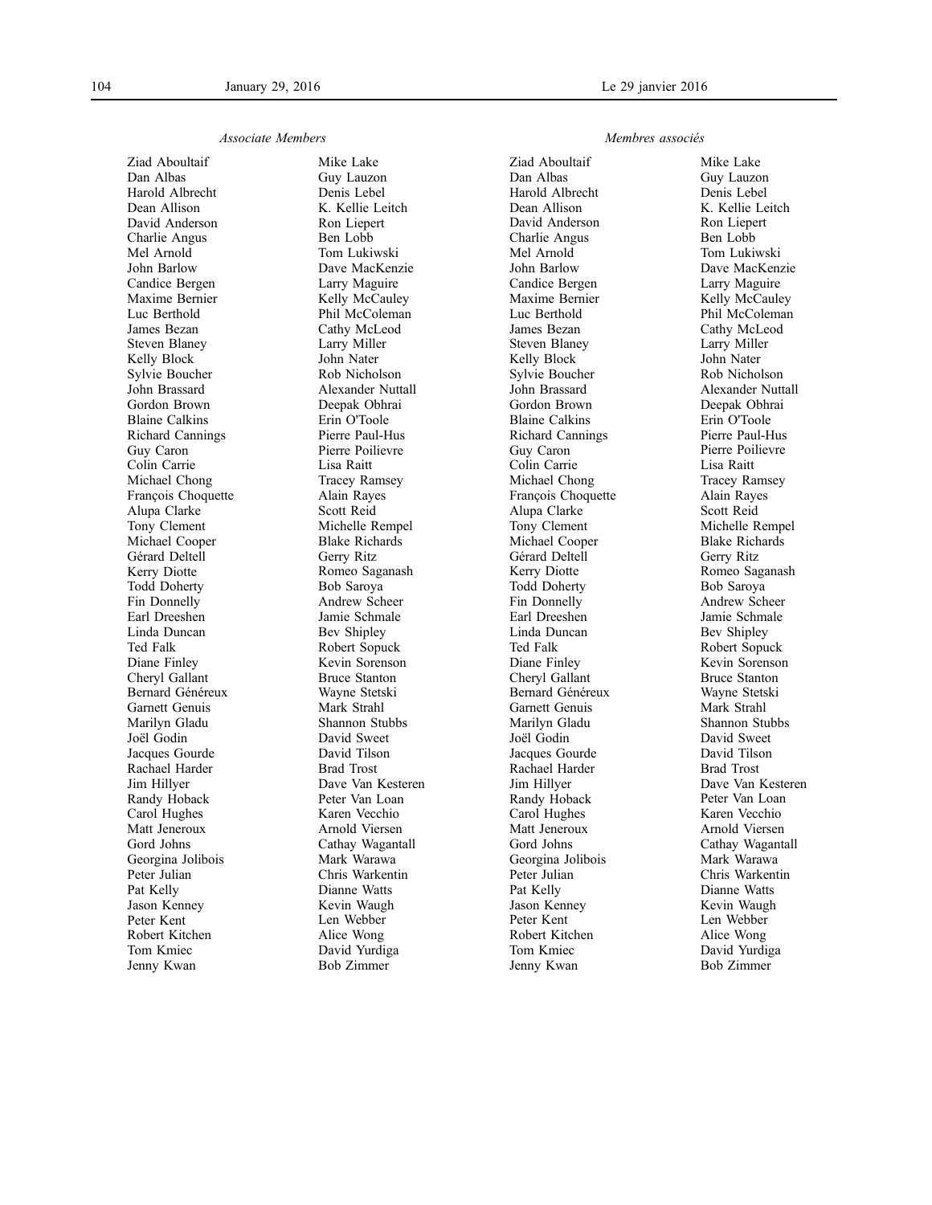*Associate Members*

Ziad Aboultaif
Dan Albas
Harold Albrecht
Dean Allison
David Anderson
Charlie Angus
Mel Arnold
John Barlow
Candice Bergen
Maxime Bernier
Luc Berthold
James Bezan
Steven Blaney
Kelly Block
Sylvie Boucher
John Brassard
Gordon Brown
Blaine Calkins
Richard Cannings
Guy Caron
Colin Carrie
Michael Chong
François Choquette
Alupa Clarke
Tony Clement
Michael Cooper
Gérard Deltell
Kerry Diotte
Todd Doherty
Fin Donnelly
Earl Dreeshen
Linda Duncan
Ted Falk
Diane Finley
Cheryl Gallant
Bernard Généreux
Garnett Genuis
Marilyn Gladu
Joël Godin
Jacques Gourde
Rachael Harder
Jim Hillyer
Randy Hoback
Carol Hughes
Matt Jeneroux
Gord Johns
Georgina Jolibois
Peter Julian
Pat Kelly
Jason Kenney
Peter Kent
Robert Kitchen
Tom Kmiec
Jenny Kwan
Mike Lake
Guy Lauzon
Denis Lebel
K. Kellie Leitch
Ron Liepert
Ben Lobb
Tom Lukiwski
Dave MacKenzie
Larry Maguire
Kelly McCauley
Phil McColeman
Cathy McLeod
Larry Miller
John Nater
Rob Nicholson
Alexander Nuttall
Deepak Obhrai
Erin O'Toole
Pierre Paul-Hus
Pierre Poilievre
Lisa Raitt
Tracey Ramsey
Alain Rayes
Scott Reid
Michelle Rempel
Blake Richards
Gerry Ritz
Romeo Saganash
Bob Saroya
Andrew Scheer
Jamie Schmale
Bev Shipley
Robert Sopuck
Kevin Sorenson
Bruce Stanton
Wayne Stetski
Mark Strahl
Shannon Stubbs
David Sweet
David Tilson
Brad Trost
Dave Van Kesteren
Peter Van Loan
Karen Vecchio
Arnold Viersen
Cathay Wagantall
Mark Warawa
Chris Warkentin
Dianne Watts
Kevin Waugh
Len Webber
Alice Wong
David Yurdiga
Bob Zimmer

*Membres associés*

Ziad Aboultaif
Dan Albas
Harold Albrecht
Dean Allison
David Anderson
Charlie Angus
Mel Arnold
John Barlow
Candice Bergen
Maxime Bernier
Luc Berthold
James Bezan
Steven Blaney
Kelly Block
Sylvie Boucher
John Brassard
Gordon Brown
Blaine Calkins
Richard Cannings
Guy Caron
Colin Carrie
Michael Chong
François Choquette
Alupa Clarke
Tony Clement
Michael Cooper
Gérard Deltell
Kerry Diotte
Todd Doherty
Fin Donnelly
Earl Dreeshen
Linda Duncan
Ted Falk
Diane Finley
Cheryl Gallant
Bernard Généreux
Garnett Genuis
Marilyn Gladu
Joël Godin
Jacques Gourde
Rachael Harder
Jim Hillyer
Randy Hoback
Carol Hughes
Matt Jeneroux
Gord Johns
Georgina Jolibois
Peter Julian
Pat Kelly
Jason Kenney
Peter Kent
Robert Kitchen
Tom Kmiec
Jenny Kwan
Mike Lake
Guy Lauzon
Denis Lebel
K. Kellie Leitch
Ron Liepert
Ben Lobb
Tom Lukiwski
Dave MacKenzie
Larry Maguire
Kelly McCauley
Phil McColeman
Cathy McLeod
Larry Miller
John Nater
Rob Nicholson
Alexander Nuttall
Deepak Obhrai
Erin O'Toole
Pierre Paul-Hus
Pierre Poilievre
Lisa Raitt
Tracey Ramsey
Alain Rayes
Scott Reid
Michelle Rempel
Blake Richards
Gerry Ritz
Romeo Saganash
Bob Saroya
Andrew Scheer
Jamie Schmale
Bev Shipley
Robert Sopuck
Kevin Sorenson
Bruce Stanton
Wayne Stetski
Mark Strahl
Shannon Stubbs
David Sweet
David Tilson
Brad Trost
Dave Van Kesteren
Peter Van Loan
Karen Vecchio
Arnold Viersen
Cathay Wagantall
Mark Warawa
Chris Warkentin
Dianne Watts
Kevin Waugh
Len Webber
Alice Wong
David Yurdiga
Bob Zimmer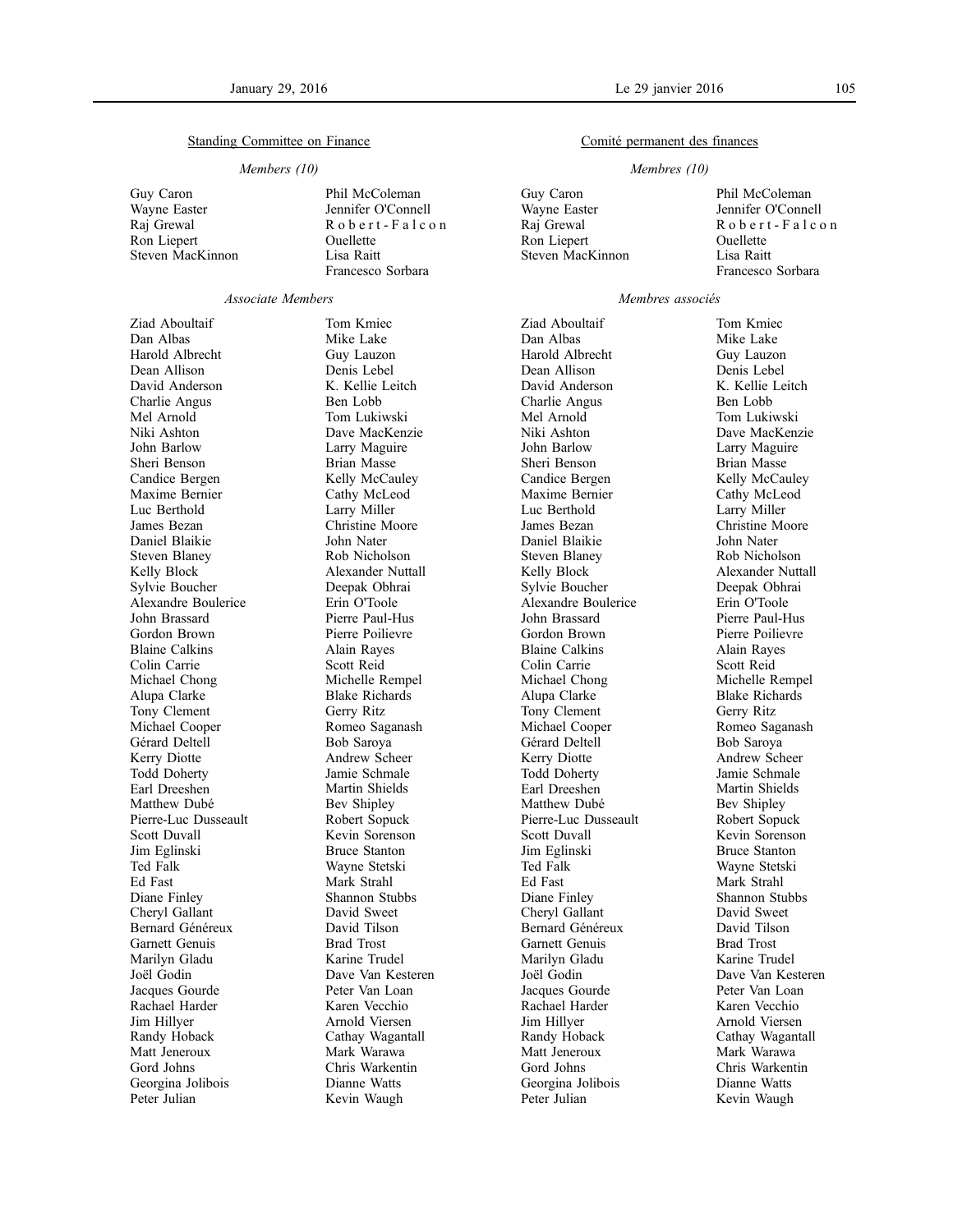## Standing Committee on Finance

*Members (10)*

Guy Caron
Wayne Easter
Raj Grewal
Ron Liepert
Steven MacKinnon
Phil McColeman
Jennifer O'Connell
Robert-Falcon Ouellette
Lisa Raitt
Francesco Sorbara

*Associate Members*

Ziad Aboultaif
Dan Albas
Harold Albrecht
Dean Allison
David Anderson
Charlie Angus
Mel Arnold
Niki Ashton
John Barlow
Sheri Benson
Candice Bergen
Maxime Bernier
Luc Berthold
James Bezan
Daniel Blaikie
Steven Blaney
Kelly Block
Sylvie Boucher
Alexandre Boulerice
John Brassard
Gordon Brown
Blaine Calkins
Colin Carrie
Michael Chong
Alupa Clarke
Tony Clement
Michael Cooper
Gérard Deltell
Kerry Diotte
Todd Doherty
Earl Dreeshen
Matthew Dubé
Pierre-Luc Dusseault
Scott Duvall
Jim Eglinski
Ted Falk
Ed Fast
Diane Finley
Cheryl Gallant
Bernard Généreux
Garnett Genuis
Marilyn Gladu
Joël Godin
Jacques Gourde
Rachael Harder
Jim Hillyer
Randy Hoback
Matt Jeneroux
Gord Johns
Georgina Jolibois
Peter Julian
Tom Kmiec
Mike Lake
Guy Lauzon
Denis Lebel
K. Kellie Leitch
Ben Lobb
Tom Lukiwski
Dave MacKenzie
Larry Maguire
Brian Masse
Kelly McCauley
Cathy McLeod
Larry Miller
Christine Moore
John Nater
Rob Nicholson
Alexander Nuttall
Deepak Obhrai
Erin O'Toole
Pierre Paul-Hus
Pierre Poilievre
Alain Rayes
Scott Reid
Michelle Rempel
Blake Richards
Gerry Ritz
Romeo Saganash
Bob Saroya
Andrew Scheer
Jamie Schmale
Martin Shields
Bev Shipley
Robert Sopuck
Kevin Sorenson
Bruce Stanton
Wayne Stetski
Mark Strahl
Shannon Stubbs
David Sweet
David Tilson
Brad Trost
Karine Trudel
Dave Van Kesteren
Peter Van Loan
Karen Vecchio
Arnold Viersen
Cathay Wagantall
Mark Warawa
Chris Warkentin
Dianne Watts
Kevin Waugh

## Comité permanent des finances

*Membres (10)*

Guy Caron
Wayne Easter
Raj Grewal
Ron Liepert
Steven MacKinnon
Phil McColeman
Jennifer O'Connell
Robert-Falcon Ouellette
Lisa Raitt
Francesco Sorbara

*Membres associés*

Ziad Aboultaif
Dan Albas
Harold Albrecht
Dean Allison
David Anderson
Charlie Angus
Mel Arnold
Niki Ashton
John Barlow
Sheri Benson
Candice Bergen
Maxime Bernier
Luc Berthold
James Bezan
Daniel Blaikie
Steven Blaney
Kelly Block
Sylvie Boucher
Alexandre Boulerice
John Brassard
Gordon Brown
Blaine Calkins
Colin Carrie
Michael Chong
Alupa Clarke
Tony Clement
Michael Cooper
Gérard Deltell
Kerry Diotte
Todd Doherty
Earl Dreeshen
Matthew Dubé
Pierre-Luc Dusseault
Scott Duvall
Jim Eglinski
Ted Falk
Ed Fast
Diane Finley
Cheryl Gallant
Bernard Généreux
Garnett Genuis
Marilyn Gladu
Joël Godin
Jacques Gourde
Rachael Harder
Jim Hillyer
Randy Hoback
Matt Jeneroux
Gord Johns
Georgina Jolibois
Peter Julian
Tom Kmiec
Mike Lake
Guy Lauzon
Denis Lebel
K. Kellie Leitch
Ben Lobb
Tom Lukiwski
Dave MacKenzie
Larry Maguire
Brian Masse
Kelly McCauley
Cathy McLeod
Larry Miller
Christine Moore
John Nater
Rob Nicholson
Alexander Nuttall
Deepak Obhrai
Erin O'Toole
Pierre Paul-Hus
Pierre Poilievre
Alain Rayes
Scott Reid
Michelle Rempel
Blake Richards
Gerry Ritz
Romeo Saganash
Bob Saroya
Andrew Scheer
Jamie Schmale
Martin Shields
Bev Shipley
Robert Sopuck
Kevin Sorenson
Bruce Stanton
Wayne Stetski
Mark Strahl
Shannon Stubbs
David Sweet
David Tilson
Brad Trost
Karine Trudel
Dave Van Kesteren
Peter Van Loan
Karen Vecchio
Arnold Viersen
Cathay Wagantall
Mark Warawa
Chris Warkentin
Dianne Watts
Kevin Waugh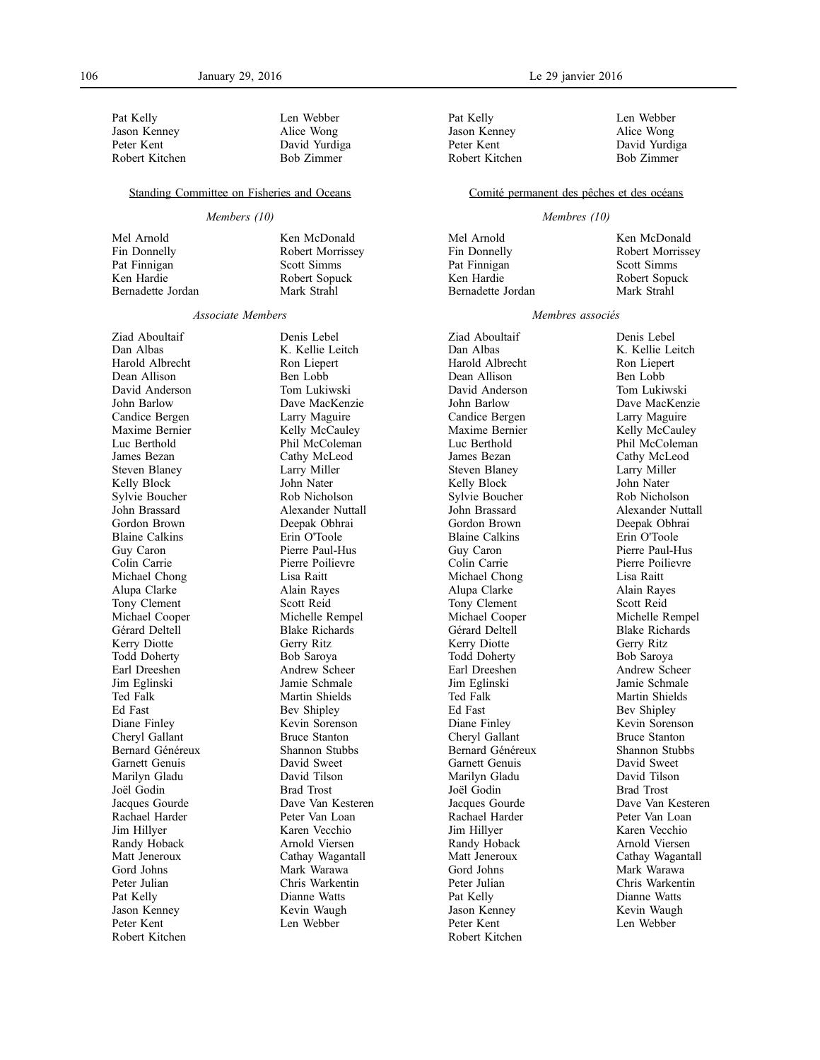Pat Kelly
Jason Kenney
Peter Kent
Robert Kitchen
Len Webber
Alice Wong
David Yurdiga
Bob Zimmer

Standing Committee on Fisheries and Oceans

*Members (10)*

Mel Arnold
Fin Donnelly
Pat Finnigan
Ken Hardie
Bernadette Jordan
Ken McDonald
Robert Morrissey
Scott Simms
Robert Sopuck
Mark Strahl

*Associate Members*

Ziad Aboultaif
Dan Albas
Harold Albrecht
Dean Allison
David Anderson
John Barlow
Candice Bergen
Maxime Bernier
Luc Berthold
James Bezan
Steven Blaney
Kelly Block
Sylvie Boucher
John Brassard
Gordon Brown
Blaine Calkins
Guy Caron
Colin Carrie
Michael Chong
Alupa Clarke
Tony Clement
Michael Cooper
Gérard Deltell
Kerry Diotte
Todd Doherty
Earl Dreeshen
Jim Eglinski
Ted Falk
Ed Fast
Diane Finley
Cheryl Gallant
Bernard Généreux
Garnett Genuis
Marilyn Gladu
Joël Godin
Jacques Gourde
Rachael Harder
Jim Hillyer
Randy Hoback
Matt Jeneroux
Gord Johns
Peter Julian
Pat Kelly
Jason Kenney
Peter Kent
Robert Kitchen
Denis Lebel
K. Kellie Leitch
Ron Liepert
Ben Lobb
Tom Lukiwski
Dave MacKenzie
Larry Maguire
Kelly McCauley
Phil McColeman
Cathy McLeod
Larry Miller
John Nater
Rob Nicholson
Alexander Nuttall
Deepak Obhrai
Erin O'Toole
Pierre Paul-Hus
Pierre Poilievre
Lisa Raitt
Alain Rayes
Scott Reid
Michelle Rempel
Blake Richards
Gerry Ritz
Bob Saroya
Andrew Scheer
Jamie Schmale
Martin Shields
Bev Shipley
Kevin Sorenson
Bruce Stanton
Shannon Stubbs
David Sweet
David Tilson
Brad Trost
Dave Van Kesteren
Peter Van Loan
Karen Vecchio
Arnold Viersen
Cathay Wagantall
Mark Warawa
Chris Warkentin
Dianne Watts
Kevin Waugh
Len Webber

Pat Kelly
Jason Kenney
Peter Kent
Robert Kitchen
Len Webber
Alice Wong
David Yurdiga
Bob Zimmer

Comité permanent des pêches et des océans

*Membres (10)*

Mel Arnold
Fin Donnelly
Pat Finnigan
Ken Hardie
Bernadette Jordan
Ken McDonald
Robert Morrissey
Scott Simms
Robert Sopuck
Mark Strahl

*Membres associés*

Ziad Aboultaif
Dan Albas
Harold Albrecht
Dean Allison
David Anderson
John Barlow
Candice Bergen
Maxime Bernier
Luc Berthold
James Bezan
Steven Blaney
Kelly Block
Sylvie Boucher
John Brassard
Gordon Brown
Blaine Calkins
Guy Caron
Colin Carrie
Michael Chong
Alupa Clarke
Tony Clement
Michael Cooper
Gérard Deltell
Kerry Diotte
Todd Doherty
Earl Dreeshen
Jim Eglinski
Ted Falk
Ed Fast
Diane Finley
Cheryl Gallant
Bernard Généreux
Garnett Genuis
Marilyn Gladu
Joël Godin
Jacques Gourde
Rachael Harder
Jim Hillyer
Randy Hoback
Matt Jeneroux
Gord Johns
Peter Julian
Pat Kelly
Jason Kenney
Peter Kent
Robert Kitchen
Denis Lebel
K. Kellie Leitch
Ron Liepert
Ben Lobb
Tom Lukiwski
Dave MacKenzie
Larry Maguire
Kelly McCauley
Phil McColeman
Cathy McLeod
Larry Miller
John Nater
Rob Nicholson
Alexander Nuttall
Deepak Obhrai
Erin O'Toole
Pierre Paul-Hus
Pierre Poilievre
Lisa Raitt
Alain Rayes
Scott Reid
Michelle Rempel
Blake Richards
Gerry Ritz
Bob Saroya
Andrew Scheer
Jamie Schmale
Martin Shields
Bev Shipley
Kevin Sorenson
Bruce Stanton
Shannon Stubbs
David Sweet
David Tilson
Brad Trost
Dave Van Kesteren
Peter Van Loan
Karen Vecchio
Arnold Viersen
Cathay Wagantall
Mark Warawa
Chris Warkentin
Dianne Watts
Kevin Waugh
Len Webber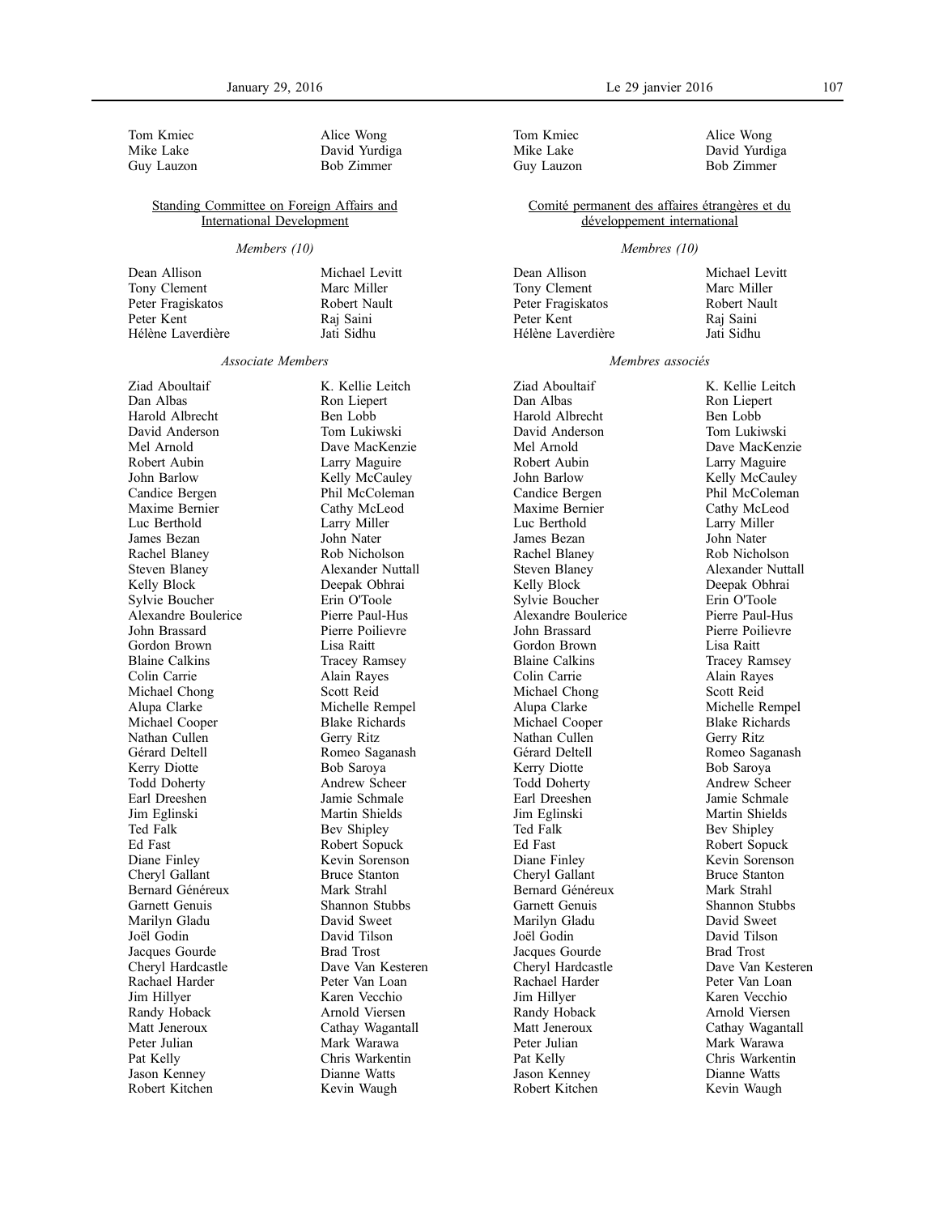Tom Kmiec
Mike Lake
Guy Lauzon
Alice Wong
David Yurdiga
Bob Zimmer

Standing Committee on Foreign Affairs and International Development

*Members (10)*

Dean Allison
Tony Clement
Peter Fragiskatos
Peter Kent
Hélène Laverdière
Michael Levitt
Marc Miller
Robert Nault
Raj Saini
Jati Sidhu

*Associate Members*

Ziad Aboultaif
Dan Albas
Harold Albrecht
David Anderson
Mel Arnold
Robert Aubin
John Barlow
Candice Bergen
Maxime Bernier
Luc Berthold
James Bezan
Rachel Blaney
Steven Blaney
Kelly Block
Sylvie Boucher
Alexandre Boulerice
John Brassard
Gordon Brown
Blaine Calkins
Colin Carrie
Michael Chong
Alupa Clarke
Michael Cooper
Nathan Cullen
Gérard Deltell
Kerry Diotte
Todd Doherty
Earl Dreeshen
Jim Eglinski
Ted Falk
Ed Fast
Diane Finley
Cheryl Gallant
Bernard Généreux
Garnett Genuis
Marilyn Gladu
Joël Godin
Jacques Gourde
Cheryl Hardcastle
Rachael Harder
Jim Hillyer
Randy Hoback
Matt Jeneroux
Peter Julian
Pat Kelly
Jason Kenney
Robert Kitchen
K. Kellie Leitch
Ron Liepert
Ben Lobb
Tom Lukiwski
Dave MacKenzie
Larry Maguire
Kelly McCauley
Phil McColeman
Cathy McLeod
Larry Miller
John Nater
Rob Nicholson
Alexander Nuttall
Deepak Obhrai
Erin O'Toole
Pierre Paul-Hus
Pierre Poilievre
Lisa Raitt
Tracey Ramsey
Alain Rayes
Scott Reid
Michelle Rempel
Blake Richards
Gerry Ritz
Romeo Saganash
Bob Saroya
Andrew Scheer
Jamie Schmale
Martin Shields
Bev Shipley
Robert Sopuck
Kevin Sorenson
Bruce Stanton
Mark Strahl
Shannon Stubbs
David Sweet
David Tilson
Brad Trost
Dave Van Kesteren
Peter Van Loan
Karen Vecchio
Arnold Viersen
Cathay Wagantall
Mark Warawa
Chris Warkentin
Dianne Watts
Kevin Waugh

Tom Kmiec
Mike Lake
Guy Lauzon
Alice Wong
David Yurdiga
Bob Zimmer

Comité permanent des affaires étrangères et du développement international

*Membres (10)*

Dean Allison
Tony Clement
Peter Fragiskatos
Peter Kent
Hélène Laverdière
Michael Levitt
Marc Miller
Robert Nault
Raj Saini
Jati Sidhu

*Membres associés*

Ziad Aboultaif
Dan Albas
Harold Albrecht
David Anderson
Mel Arnold
Robert Aubin
John Barlow
Candice Bergen
Maxime Bernier
Luc Berthold
James Bezan
Rachel Blaney
Steven Blaney
Kelly Block
Sylvie Boucher
Alexandre Boulerice
John Brassard
Gordon Brown
Blaine Calkins
Colin Carrie
Michael Chong
Alupa Clarke
Michael Cooper
Nathan Cullen
Gérard Deltell
Kerry Diotte
Todd Doherty
Earl Dreeshen
Jim Eglinski
Ted Falk
Ed Fast
Diane Finley
Cheryl Gallant
Bernard Généreux
Garnett Genuis
Marilyn Gladu
Joël Godin
Jacques Gourde
Cheryl Hardcastle
Rachael Harder
Jim Hillyer
Randy Hoback
Matt Jeneroux
Peter Julian
Pat Kelly
Jason Kenney
Robert Kitchen
K. Kellie Leitch
Ron Liepert
Ben Lobb
Tom Lukiwski
Dave MacKenzie
Larry Maguire
Kelly McCauley
Phil McColeman
Cathy McLeod
Larry Miller
John Nater
Rob Nicholson
Alexander Nuttall
Deepak Obhrai
Erin O'Toole
Pierre Paul-Hus
Pierre Poilievre
Lisa Raitt
Tracey Ramsey
Alain Rayes
Scott Reid
Michelle Rempel
Blake Richards
Gerry Ritz
Romeo Saganash
Bob Saroya
Andrew Scheer
Jamie Schmale
Martin Shields
Bev Shipley
Robert Sopuck
Kevin Sorenson
Bruce Stanton
Mark Strahl
Shannon Stubbs
David Sweet
David Tilson
Brad Trost
Dave Van Kesteren
Peter Van Loan
Karen Vecchio
Arnold Viersen
Cathay Wagantall
Mark Warawa
Chris Warkentin
Dianne Watts
Kevin Waugh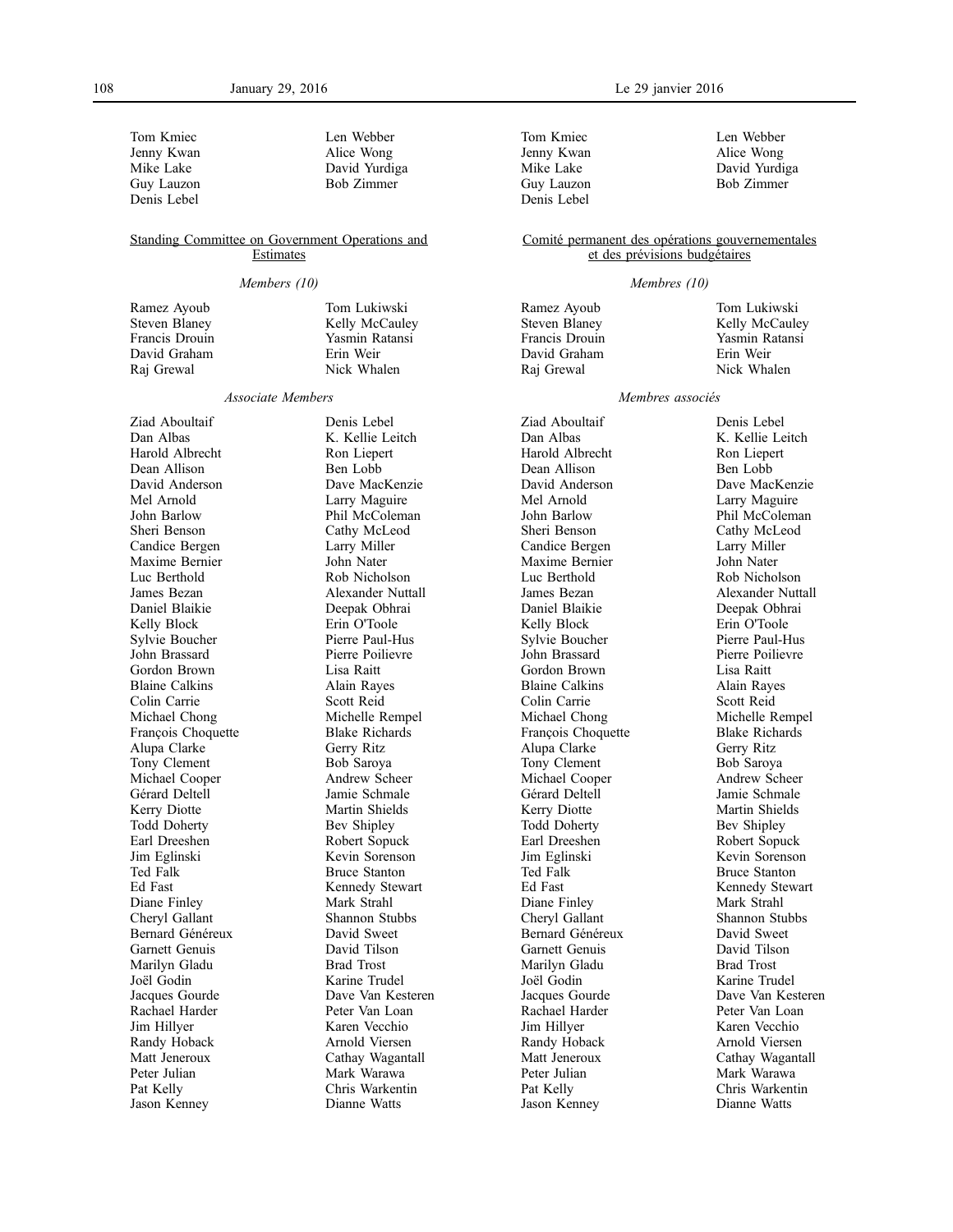Tom Kmiec
Jenny Kwan
Mike Lake
Guy Lauzon
Denis Lebel
Len Webber
Alice Wong
David Yurdiga
Bob Zimmer

Standing Committee on Government Operations and Estimates

*Members (10)*

Ramez Ayoub
Steven Blaney
Francis Drouin
David Graham
Raj Grewal
Tom Lukiwski
Kelly McCauley
Yasmin Ratansi
Erin Weir
Nick Whalen

*Associate Members*

Ziad Aboultaif
Dan Albas
Harold Albrecht
Dean Allison
David Anderson
Mel Arnold
John Barlow
Sheri Benson
Candice Bergen
Maxime Bernier
Luc Berthold
James Bezan
Daniel Blaikie
Kelly Block
Sylvie Boucher
John Brassard
Gordon Brown
Blaine Calkins
Colin Carrie
Michael Chong
François Choquette
Alupa Clarke
Tony Clement
Michael Cooper
Gérard Deltell
Kerry Diotte
Todd Doherty
Earl Dreeshen
Jim Eglinski
Ted Falk
Ed Fast
Diane Finley
Cheryl Gallant
Bernard Généreux
Garnett Genuis
Marilyn Gladu
Joël Godin
Jacques Gourde
Rachael Harder
Jim Hillyer
Randy Hoback
Matt Jeneroux
Peter Julian
Pat Kelly
Jason Kenney
Denis Lebel
K. Kellie Leitch
Ron Liepert
Ben Lobb
Dave MacKenzie
Larry Maguire
Phil McColeman
Cathy McLeod
Larry Miller
John Nater
Rob Nicholson
Alexander Nuttall
Deepak Obhrai
Erin O'Toole
Pierre Paul-Hus
Pierre Poilievre
Lisa Raitt
Alain Rayes
Scott Reid
Michelle Rempel
Blake Richards
Gerry Ritz
Bob Saroya
Andrew Scheer
Jamie Schmale
Martin Shields
Bev Shipley
Robert Sopuck
Kevin Sorenson
Bruce Stanton
Kennedy Stewart
Mark Strahl
Shannon Stubbs
David Sweet
David Tilson
Brad Trost
Karine Trudel
Dave Van Kesteren
Peter Van Loan
Karen Vecchio
Arnold Viersen
Cathay Wagantall
Mark Warawa
Chris Warkentin
Dianne Watts

Tom Kmiec
Jenny Kwan
Mike Lake
Guy Lauzon
Denis Lebel
Len Webber
Alice Wong
David Yurdiga
Bob Zimmer

Comité permanent des opérations gouvernementales et des prévisions budgétaires

*Membres (10)*

Ramez Ayoub
Steven Blaney
Francis Drouin
David Graham
Raj Grewal
Tom Lukiwski
Kelly McCauley
Yasmin Ratansi
Erin Weir
Nick Whalen

*Membres associés*

Ziad Aboultaif
Dan Albas
Harold Albrecht
Dean Allison
David Anderson
Mel Arnold
John Barlow
Sheri Benson
Candice Bergen
Maxime Bernier
Luc Berthold
James Bezan
Daniel Blaikie
Kelly Block
Sylvie Boucher
John Brassard
Gordon Brown
Blaine Calkins
Colin Carrie
Michael Chong
François Choquette
Alupa Clarke
Tony Clement
Michael Cooper
Gérard Deltell
Kerry Diotte
Todd Doherty
Earl Dreeshen
Jim Eglinski
Ted Falk
Ed Fast
Diane Finley
Cheryl Gallant
Bernard Généreux
Garnett Genuis
Marilyn Gladu
Joël Godin
Jacques Gourde
Rachael Harder
Jim Hillyer
Randy Hoback
Matt Jeneroux
Peter Julian
Pat Kelly
Jason Kenney
Denis Lebel
K. Kellie Leitch
Ron Liepert
Ben Lobb
Dave MacKenzie
Larry Maguire
Phil McColeman
Cathy McLeod
Larry Miller
John Nater
Rob Nicholson
Alexander Nuttall
Deepak Obhrai
Erin O'Toole
Pierre Paul-Hus
Pierre Poilievre
Lisa Raitt
Alain Rayes
Scott Reid
Michelle Rempel
Blake Richards
Gerry Ritz
Bob Saroya
Andrew Scheer
Jamie Schmale
Martin Shields
Bev Shipley
Robert Sopuck
Kevin Sorenson
Bruce Stanton
Kennedy Stewart
Mark Strahl
Shannon Stubbs
David Sweet
David Tilson
Brad Trost
Karine Trudel
Dave Van Kesteren
Peter Van Loan
Karen Vecchio
Arnold Viersen
Cathay Wagantall
Mark Warawa
Chris Warkentin
Dianne Watts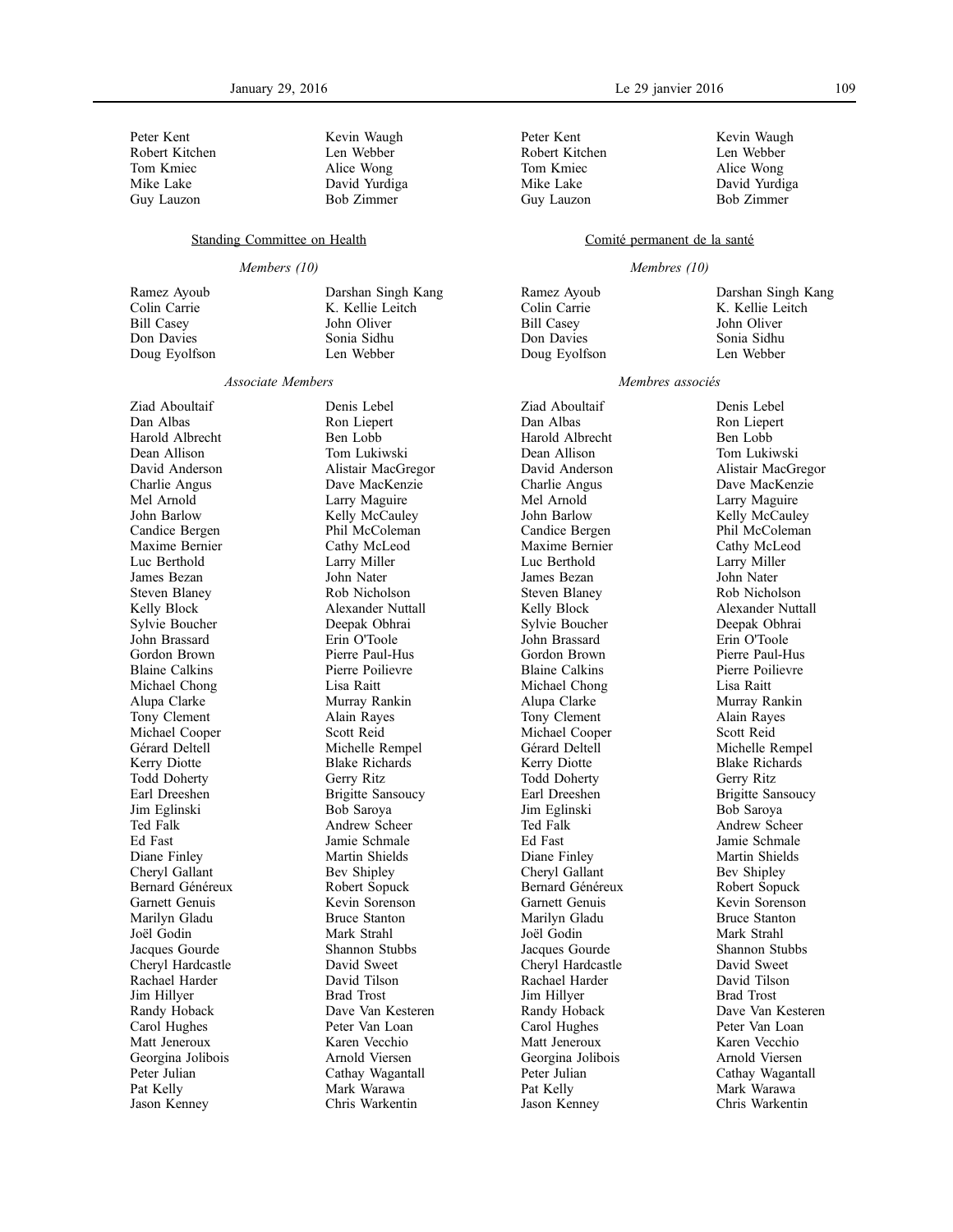Peter Kent
Robert Kitchen
Tom Kmiec
Mike Lake
Guy Lauzon
Kevin Waugh
Len Webber
Alice Wong
David Yurdiga
Bob Zimmer

## Standing Committee on Health

*Members (10)*

Ramez Ayoub
Colin Carrie
Bill Casey
Don Davies
Doug Eyolfson
Darshan Singh Kang
K. Kellie Leitch
John Oliver
Sonia Sidhu
Len Webber

*Associate Members*

Ziad Aboultaif
Dan Albas
Harold Albrecht
Dean Allison
David Anderson
Charlie Angus
Mel Arnold
John Barlow
Candice Bergen
Maxime Bernier
Luc Berthold
James Bezan
Steven Blaney
Kelly Block
Sylvie Boucher
John Brassard
Gordon Brown
Blaine Calkins
Michael Chong
Alupa Clarke
Tony Clement
Michael Cooper
Gérard Deltell
Kerry Diotte
Todd Doherty
Earl Dreeshen
Jim Eglinski
Ted Falk
Ed Fast
Diane Finley
Cheryl Gallant
Bernard Généreux
Garnett Genuis
Marilyn Gladu
Joël Godin
Jacques Gourde
Cheryl Hardcastle
Rachael Harder
Jim Hillyer
Randy Hoback
Carol Hughes
Matt Jeneroux
Georgina Jolibois
Peter Julian
Pat Kelly
Jason Kenney
Denis Lebel
Ron Liepert
Ben Lobb
Tom Lukiwski
Alistair MacGregor
Dave MacKenzie
Larry Maguire
Kelly McCauley
Phil McColeman
Cathy McLeod
Larry Miller
John Nater
Rob Nicholson
Alexander Nuttall
Deepak Obhrai
Erin O'Toole
Pierre Paul-Hus
Pierre Poilievre
Lisa Raitt
Murray Rankin
Alain Rayes
Scott Reid
Michelle Rempel
Blake Richards
Gerry Ritz
Brigitte Sansoucy
Bob Saroya
Andrew Scheer
Jamie Schmale
Martin Shields
Bev Shipley
Robert Sopuck
Kevin Sorenson
Bruce Stanton
Mark Strahl
Shannon Stubbs
David Sweet
David Tilson
Brad Trost
Dave Van Kesteren
Peter Van Loan
Karen Vecchio
Arnold Viersen
Cathay Wagantall
Mark Warawa
Chris Warkentin

---

Peter Kent
Robert Kitchen
Tom Kmiec
Mike Lake
Guy Lauzon
Kevin Waugh
Len Webber
Alice Wong
David Yurdiga
Bob Zimmer

## Comité permanent de la santé

*Membres (10)*

Ramez Ayoub
Colin Carrie
Bill Casey
Don Davies
Doug Eyolfson
Darshan Singh Kang
K. Kellie Leitch
John Oliver
Sonia Sidhu
Len Webber

*Membres associés*

Ziad Aboultaif
Dan Albas
Harold Albrecht
Dean Allison
David Anderson
Charlie Angus
Mel Arnold
John Barlow
Candice Bergen
Maxime Bernier
Luc Berthold
James Bezan
Steven Blaney
Kelly Block
Sylvie Boucher
John Brassard
Gordon Brown
Blaine Calkins
Michael Chong
Alupa Clarke
Tony Clement
Michael Cooper
Gérard Deltell
Kerry Diotte
Todd Doherty
Earl Dreeshen
Jim Eglinski
Ted Falk
Ed Fast
Diane Finley
Cheryl Gallant
Bernard Généreux
Garnett Genuis
Marilyn Gladu
Joël Godin
Jacques Gourde
Cheryl Hardcastle
Rachael Harder
Jim Hillyer
Randy Hoback
Carol Hughes
Matt Jeneroux
Georgina Jolibois
Peter Julian
Pat Kelly
Jason Kenney
Denis Lebel
Ron Liepert
Ben Lobb
Tom Lukiwski
Alistair MacGregor
Dave MacKenzie
Larry Maguire
Kelly McCauley
Phil McColeman
Cathy McLeod
Larry Miller
John Nater
Rob Nicholson
Alexander Nuttall
Deepak Obhrai
Erin O'Toole
Pierre Paul-Hus
Pierre Poilievre
Lisa Raitt
Murray Rankin
Alain Rayes
Scott Reid
Michelle Rempel
Blake Richards
Gerry Ritz
Brigitte Sansoucy
Bob Saroya
Andrew Scheer
Jamie Schmale
Martin Shields
Bev Shipley
Robert Sopuck
Kevin Sorenson
Bruce Stanton
Mark Strahl
Shannon Stubbs
David Sweet
David Tilson
Brad Trost
Dave Van Kesteren
Peter Van Loan
Karen Vecchio
Arnold Viersen
Cathay Wagantall
Mark Warawa
Chris Warkentin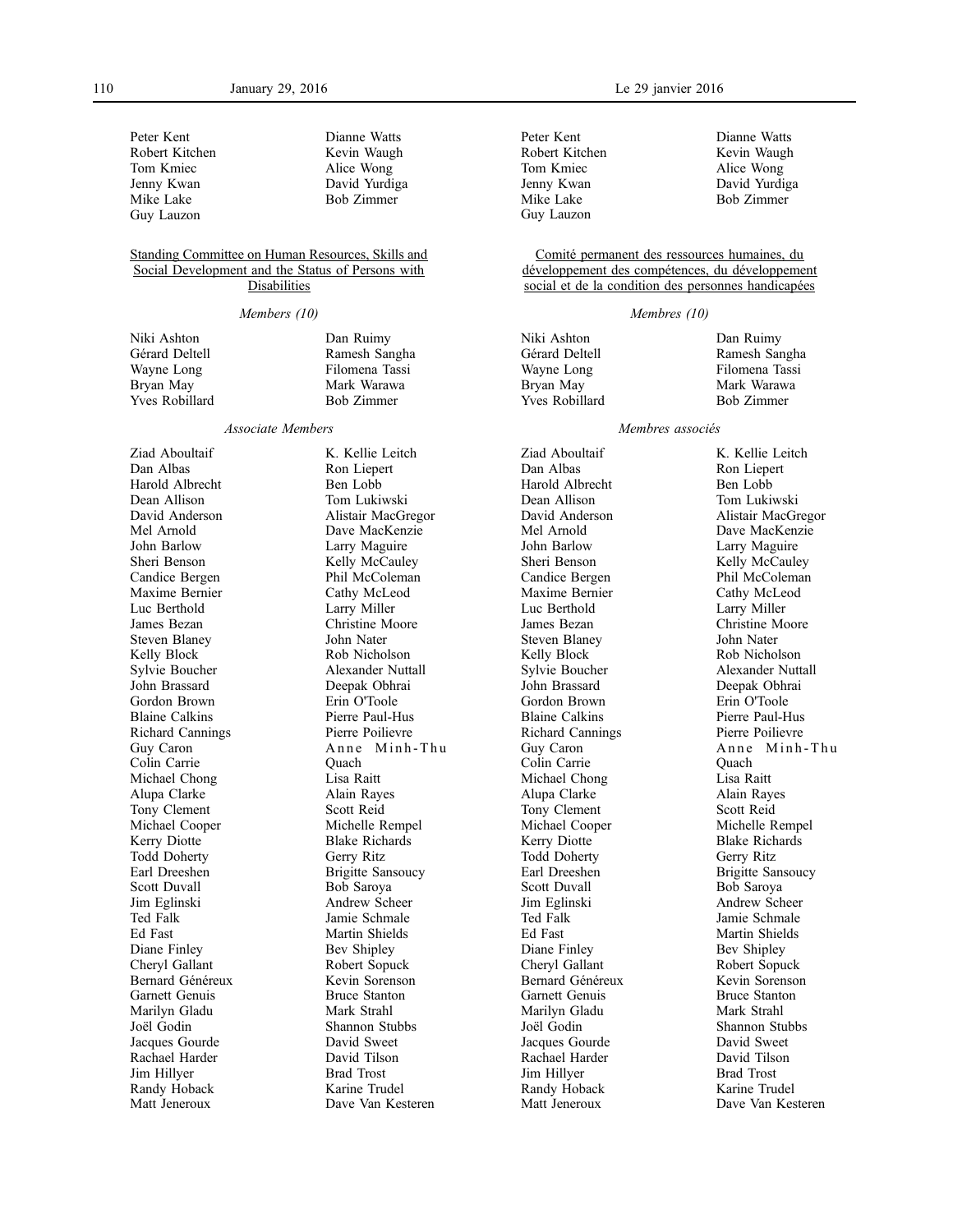Peter Kent
Robert Kitchen
Tom Kmiec
Jenny Kwan
Mike Lake
Guy Lauzon
Dianne Watts
Kevin Waugh
Alice Wong
David Yurdiga
Bob Zimmer

## Standing Committee on Human Resources, Skills and Social Development and the Status of Persons with Disabilities

*Members (10)*

Niki Ashton
Gérard Deltell
Wayne Long
Bryan May
Yves Robillard
Dan Ruimy
Ramesh Sangha
Filomena Tassi
Mark Warawa
Bob Zimmer

*Associate Members*

Ziad Aboultaif
Dan Albas
Harold Albrecht
Dean Allison
David Anderson
Mel Arnold
John Barlow
Sheri Benson
Candice Bergen
Maxime Bernier
Luc Berthold
James Bezan
Steven Blaney
Kelly Block
Sylvie Boucher
John Brassard
Gordon Brown
Blaine Calkins
Richard Cannings
Guy Caron
Colin Carrie
Michael Chong
Alupa Clarke
Tony Clement
Michael Cooper
Kerry Diotte
Todd Doherty
Earl Dreeshen
Scott Duvall
Jim Eglinski
Ted Falk
Ed Fast
Diane Finley
Cheryl Gallant
Bernard Généreux
Garnett Genuis
Marilyn Gladu
Joël Godin
Jacques Gourde
Rachael Harder
Jim Hillyer
Randy Hoback
Matt Jeneroux
K. Kellie Leitch
Ron Liepert
Ben Lobb
Tom Lukiwski
Alistair MacGregor
Dave MacKenzie
Larry Maguire
Kelly McCauley
Phil McColeman
Cathy McLeod
Larry Miller
Christine Moore
John Nater
Rob Nicholson
Alexander Nuttall
Deepak Obhrai
Erin O'Toole
Pierre Paul-Hus
Pierre Poilievre
Anne Minh-Thu Quach
Lisa Raitt
Alain Rayes
Scott Reid
Michelle Rempel
Blake Richards
Gerry Ritz
Brigitte Sansoucy
Bob Saroya
Andrew Scheer
Jamie Schmale
Martin Shields
Bev Shipley
Robert Sopuck
Kevin Sorenson
Bruce Stanton
Mark Strahl
Shannon Stubbs
David Sweet
David Tilson
Brad Trost
Karine Trudel
Dave Van Kesteren

---

Peter Kent
Robert Kitchen
Tom Kmiec
Jenny Kwan
Mike Lake
Guy Lauzon
Dianne Watts
Kevin Waugh
Alice Wong
David Yurdiga
Bob Zimmer

## Comité permanent des ressources humaines, du développement des compétences, du développement social et de la condition des personnes handicapées

*Membres (10)*

Niki Ashton
Gérard Deltell
Wayne Long
Bryan May
Yves Robillard
Dan Ruimy
Ramesh Sangha
Filomena Tassi
Mark Warawa
Bob Zimmer

*Membres associés*

Ziad Aboultaif
Dan Albas
Harold Albrecht
Dean Allison
David Anderson
Mel Arnold
John Barlow
Sheri Benson
Candice Bergen
Maxime Bernier
Luc Berthold
James Bezan
Steven Blaney
Kelly Block
Sylvie Boucher
John Brassard
Gordon Brown
Blaine Calkins
Richard Cannings
Guy Caron
Colin Carrie
Michael Chong
Alupa Clarke
Tony Clement
Michael Cooper
Kerry Diotte
Todd Doherty
Earl Dreeshen
Scott Duvall
Jim Eglinski
Ted Falk
Ed Fast
Diane Finley
Cheryl Gallant
Bernard Généreux
Garnett Genuis
Marilyn Gladu
Joël Godin
Jacques Gourde
Rachael Harder
Jim Hillyer
Randy Hoback
Matt Jeneroux
K. Kellie Leitch
Ron Liepert
Ben Lobb
Tom Lukiwski
Alistair MacGregor
Dave MacKenzie
Larry Maguire
Kelly McCauley
Phil McColeman
Cathy McLeod
Larry Miller
Christine Moore
John Nater
Rob Nicholson
Alexander Nuttall
Deepak Obhrai
Erin O'Toole
Pierre Paul-Hus
Pierre Poilievre
Anne Minh-Thu Quach
Lisa Raitt
Alain Rayes
Scott Reid
Michelle Rempel
Blake Richards
Gerry Ritz
Brigitte Sansoucy
Bob Saroya
Andrew Scheer
Jamie Schmale
Martin Shields
Bev Shipley
Robert Sopuck
Kevin Sorenson
Bruce Stanton
Mark Strahl
Shannon Stubbs
David Sweet
David Tilson
Brad Trost
Karine Trudel
Dave Van Kesteren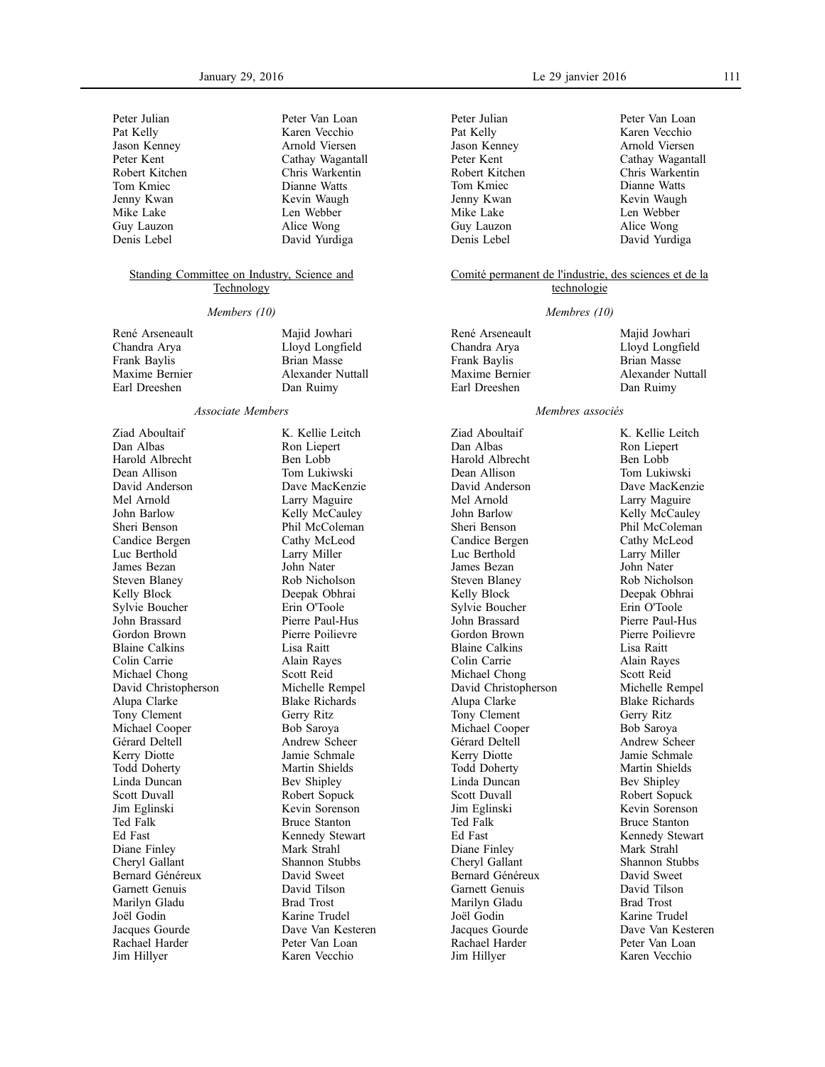Peter Julian
Pat Kelly
Jason Kenney
Peter Kent
Robert Kitchen
Tom Kmiec
Jenny Kwan
Mike Lake
Guy Lauzon
Denis Lebel
Peter Van Loan
Karen Vecchio
Arnold Viersen
Cathay Wagantall
Chris Warkentin
Dianne Watts
Kevin Waugh
Len Webber
Alice Wong
David Yurdiga

Standing Committee on Industry, Science and Technology

*Members (10)*

René Arseneault
Chandra Arya
Frank Baylis
Maxime Bernier
Earl Dreeshen
Majid Jowhari
Lloyd Longfield
Brian Masse
Alexander Nuttall
Dan Ruimy

*Associate Members*

Ziad Aboultaif
Dan Albas
Harold Albrecht
Dean Allison
David Anderson
Mel Arnold
John Barlow
Sheri Benson
Candice Bergen
Luc Berthold
James Bezan
Steven Blaney
Kelly Block
Sylvie Boucher
John Brassard
Gordon Brown
Blaine Calkins
Colin Carrie
Michael Chong
David Christopherson
Alupa Clarke
Tony Clement
Michael Cooper
Gérard Deltell
Kerry Diotte
Todd Doherty
Linda Duncan
Scott Duvall
Jim Eglinski
Ted Falk
Ed Fast
Diane Finley
Cheryl Gallant
Bernard Généreux
Garnett Genuis
Marilyn Gladu
Joël Godin
Jacques Gourde
Rachael Harder
Jim Hillyer
K. Kellie Leitch
Ron Liepert
Ben Lobb
Tom Lukiwski
Dave MacKenzie
Larry Maguire
Kelly McCauley
Phil McColeman
Cathy McLeod
Larry Miller
John Nater
Rob Nicholson
Deepak Obhrai
Erin O'Toole
Pierre Paul-Hus
Pierre Poilievre
Lisa Raitt
Alain Rayes
Scott Reid
Michelle Rempel
Blake Richards
Gerry Ritz
Bob Saroya
Andrew Scheer
Jamie Schmale
Martin Shields
Bev Shipley
Robert Sopuck
Kevin Sorenson
Bruce Stanton
Kennedy Stewart
Mark Strahl
Shannon Stubbs
David Sweet
David Tilson
Brad Trost
Karine Trudel
Dave Van Kesteren
Peter Van Loan
Karen Vecchio

Peter Julian
Pat Kelly
Jason Kenney
Peter Kent
Robert Kitchen
Tom Kmiec
Jenny Kwan
Mike Lake
Guy Lauzon
Denis Lebel
Peter Van Loan
Karen Vecchio
Arnold Viersen
Cathay Wagantall
Chris Warkentin
Dianne Watts
Kevin Waugh
Len Webber
Alice Wong
David Yurdiga

Comité permanent de l'industrie, des sciences et de la technologie

*Membres (10)*

René Arseneault
Chandra Arya
Frank Baylis
Maxime Bernier
Earl Dreeshen
Majid Jowhari
Lloyd Longfield
Brian Masse
Alexander Nuttall
Dan Ruimy

*Membres associés*

Ziad Aboultaif
Dan Albas
Harold Albrecht
Dean Allison
David Anderson
Mel Arnold
John Barlow
Sheri Benson
Candice Bergen
Luc Berthold
James Bezan
Steven Blaney
Kelly Block
Sylvie Boucher
John Brassard
Gordon Brown
Blaine Calkins
Colin Carrie
Michael Chong
David Christopherson
Alupa Clarke
Tony Clement
Michael Cooper
Gérard Deltell
Kerry Diotte
Todd Doherty
Linda Duncan
Scott Duvall
Jim Eglinski
Ted Falk
Ed Fast
Diane Finley
Cheryl Gallant
Bernard Généreux
Garnett Genuis
Marilyn Gladu
Joël Godin
Jacques Gourde
Rachael Harder
Jim Hillyer
K. Kellie Leitch
Ron Liepert
Ben Lobb
Tom Lukiwski
Dave MacKenzie
Larry Maguire
Kelly McCauley
Phil McColeman
Cathy McLeod
Larry Miller
John Nater
Rob Nicholson
Deepak Obhrai
Erin O'Toole
Pierre Paul-Hus
Pierre Poilievre
Lisa Raitt
Alain Rayes
Scott Reid
Michelle Rempel
Blake Richards
Gerry Ritz
Bob Saroya
Andrew Scheer
Jamie Schmale
Martin Shields
Bev Shipley
Robert Sopuck
Kevin Sorenson
Bruce Stanton
Kennedy Stewart
Mark Strahl
Shannon Stubbs
David Sweet
David Tilson
Brad Trost
Karine Trudel
Dave Van Kesteren
Peter Van Loan
Karen Vecchio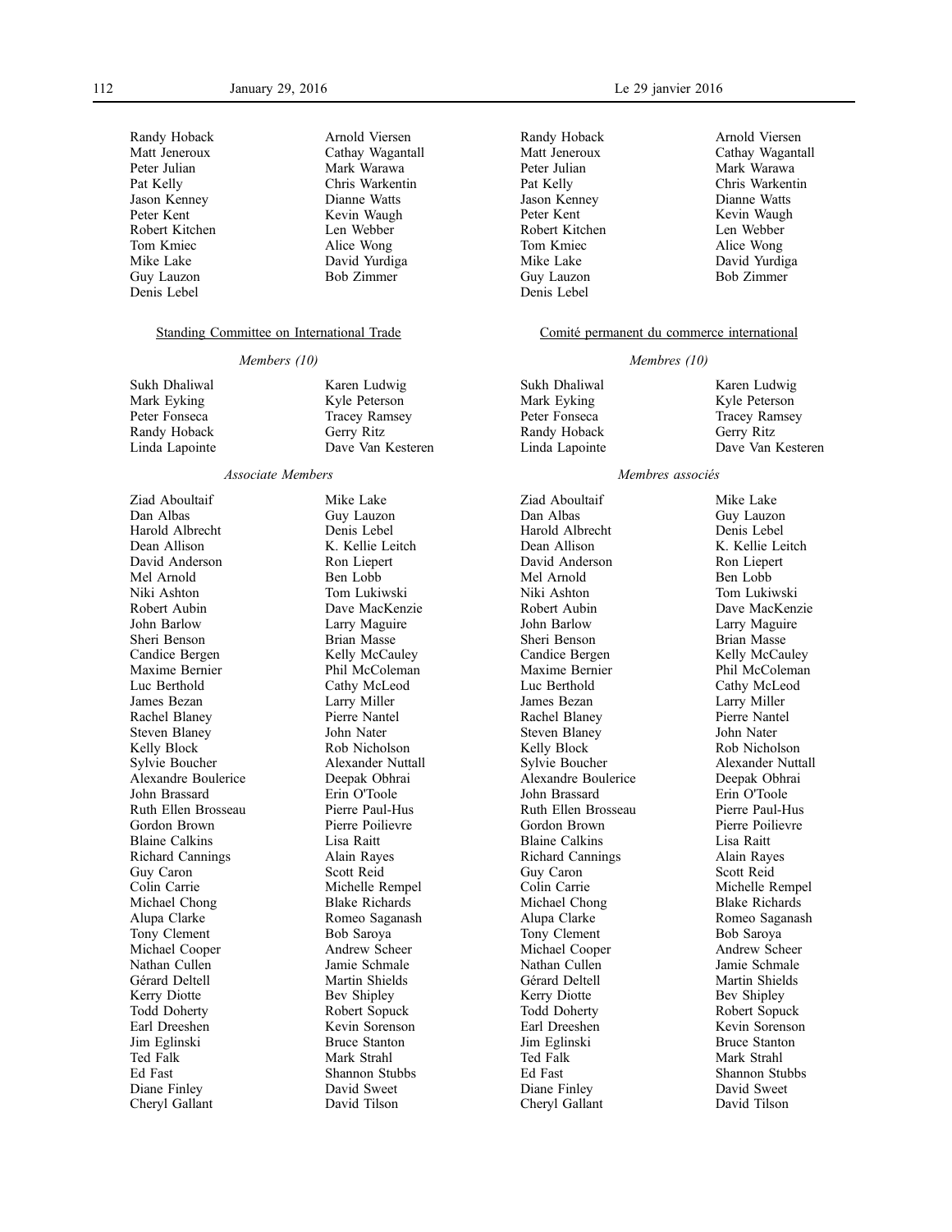Randy Hoback
Matt Jeneroux
Peter Julian
Pat Kelly
Jason Kenney
Peter Kent
Robert Kitchen
Tom Kmiec
Mike Lake
Guy Lauzon
Denis Lebel
Arnold Viersen
Cathay Wagantall
Mark Warawa
Chris Warkentin
Dianne Watts
Kevin Waugh
Len Webber
Alice Wong
David Yurdiga
Bob Zimmer

## Standing Committee on International Trade

*Members (10)*

Sukh Dhaliwal
Mark Eyking
Peter Fonseca
Randy Hoback
Linda Lapointe
Karen Ludwig
Kyle Peterson
Tracey Ramsey
Gerry Ritz
Dave Van Kesteren

*Associate Members*

Ziad Aboultaif
Dan Albas
Harold Albrecht
Dean Allison
David Anderson
Mel Arnold
Niki Ashton
Robert Aubin
John Barlow
Sheri Benson
Candice Bergen
Maxime Bernier
Luc Berthold
James Bezan
Rachel Blaney
Steven Blaney
Kelly Block
Sylvie Boucher
Alexandre Boulerice
John Brassard
Ruth Ellen Brosseau
Gordon Brown
Blaine Calkins
Richard Cannings
Guy Caron
Colin Carrie
Michael Chong
Alupa Clarke
Tony Clement
Michael Cooper
Nathan Cullen
Gérard Deltell
Kerry Diotte
Todd Doherty
Earl Dreeshen
Jim Eglinski
Ted Falk
Ed Fast
Diane Finley
Cheryl Gallant
Mike Lake
Guy Lauzon
Denis Lebel
K. Kellie Leitch
Ron Liepert
Ben Lobb
Tom Lukiwski
Dave MacKenzie
Larry Maguire
Brian Masse
Kelly McCauley
Phil McColeman
Cathy McLeod
Larry Miller
Pierre Nantel
John Nater
Rob Nicholson
Alexander Nuttall
Deepak Obhrai
Erin O'Toole
Pierre Paul-Hus
Pierre Poilievre
Lisa Raitt
Alain Rayes
Scott Reid
Michelle Rempel
Blake Richards
Romeo Saganash
Bob Saroya
Andrew Scheer
Jamie Schmale
Martin Shields
Bev Shipley
Robert Sopuck
Kevin Sorenson
Bruce Stanton
Mark Strahl
Shannon Stubbs
David Sweet
David Tilson

Randy Hoback
Matt Jeneroux
Peter Julian
Pat Kelly
Jason Kenney
Peter Kent
Robert Kitchen
Tom Kmiec
Mike Lake
Guy Lauzon
Denis Lebel
Arnold Viersen
Cathay Wagantall
Mark Warawa
Chris Warkentin
Dianne Watts
Kevin Waugh
Len Webber
Alice Wong
David Yurdiga
Bob Zimmer

## Comité permanent du commerce international

*Membres (10)*

Sukh Dhaliwal
Mark Eyking
Peter Fonseca
Randy Hoback
Linda Lapointe
Karen Ludwig
Kyle Peterson
Tracey Ramsey
Gerry Ritz
Dave Van Kesteren

*Membres associés*

Ziad Aboultaif
Dan Albas
Harold Albrecht
Dean Allison
David Anderson
Mel Arnold
Niki Ashton
Robert Aubin
John Barlow
Sheri Benson
Candice Bergen
Maxime Bernier
Luc Berthold
James Bezan
Rachel Blaney
Steven Blaney
Kelly Block
Sylvie Boucher
Alexandre Boulerice
John Brassard
Ruth Ellen Brosseau
Gordon Brown
Blaine Calkins
Richard Cannings
Guy Caron
Colin Carrie
Michael Chong
Alupa Clarke
Tony Clement
Michael Cooper
Nathan Cullen
Gérard Deltell
Kerry Diotte
Todd Doherty
Earl Dreeshen
Jim Eglinski
Ted Falk
Ed Fast
Diane Finley
Cheryl Gallant
Mike Lake
Guy Lauzon
Denis Lebel
K. Kellie Leitch
Ron Liepert
Ben Lobb
Tom Lukiwski
Dave MacKenzie
Larry Maguire
Brian Masse
Kelly McCauley
Phil McColeman
Cathy McLeod
Larry Miller
Pierre Nantel
John Nater
Rob Nicholson
Alexander Nuttall
Deepak Obhrai
Erin O'Toole
Pierre Paul-Hus
Pierre Poilievre
Lisa Raitt
Alain Rayes
Scott Reid
Michelle Rempel
Blake Richards
Romeo Saganash
Bob Saroya
Andrew Scheer
Jamie Schmale
Martin Shields
Bev Shipley
Robert Sopuck
Kevin Sorenson
Bruce Stanton
Mark Strahl
Shannon Stubbs
David Sweet
David Tilson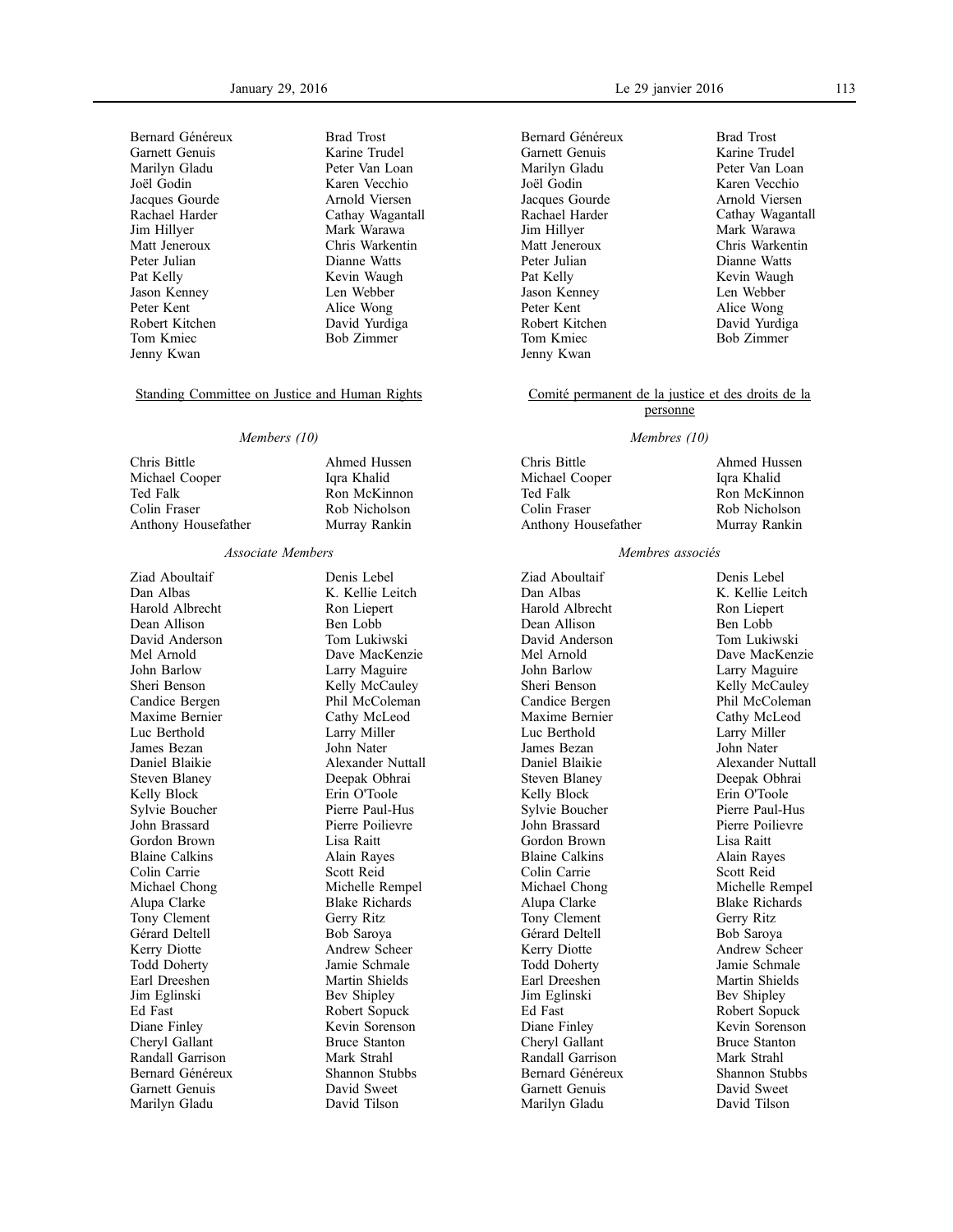Bernard Généreux
Garnett Genuis
Marilyn Gladu
Joël Godin
Jacques Gourde
Rachael Harder
Jim Hillyer
Matt Jeneroux
Peter Julian
Pat Kelly
Jason Kenney
Peter Kent
Robert Kitchen
Tom Kmiec
Jenny Kwan
Brad Trost
Karine Trudel
Peter Van Loan
Karen Vecchio
Arnold Viersen
Cathay Wagantall
Mark Warawa
Chris Warkentin
Dianne Watts
Kevin Waugh
Len Webber
Alice Wong
David Yurdiga
Bob Zimmer

Standing Committee on Justice and Human Rights

*Members (10)*

Chris Bittle
Michael Cooper
Ted Falk
Colin Fraser
Anthony Housefather
Ahmed Hussen
Iqra Khalid
Ron McKinnon
Rob Nicholson
Murray Rankin

*Associate Members*

Ziad Aboultaif
Dan Albas
Harold Albrecht
Dean Allison
David Anderson
Mel Arnold
John Barlow
Sheri Benson
Candice Bergen
Maxime Bernier
Luc Berthold
James Bezan
Daniel Blaikie
Steven Blaney
Kelly Block
Sylvie Boucher
John Brassard
Gordon Brown
Blaine Calkins
Colin Carrie
Michael Chong
Alupa Clarke
Tony Clement
Gérard Deltell
Kerry Diotte
Todd Doherty
Earl Dreeshen
Jim Eglinski
Ed Fast
Diane Finley
Cheryl Gallant
Randall Garrison
Bernard Généreux
Garnett Genuis
Marilyn Gladu
Denis Lebel
K. Kellie Leitch
Ron Liepert
Ben Lobb
Tom Lukiwski
Dave MacKenzie
Larry Maguire
Kelly McCauley
Phil McColeman
Cathy McLeod
Larry Miller
John Nater
Alexander Nuttall
Deepak Obhrai
Erin O'Toole
Pierre Paul-Hus
Pierre Poilievre
Lisa Raitt
Alain Rayes
Scott Reid
Michelle Rempel
Blake Richards
Gerry Ritz
Bob Saroya
Andrew Scheer
Jamie Schmale
Martin Shields
Bev Shipley
Robert Sopuck
Kevin Sorenson
Bruce Stanton
Mark Strahl
Shannon Stubbs
David Sweet
David Tilson

Bernard Généreux
Garnett Genuis
Marilyn Gladu
Joël Godin
Jacques Gourde
Rachael Harder
Jim Hillyer
Matt Jeneroux
Peter Julian
Pat Kelly
Jason Kenney
Peter Kent
Robert Kitchen
Tom Kmiec
Jenny Kwan
Brad Trost
Karine Trudel
Peter Van Loan
Karen Vecchio
Arnold Viersen
Cathay Wagantall
Mark Warawa
Chris Warkentin
Dianne Watts
Kevin Waugh
Len Webber
Alice Wong
David Yurdiga
Bob Zimmer

Comité permanent de la justice et des droits de la personne

*Membres (10)*

Chris Bittle
Michael Cooper
Ted Falk
Colin Fraser
Anthony Housefather
Ahmed Hussen
Iqra Khalid
Ron McKinnon
Rob Nicholson
Murray Rankin

*Membres associés*

Ziad Aboultaif
Dan Albas
Harold Albrecht
Dean Allison
David Anderson
Mel Arnold
John Barlow
Sheri Benson
Candice Bergen
Maxime Bernier
Luc Berthold
James Bezan
Daniel Blaikie
Steven Blaney
Kelly Block
Sylvie Boucher
John Brassard
Gordon Brown
Blaine Calkins
Colin Carrie
Michael Chong
Alupa Clarke
Tony Clement
Gérard Deltell
Kerry Diotte
Todd Doherty
Earl Dreeshen
Jim Eglinski
Ed Fast
Diane Finley
Cheryl Gallant
Randall Garrison
Bernard Généreux
Garnett Genuis
Marilyn Gladu
Denis Lebel
K. Kellie Leitch
Ron Liepert
Ben Lobb
Tom Lukiwski
Dave MacKenzie
Larry Maguire
Kelly McCauley
Phil McColeman
Cathy McLeod
Larry Miller
John Nater
Alexander Nuttall
Deepak Obhrai
Erin O'Toole
Pierre Paul-Hus
Pierre Poilievre
Lisa Raitt
Alain Rayes
Scott Reid
Michelle Rempel
Blake Richards
Gerry Ritz
Bob Saroya
Andrew Scheer
Jamie Schmale
Martin Shields
Bev Shipley
Robert Sopuck
Kevin Sorenson
Bruce Stanton
Mark Strahl
Shannon Stubbs
David Sweet
David Tilson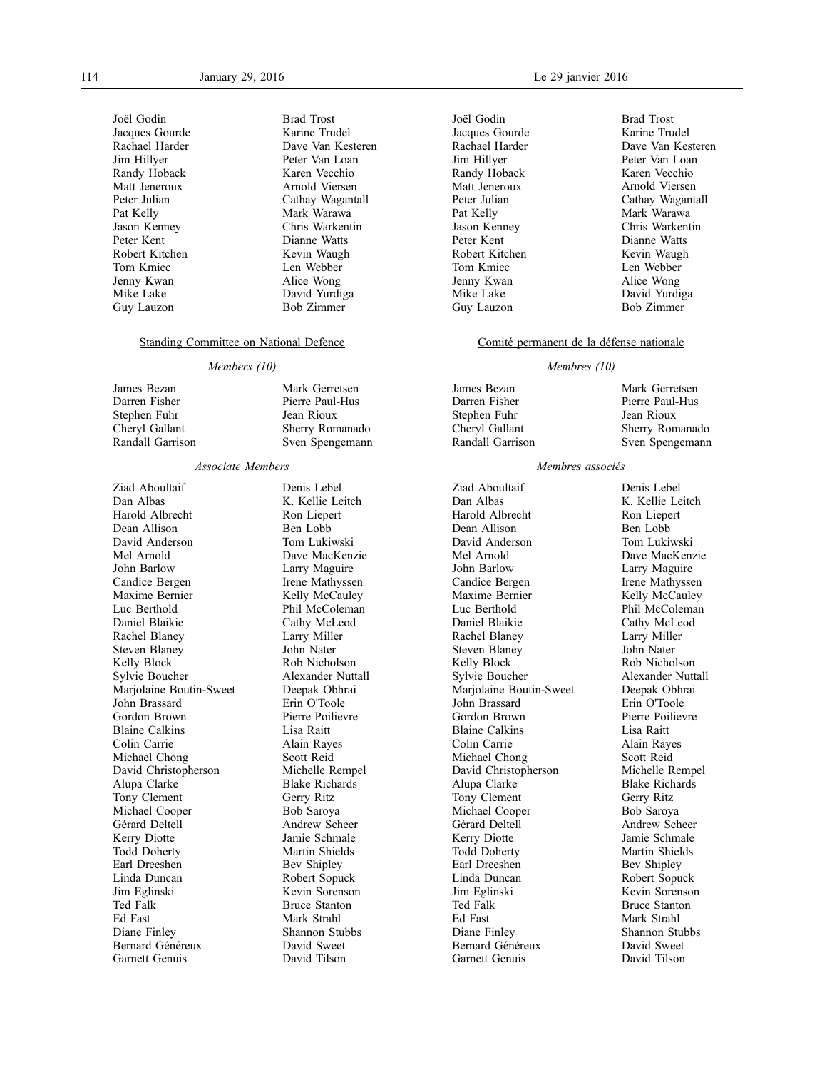Joël Godin
Jacques Gourde
Rachael Harder
Jim Hillyer
Randy Hoback
Matt Jeneroux
Peter Julian
Pat Kelly
Jason Kenney
Peter Kent
Robert Kitchen
Tom Kmiec
Jenny Kwan
Mike Lake
Guy Lauzon
Brad Trost
Karine Trudel
Dave Van Kesteren
Peter Van Loan
Karen Vecchio
Arnold Viersen
Cathay Wagantall
Mark Warawa
Chris Warkentin
Dianne Watts
Kevin Waugh
Len Webber
Alice Wong
David Yurdiga
Bob Zimmer

## Standing Committee on National Defence

*Members (10)*

James Bezan
Darren Fisher
Stephen Fuhr
Cheryl Gallant
Randall Garrison
Mark Gerretsen
Pierre Paul-Hus
Jean Rioux
Sherry Romanado
Sven Spengemann

*Associate Members*

Ziad Aboultaif
Dan Albas
Harold Albrecht
Dean Allison
David Anderson
Mel Arnold
John Barlow
Candice Bergen
Maxime Bernier
Luc Berthold
Daniel Blaikie
Rachel Blaney
Steven Blaney
Kelly Block
Sylvie Boucher
Marjolaine Boutin-Sweet
John Brassard
Gordon Brown
Blaine Calkins
Colin Carrie
Michael Chong
David Christopherson
Alupa Clarke
Tony Clement
Michael Cooper
Gérard Deltell
Kerry Diotte
Todd Doherty
Earl Dreeshen
Linda Duncan
Jim Eglinski
Ted Falk
Ed Fast
Diane Finley
Bernard Généreux
Garnett Genuis
Denis Lebel
K. Kellie Leitch
Ron Liepert
Ben Lobb
Tom Lukiwski
Dave MacKenzie
Larry Maguire
Irene Mathyssen
Kelly McCauley
Phil McColeman
Cathy McLeod
Larry Miller
John Nater
Rob Nicholson
Alexander Nuttall
Deepak Obhrai
Erin O'Toole
Pierre Poilievre
Lisa Raitt
Alain Rayes
Scott Reid
Michelle Rempel
Blake Richards
Gerry Ritz
Bob Saroya
Andrew Scheer
Jamie Schmale
Martin Shields
Bev Shipley
Robert Sopuck
Kevin Sorenson
Bruce Stanton
Mark Strahl
Shannon Stubbs
David Sweet
David Tilson

---

Joël Godin
Jacques Gourde
Rachael Harder
Jim Hillyer
Randy Hoback
Matt Jeneroux
Peter Julian
Pat Kelly
Jason Kenney
Peter Kent
Robert Kitchen
Tom Kmiec
Jenny Kwan
Mike Lake
Guy Lauzon
Brad Trost
Karine Trudel
Dave Van Kesteren
Peter Van Loan
Karen Vecchio
Arnold Viersen
Cathay Wagantall
Mark Warawa
Chris Warkentin
Dianne Watts
Kevin Waugh
Len Webber
Alice Wong
David Yurdiga
Bob Zimmer

## Comité permanent de la défense nationale

*Membres (10)*

James Bezan
Darren Fisher
Stephen Fuhr
Cheryl Gallant
Randall Garrison
Mark Gerretsen
Pierre Paul-Hus
Jean Rioux
Sherry Romanado
Sven Spengemann

*Membres associés*

Ziad Aboultaif
Dan Albas
Harold Albrecht
Dean Allison
David Anderson
Mel Arnold
John Barlow
Candice Bergen
Maxime Bernier
Luc Berthold
Daniel Blaikie
Rachel Blaney
Steven Blaney
Kelly Block
Sylvie Boucher
Marjolaine Boutin-Sweet
John Brassard
Gordon Brown
Blaine Calkins
Colin Carrie
Michael Chong
David Christopherson
Alupa Clarke
Tony Clement
Michael Cooper
Gérard Deltell
Kerry Diotte
Todd Doherty
Earl Dreeshen
Linda Duncan
Jim Eglinski
Ted Falk
Ed Fast
Diane Finley
Bernard Généreux
Garnett Genuis
Denis Lebel
K. Kellie Leitch
Ron Liepert
Ben Lobb
Tom Lukiwski
Dave MacKenzie
Larry Maguire
Irene Mathyssen
Kelly McCauley
Phil McColeman
Cathy McLeod
Larry Miller
John Nater
Rob Nicholson
Alexander Nuttall
Deepak Obhrai
Erin O'Toole
Pierre Poilievre
Lisa Raitt
Alain Rayes
Scott Reid
Michelle Rempel
Blake Richards
Gerry Ritz
Bob Saroya
Andrew Scheer
Jamie Schmale
Martin Shields
Bev Shipley
Robert Sopuck
Kevin Sorenson
Bruce Stanton
Mark Strahl
Shannon Stubbs
David Sweet
David Tilson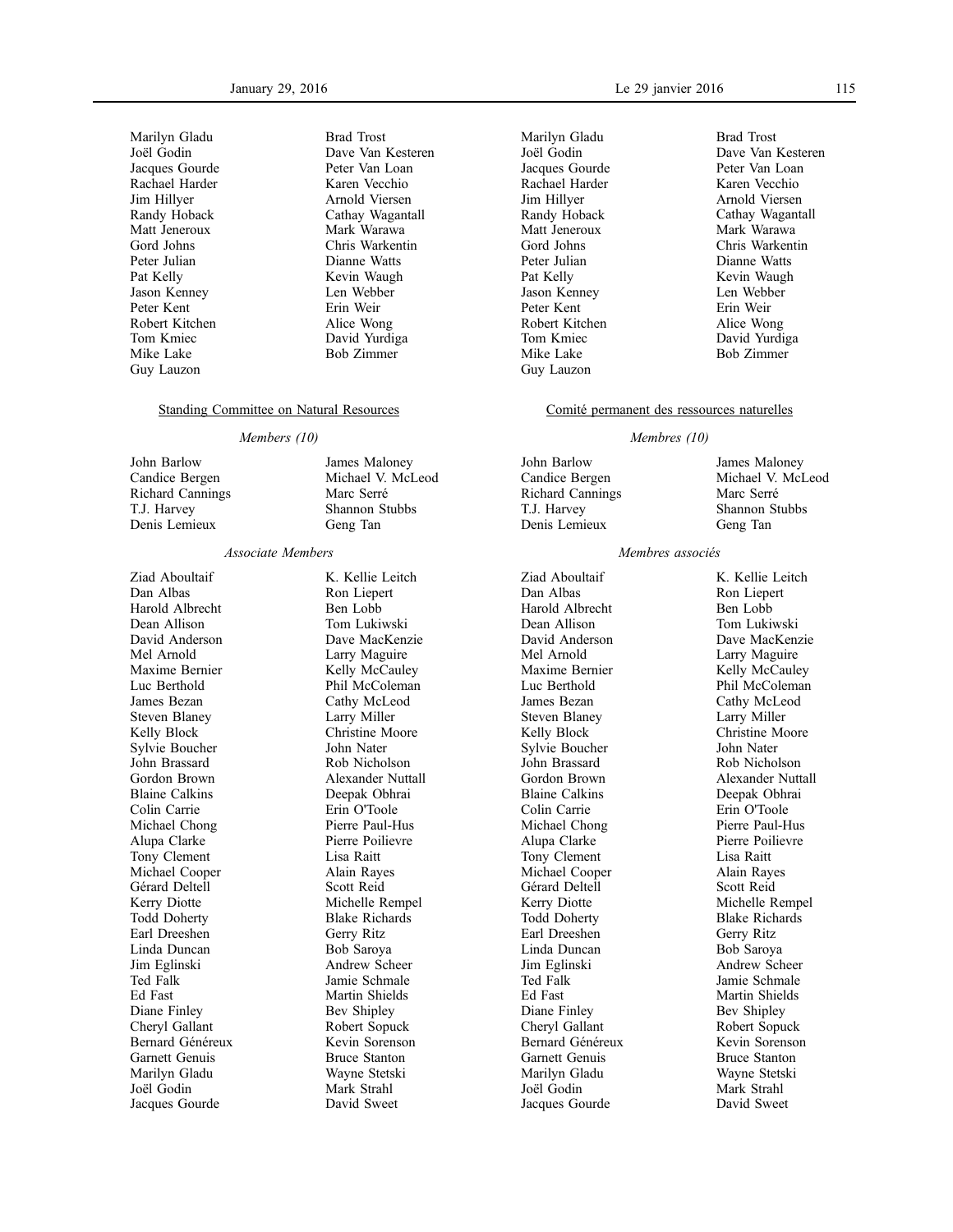Marilyn Gladu
Joël Godin
Jacques Gourde
Rachael Harder
Jim Hillyer
Randy Hoback
Matt Jeneroux
Gord Johns
Peter Julian
Pat Kelly
Jason Kenney
Peter Kent
Robert Kitchen
Tom Kmiec
Mike Lake
Guy Lauzon
Brad Trost
Dave Van Kesteren
Peter Van Loan
Karen Vecchio
Arnold Viersen
Cathay Wagantall
Mark Warawa
Chris Warkentin
Dianne Watts
Kevin Waugh
Len Webber
Erin Weir
Alice Wong
David Yurdiga
Bob Zimmer

Standing Committee on Natural Resources

*Members (10)*

John Barlow
Candice Bergen
Richard Cannings
T.J. Harvey
Denis Lemieux
James Maloney
Michael V. McLeod
Marc Serré
Shannon Stubbs
Geng Tan

*Associate Members*

Ziad Aboultaif
Dan Albas
Harold Albrecht
Dean Allison
David Anderson
Mel Arnold
Maxime Bernier
Luc Berthold
James Bezan
Steven Blaney
Kelly Block
Sylvie Boucher
John Brassard
Gordon Brown
Blaine Calkins
Colin Carrie
Michael Chong
Alupa Clarke
Tony Clement
Michael Cooper
Gérard Deltell
Kerry Diotte
Todd Doherty
Earl Dreeshen
Linda Duncan
Jim Eglinski
Ted Falk
Ed Fast
Diane Finley
Cheryl Gallant
Bernard Généreux
Garnett Genuis
Marilyn Gladu
Joël Godin
Jacques Gourde
K. Kellie Leitch
Ron Liepert
Ben Lobb
Tom Lukiwski
Dave MacKenzie
Larry Maguire
Kelly McCauley
Phil McColeman
Cathy McLeod
Larry Miller
Christine Moore
John Nater
Rob Nicholson
Alexander Nuttall
Deepak Obhrai
Erin O'Toole
Pierre Paul-Hus
Pierre Poilievre
Lisa Raitt
Alain Rayes
Scott Reid
Michelle Rempel
Blake Richards
Gerry Ritz
Bob Saroya
Andrew Scheer
Jamie Schmale
Martin Shields
Bev Shipley
Robert Sopuck
Kevin Sorenson
Bruce Stanton
Wayne Stetski
Mark Strahl
David Sweet

Marilyn Gladu
Joël Godin
Jacques Gourde
Rachael Harder
Jim Hillyer
Randy Hoback
Matt Jeneroux
Gord Johns
Peter Julian
Pat Kelly
Jason Kenney
Peter Kent
Robert Kitchen
Tom Kmiec
Mike Lake
Guy Lauzon
Brad Trost
Dave Van Kesteren
Peter Van Loan
Karen Vecchio
Arnold Viersen
Cathay Wagantall
Mark Warawa
Chris Warkentin
Dianne Watts
Kevin Waugh
Len Webber
Erin Weir
Alice Wong
David Yurdiga
Bob Zimmer

Comité permanent des ressources naturelles

*Membres (10)*

John Barlow
Candice Bergen
Richard Cannings
T.J. Harvey
Denis Lemieux
James Maloney
Michael V. McLeod
Marc Serré
Shannon Stubbs
Geng Tan

*Membres associés*

Ziad Aboultaif
Dan Albas
Harold Albrecht
Dean Allison
David Anderson
Mel Arnold
Maxime Bernier
Luc Berthold
James Bezan
Steven Blaney
Kelly Block
Sylvie Boucher
John Brassard
Gordon Brown
Blaine Calkins
Colin Carrie
Michael Chong
Alupa Clarke
Tony Clement
Michael Cooper
Gérard Deltell
Kerry Diotte
Todd Doherty
Earl Dreeshen
Linda Duncan
Jim Eglinski
Ted Falk
Ed Fast
Diane Finley
Cheryl Gallant
Bernard Généreux
Garnett Genuis
Marilyn Gladu
Joël Godin
Jacques Gourde
K. Kellie Leitch
Ron Liepert
Ben Lobb
Tom Lukiwski
Dave MacKenzie
Larry Maguire
Kelly McCauley
Phil McColeman
Cathy McLeod
Larry Miller
Christine Moore
John Nater
Rob Nicholson
Alexander Nuttall
Deepak Obhrai
Erin O'Toole
Pierre Paul-Hus
Pierre Poilievre
Lisa Raitt
Alain Rayes
Scott Reid
Michelle Rempel
Blake Richards
Gerry Ritz
Bob Saroya
Andrew Scheer
Jamie Schmale
Martin Shields
Bev Shipley
Robert Sopuck
Kevin Sorenson
Bruce Stanton
Wayne Stetski
Mark Strahl
David Sweet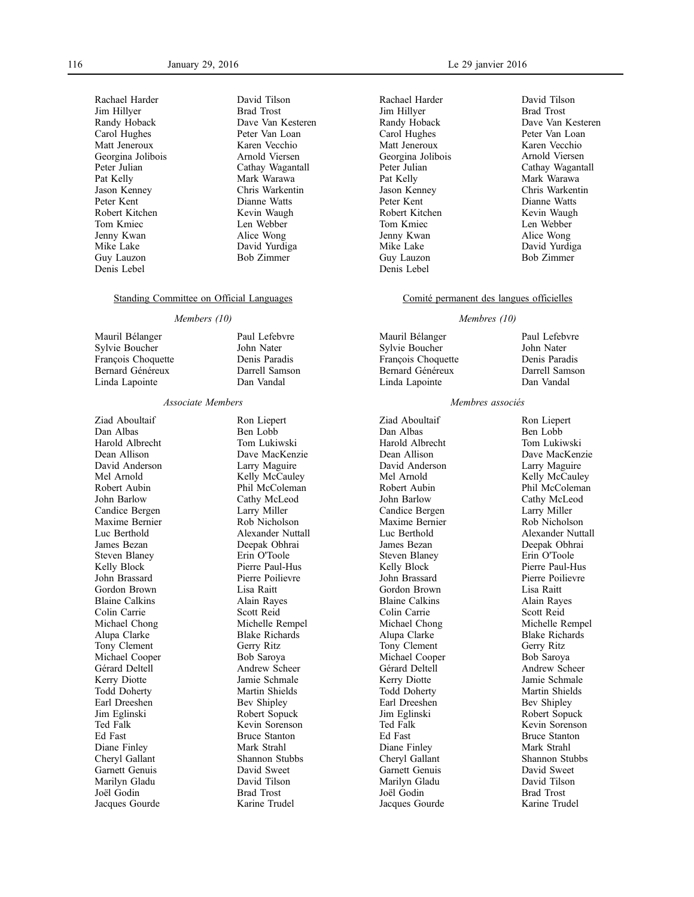Rachael Harder
Jim Hillyer
Randy Hoback
Carol Hughes
Matt Jeneroux
Georgina Jolibois
Peter Julian
Pat Kelly
Jason Kenney
Peter Kent
Robert Kitchen
Tom Kmiec
Jenny Kwan
Mike Lake
Guy Lauzon
Denis Lebel
David Tilson
Brad Trost
Dave Van Kesteren
Peter Van Loan
Karen Vecchio
Arnold Viersen
Cathay Wagantall
Mark Warawa
Chris Warkentin
Dianne Watts
Kevin Waugh
Len Webber
Alice Wong
David Yurdiga
Bob Zimmer

Standing Committee on Official Languages

*Members (10)*

Mauril Bélanger
Sylvie Boucher
François Choquette
Bernard Généreux
Linda Lapointe
Paul Lefebvre
John Nater
Denis Paradis
Darrell Samson
Dan Vandal

*Associate Members*

Ziad Aboultaif
Dan Albas
Harold Albrecht
Dean Allison
David Anderson
Mel Arnold
Robert Aubin
John Barlow
Candice Bergen
Maxime Bernier
Luc Berthold
James Bezan
Steven Blaney
Kelly Block
John Brassard
Gordon Brown
Blaine Calkins
Colin Carrie
Michael Chong
Alupa Clarke
Tony Clement
Michael Cooper
Gérard Deltell
Kerry Diotte
Todd Doherty
Earl Dreeshen
Jim Eglinski
Ted Falk
Ed Fast
Diane Finley
Cheryl Gallant
Garnett Genuis
Marilyn Gladu
Joël Godin
Jacques Gourde
Ron Liepert
Ben Lobb
Tom Lukiwski
Dave MacKenzie
Larry Maguire
Kelly McCauley
Phil McColeman
Cathy McLeod
Larry Miller
Rob Nicholson
Alexander Nuttall
Deepak Obhrai
Erin O'Toole
Pierre Paul-Hus
Pierre Poilievre
Lisa Raitt
Alain Rayes
Scott Reid
Michelle Rempel
Blake Richards
Gerry Ritz
Bob Saroya
Andrew Scheer
Jamie Schmale
Martin Shields
Bev Shipley
Robert Sopuck
Kevin Sorenson
Bruce Stanton
Mark Strahl
Shannon Stubbs
David Sweet
David Tilson
Brad Trost
Karine Trudel

Rachael Harder
Jim Hillyer
Randy Hoback
Carol Hughes
Matt Jeneroux
Georgina Jolibois
Peter Julian
Pat Kelly
Jason Kenney
Peter Kent
Robert Kitchen
Tom Kmiec
Jenny Kwan
Mike Lake
Guy Lauzon
Denis Lebel
David Tilson
Brad Trost
Dave Van Kesteren
Peter Van Loan
Karen Vecchio
Arnold Viersen
Cathay Wagantall
Mark Warawa
Chris Warkentin
Dianne Watts
Kevin Waugh
Len Webber
Alice Wong
David Yurdiga
Bob Zimmer

Comité permanent des langues officielles

*Membres (10)*

Mauril Bélanger
Sylvie Boucher
François Choquette
Bernard Généreux
Linda Lapointe
Paul Lefebvre
John Nater
Denis Paradis
Darrell Samson
Dan Vandal

*Membres associés*

Ziad Aboultaif
Dan Albas
Harold Albrecht
Dean Allison
David Anderson
Mel Arnold
Robert Aubin
John Barlow
Candice Bergen
Maxime Bernier
Luc Berthold
James Bezan
Steven Blaney
Kelly Block
John Brassard
Gordon Brown
Blaine Calkins
Colin Carrie
Michael Chong
Alupa Clarke
Tony Clement
Michael Cooper
Gérard Deltell
Kerry Diotte
Todd Doherty
Earl Dreeshen
Jim Eglinski
Ted Falk
Ed Fast
Diane Finley
Cheryl Gallant
Garnett Genuis
Marilyn Gladu
Joël Godin
Jacques Gourde
Ron Liepert
Ben Lobb
Tom Lukiwski
Dave MacKenzie
Larry Maguire
Kelly McCauley
Phil McColeman
Cathy McLeod
Larry Miller
Rob Nicholson
Alexander Nuttall
Deepak Obhrai
Erin O'Toole
Pierre Paul-Hus
Pierre Poilievre
Lisa Raitt
Alain Rayes
Scott Reid
Michelle Rempel
Blake Richards
Gerry Ritz
Bob Saroya
Andrew Scheer
Jamie Schmale
Martin Shields
Bev Shipley
Robert Sopuck
Kevin Sorenson
Bruce Stanton
Mark Strahl
Shannon Stubbs
David Sweet
David Tilson
Brad Trost
Karine Trudel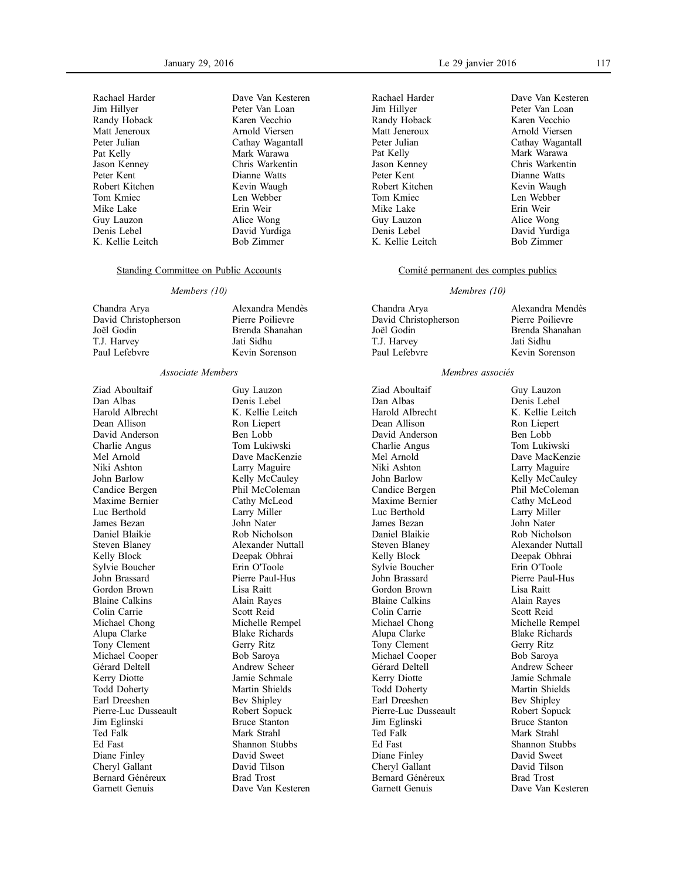Rachael Harder
Jim Hillyer
Randy Hoback
Matt Jeneroux
Peter Julian
Pat Kelly
Jason Kenney
Peter Kent
Robert Kitchen
Tom Kmiec
Mike Lake
Guy Lauzon
Denis Lebel
K. Kellie Leitch
Dave Van Kesteren
Peter Van Loan
Karen Vecchio
Arnold Viersen
Cathay Wagantall
Mark Warawa
Chris Warkentin
Dianne Watts
Kevin Waugh
Len Webber
Erin Weir
Alice Wong
David Yurdiga
Bob Zimmer

## Standing Committee on Public Accounts

*Members (10)*

Chandra Arya
David Christopherson
Joël Godin
T.J. Harvey
Paul Lefebvre
Alexandra Mendès
Pierre Poilievre
Brenda Shanahan
Jati Sidhu
Kevin Sorenson

*Associate Members*

Ziad Aboultaif
Dan Albas
Harold Albrecht
Dean Allison
David Anderson
Charlie Angus
Mel Arnold
Niki Ashton
John Barlow
Candice Bergen
Maxime Bernier
Luc Berthold
James Bezan
Daniel Blaikie
Steven Blaney
Kelly Block
Sylvie Boucher
John Brassard
Gordon Brown
Blaine Calkins
Colin Carrie
Michael Chong
Alupa Clarke
Tony Clement
Michael Cooper
Gérard Deltell
Kerry Diotte
Todd Doherty
Earl Dreeshen
Pierre-Luc Dusseault
Jim Eglinski
Ted Falk
Ed Fast
Diane Finley
Cheryl Gallant
Bernard Généreux
Garnett Genuis
Guy Lauzon
Denis Lebel
K. Kellie Leitch
Ron Liepert
Ben Lobb
Tom Lukiwski
Dave MacKenzie
Larry Maguire
Kelly McCauley
Phil McColeman
Cathy McLeod
Larry Miller
John Nater
Rob Nicholson
Alexander Nuttall
Deepak Obhrai
Erin O'Toole
Pierre Paul-Hus
Lisa Raitt
Alain Rayes
Scott Reid
Michelle Rempel
Blake Richards
Gerry Ritz
Bob Saroya
Andrew Scheer
Jamie Schmale
Martin Shields
Bev Shipley
Robert Sopuck
Bruce Stanton
Mark Strahl
Shannon Stubbs
David Sweet
David Tilson
Brad Trost
Dave Van Kesteren

Rachael Harder
Jim Hillyer
Randy Hoback
Matt Jeneroux
Peter Julian
Pat Kelly
Jason Kenney
Peter Kent
Robert Kitchen
Tom Kmiec
Mike Lake
Guy Lauzon
Denis Lebel
K. Kellie Leitch
Dave Van Kesteren
Peter Van Loan
Karen Vecchio
Arnold Viersen
Cathay Wagantall
Mark Warawa
Chris Warkentin
Dianne Watts
Kevin Waugh
Len Webber
Erin Weir
Alice Wong
David Yurdiga
Bob Zimmer

## Comité permanent des comptes publics

*Membres (10)*

Chandra Arya
David Christopherson
Joël Godin
T.J. Harvey
Paul Lefebvre
Alexandra Mendès
Pierre Poilievre
Brenda Shanahan
Jati Sidhu
Kevin Sorenson

*Membres associés*

Ziad Aboultaif
Dan Albas
Harold Albrecht
Dean Allison
David Anderson
Charlie Angus
Mel Arnold
Niki Ashton
John Barlow
Candice Bergen
Maxime Bernier
Luc Berthold
James Bezan
Daniel Blaikie
Steven Blaney
Kelly Block
Sylvie Boucher
John Brassard
Gordon Brown
Blaine Calkins
Colin Carrie
Michael Chong
Alupa Clarke
Tony Clement
Michael Cooper
Gérard Deltell
Kerry Diotte
Todd Doherty
Earl Dreeshen
Pierre-Luc Dusseault
Jim Eglinski
Ted Falk
Ed Fast
Diane Finley
Cheryl Gallant
Bernard Généreux
Garnett Genuis
Guy Lauzon
Denis Lebel
K. Kellie Leitch
Ron Liepert
Ben Lobb
Tom Lukiwski
Dave MacKenzie
Larry Maguire
Kelly McCauley
Phil McColeman
Cathy McLeod
Larry Miller
John Nater
Rob Nicholson
Alexander Nuttall
Deepak Obhrai
Erin O'Toole
Pierre Paul-Hus
Lisa Raitt
Alain Rayes
Scott Reid
Michelle Rempel
Blake Richards
Gerry Ritz
Bob Saroya
Andrew Scheer
Jamie Schmale
Martin Shields
Bev Shipley
Robert Sopuck
Bruce Stanton
Mark Strahl
Shannon Stubbs
David Sweet
David Tilson
Brad Trost
Dave Van Kesteren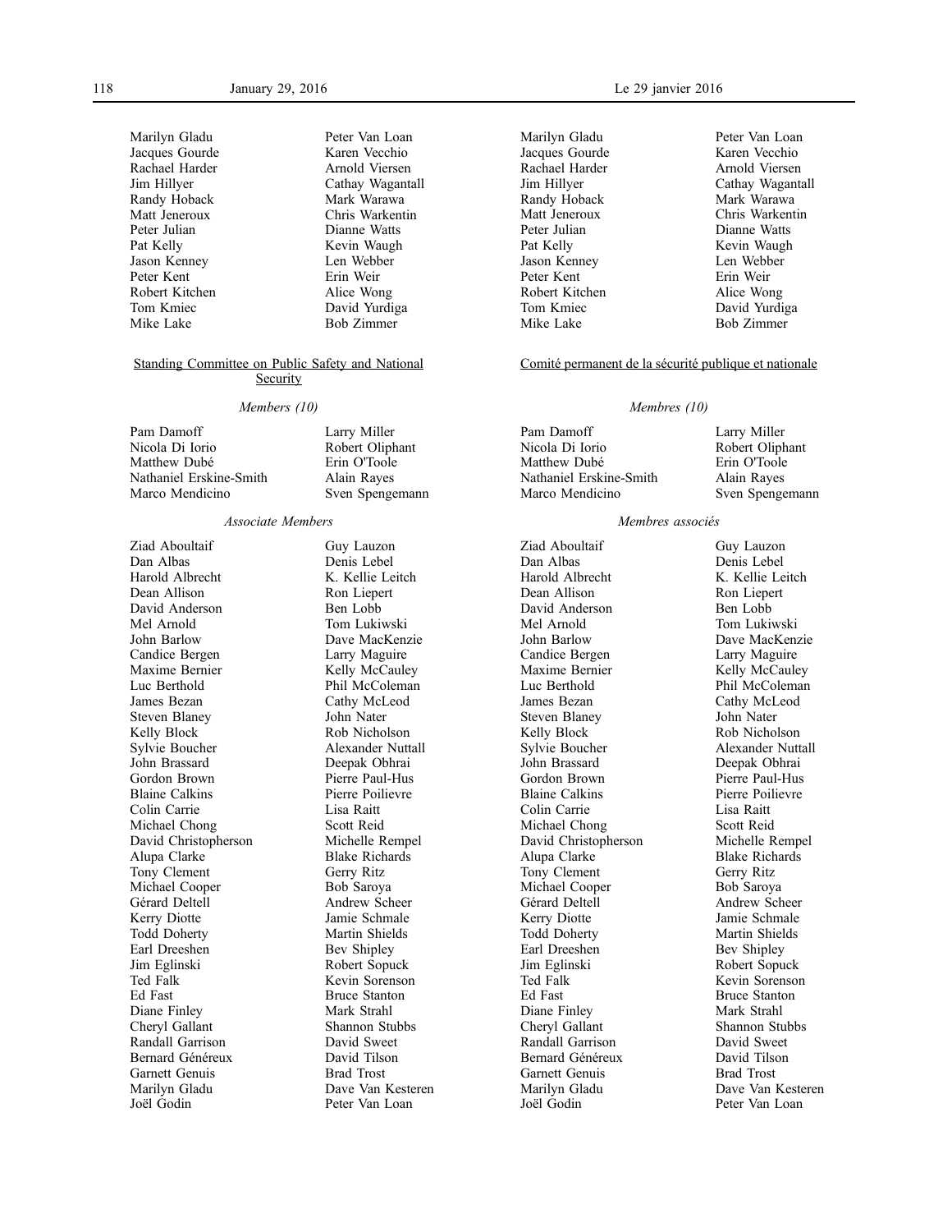Marilyn Gladu
Jacques Gourde
Rachael Harder
Jim Hillyer
Randy Hoback
Matt Jeneroux
Peter Julian
Pat Kelly
Jason Kenney
Peter Kent
Robert Kitchen
Tom Kmiec
Mike Lake
Peter Van Loan
Karen Vecchio
Arnold Viersen
Cathay Wagantall
Mark Warawa
Chris Warkentin
Dianne Watts
Kevin Waugh
Len Webber
Erin Weir
Alice Wong
David Yurdiga
Bob Zimmer

## Standing Committee on Public Safety and National Security

*Members (10)*

Pam Damoff
Nicola Di Iorio
Matthew Dubé
Nathaniel Erskine-Smith
Marco Mendicino
Larry Miller
Robert Oliphant
Erin O'Toole
Alain Rayes
Sven Spengemann

*Associate Members*

Ziad Aboultaif
Dan Albas
Harold Albrecht
Dean Allison
David Anderson
Mel Arnold
John Barlow
Candice Bergen
Maxime Bernier
Luc Berthold
James Bezan
Steven Blaney
Kelly Block
Sylvie Boucher
John Brassard
Gordon Brown
Blaine Calkins
Colin Carrie
Michael Chong
David Christopherson
Alupa Clarke
Tony Clement
Michael Cooper
Gérard Deltell
Kerry Diotte
Todd Doherty
Earl Dreeshen
Jim Eglinski
Ted Falk
Ed Fast
Diane Finley
Cheryl Gallant
Randall Garrison
Bernard Généreux
Garnett Genuis
Marilyn Gladu
Joël Godin
Guy Lauzon
Denis Lebel
K. Kellie Leitch
Ron Liepert
Ben Lobb
Tom Lukiwski
Dave MacKenzie
Larry Maguire
Kelly McCauley
Phil McColeman
Cathy McLeod
John Nater
Rob Nicholson
Alexander Nuttall
Deepak Obhrai
Pierre Paul-Hus
Pierre Poilievre
Lisa Raitt
Scott Reid
Michelle Rempel
Blake Richards
Gerry Ritz
Bob Saroya
Andrew Scheer
Jamie Schmale
Martin Shields
Bev Shipley
Robert Sopuck
Kevin Sorenson
Bruce Stanton
Mark Strahl
Shannon Stubbs
David Sweet
David Tilson
Brad Trost
Dave Van Kesteren
Peter Van Loan

---

Marilyn Gladu
Jacques Gourde
Rachael Harder
Jim Hillyer
Randy Hoback
Matt Jeneroux
Peter Julian
Pat Kelly
Jason Kenney
Peter Kent
Robert Kitchen
Tom Kmiec
Mike Lake
Peter Van Loan
Karen Vecchio
Arnold Viersen
Cathay Wagantall
Mark Warawa
Chris Warkentin
Dianne Watts
Kevin Waugh
Len Webber
Erin Weir
Alice Wong
David Yurdiga
Bob Zimmer

## Comité permanent de la sécurité publique et nationale

*Membres (10)*

Pam Damoff
Nicola Di Iorio
Matthew Dubé
Nathaniel Erskine-Smith
Marco Mendicino
Larry Miller
Robert Oliphant
Erin O'Toole
Alain Rayes
Sven Spengemann

*Membres associés*

Ziad Aboultaif
Dan Albas
Harold Albrecht
Dean Allison
David Anderson
Mel Arnold
John Barlow
Candice Bergen
Maxime Bernier
Luc Berthold
James Bezan
Steven Blaney
Kelly Block
Sylvie Boucher
John Brassard
Gordon Brown
Blaine Calkins
Colin Carrie
Michael Chong
David Christopherson
Alupa Clarke
Tony Clement
Michael Cooper
Gérard Deltell
Kerry Diotte
Todd Doherty
Earl Dreeshen
Jim Eglinski
Ted Falk
Ed Fast
Diane Finley
Cheryl Gallant
Randall Garrison
Bernard Généreux
Garnett Genuis
Marilyn Gladu
Joël Godin
Guy Lauzon
Denis Lebel
K. Kellie Leitch
Ron Liepert
Ben Lobb
Tom Lukiwski
Dave MacKenzie
Larry Maguire
Kelly McCauley
Phil McColeman
Cathy McLeod
John Nater
Rob Nicholson
Alexander Nuttall
Deepak Obhrai
Pierre Paul-Hus
Pierre Poilievre
Lisa Raitt
Scott Reid
Michelle Rempel
Blake Richards
Gerry Ritz
Bob Saroya
Andrew Scheer
Jamie Schmale
Martin Shields
Bev Shipley
Robert Sopuck
Kevin Sorenson
Bruce Stanton
Mark Strahl
Shannon Stubbs
David Sweet
David Tilson
Brad Trost
Dave Van Kesteren
Peter Van Loan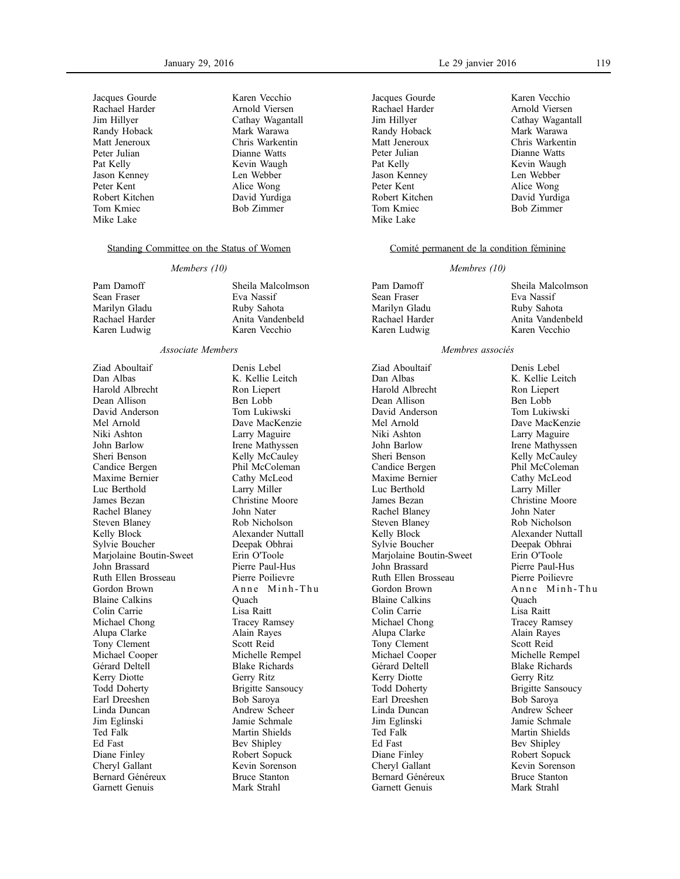Jacques Gourde
Rachael Harder
Jim Hillyer
Randy Hoback
Matt Jeneroux
Peter Julian
Pat Kelly
Jason Kenney
Peter Kent
Robert Kitchen
Tom Kmiec
Mike Lake
Karen Vecchio
Arnold Viersen
Cathay Wagantall
Mark Warawa
Chris Warkentin
Dianne Watts
Kevin Waugh
Len Webber
Alice Wong
David Yurdiga
Bob Zimmer

Standing Committee on the Status of Women

*Members (10)*

Pam Damoff
Sean Fraser
Marilyn Gladu
Rachael Harder
Karen Ludwig
Sheila Malcolmson
Eva Nassif
Ruby Sahota
Anita Vandenbeld
Karen Vecchio

*Associate Members*

Ziad Aboultaif
Dan Albas
Harold Albrecht
Dean Allison
David Anderson
Mel Arnold
Niki Ashton
John Barlow
Sheri Benson
Candice Bergen
Maxime Bernier
Luc Berthold
James Bezan
Rachel Blaney
Steven Blaney
Kelly Block
Sylvie Boucher
Marjolaine Boutin-Sweet
John Brassard
Ruth Ellen Brosseau
Gordon Brown
Blaine Calkins
Colin Carrie
Michael Chong
Alupa Clarke
Tony Clement
Michael Cooper
Gérard Deltell
Kerry Diotte
Todd Doherty
Earl Dreeshen
Linda Duncan
Jim Eglinski
Ted Falk
Ed Fast
Diane Finley
Cheryl Gallant
Bernard Généreux
Garnett Genuis
Denis Lebel
K. Kellie Leitch
Ron Liepert
Ben Lobb
Tom Lukiwski
Dave MacKenzie
Larry Maguire
Irene Mathyssen
Kelly McCauley
Phil McColeman
Cathy McLeod
Larry Miller
Christine Moore
John Nater
Rob Nicholson
Alexander Nuttall
Deepak Obhrai
Erin O'Toole
Pierre Paul-Hus
Pierre Poilievre
Anne Minh-Thu Quach
Lisa Raitt
Tracey Ramsey
Alain Rayes
Scott Reid
Michelle Rempel
Blake Richards
Gerry Ritz
Brigitte Sansoucy
Bob Saroya
Andrew Scheer
Jamie Schmale
Martin Shields
Bev Shipley
Robert Sopuck
Kevin Sorenson
Bruce Stanton
Mark Strahl

Jacques Gourde
Rachael Harder
Jim Hillyer
Randy Hoback
Matt Jeneroux
Peter Julian
Pat Kelly
Jason Kenney
Peter Kent
Robert Kitchen
Tom Kmiec
Mike Lake
Karen Vecchio
Arnold Viersen
Cathay Wagantall
Mark Warawa
Chris Warkentin
Dianne Watts
Kevin Waugh
Len Webber
Alice Wong
David Yurdiga
Bob Zimmer

Comité permanent de la condition féminine

*Membres (10)*

Pam Damoff
Sean Fraser
Marilyn Gladu
Rachael Harder
Karen Ludwig
Sheila Malcolmson
Eva Nassif
Ruby Sahota
Anita Vandenbeld
Karen Vecchio

*Membres associés*

Ziad Aboultaif
Dan Albas
Harold Albrecht
Dean Allison
David Anderson
Mel Arnold
Niki Ashton
John Barlow
Sheri Benson
Candice Bergen
Maxime Bernier
Luc Berthold
James Bezan
Rachel Blaney
Steven Blaney
Kelly Block
Sylvie Boucher
Marjolaine Boutin-Sweet
John Brassard
Ruth Ellen Brosseau
Gordon Brown
Blaine Calkins
Colin Carrie
Michael Chong
Alupa Clarke
Tony Clement
Michael Cooper
Gérard Deltell
Kerry Diotte
Todd Doherty
Earl Dreeshen
Linda Duncan
Jim Eglinski
Ted Falk
Ed Fast
Diane Finley
Cheryl Gallant
Bernard Généreux
Garnett Genuis
Denis Lebel
K. Kellie Leitch
Ron Liepert
Ben Lobb
Tom Lukiwski
Dave MacKenzie
Larry Maguire
Irene Mathyssen
Kelly McCauley
Phil McColeman
Cathy McLeod
Larry Miller
Christine Moore
John Nater
Rob Nicholson
Alexander Nuttall
Deepak Obhrai
Erin O'Toole
Pierre Paul-Hus
Pierre Poilievre
Anne Minh-Thu Quach
Lisa Raitt
Tracey Ramsey
Alain Rayes
Scott Reid
Michelle Rempel
Blake Richards
Gerry Ritz
Brigitte Sansoucy
Bob Saroya
Andrew Scheer
Jamie Schmale
Martin Shields
Bev Shipley
Robert Sopuck
Kevin Sorenson
Bruce Stanton
Mark Strahl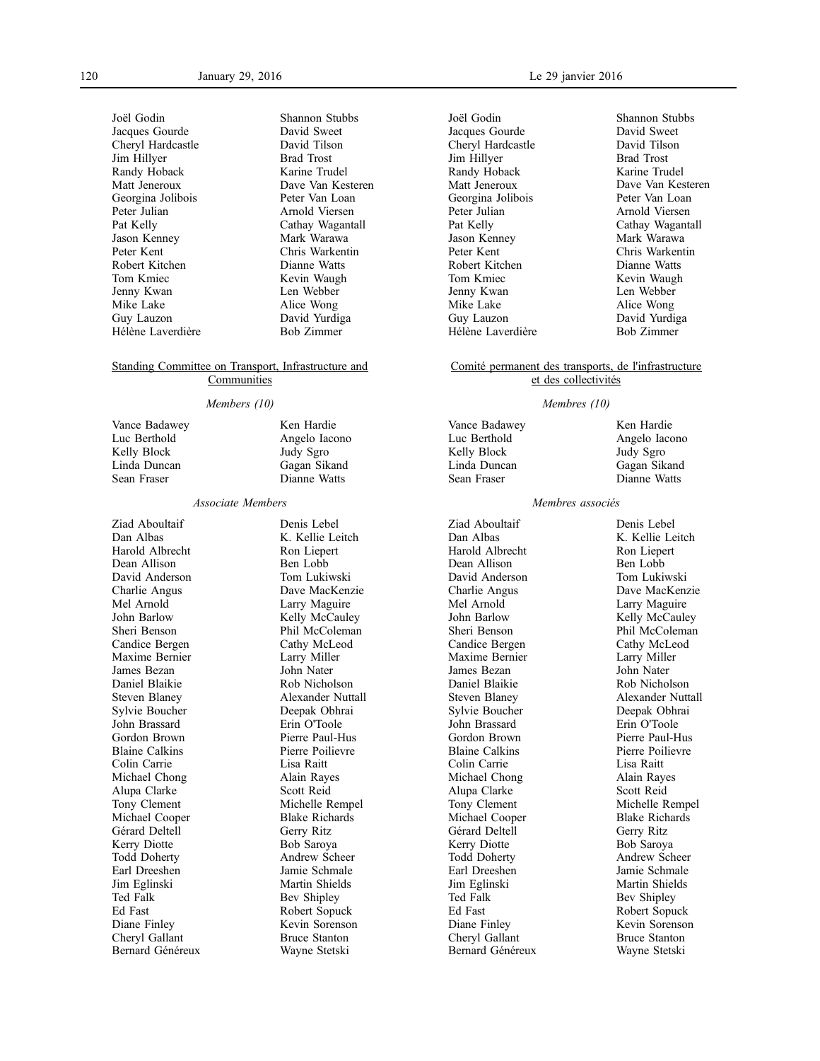Joël Godin
Jacques Gourde
Cheryl Hardcastle
Jim Hillyer
Randy Hoback
Matt Jeneroux
Georgina Jolibois
Peter Julian
Pat Kelly
Jason Kenney
Peter Kent
Robert Kitchen
Tom Kmiec
Jenny Kwan
Mike Lake
Guy Lauzon
Hélène Laverdière
Shannon Stubbs
David Sweet
David Tilson
Brad Trost
Karine Trudel
Dave Van Kesteren
Peter Van Loan
Arnold Viersen
Cathay Wagantall
Mark Warawa
Chris Warkentin
Dianne Watts
Kevin Waugh
Len Webber
Alice Wong
David Yurdiga
Bob Zimmer

## Standing Committee on Transport, Infrastructure and Communities

*Members (10)*

Vance Badawey
Luc Berthold
Kelly Block
Linda Duncan
Sean Fraser
Ken Hardie
Angelo Iacono
Judy Sgro
Gagan Sikand
Dianne Watts

*Associate Members*

Ziad Aboultaif
Dan Albas
Harold Albrecht
Dean Allison
David Anderson
Charlie Angus
Mel Arnold
John Barlow
Sheri Benson
Candice Bergen
Maxime Bernier
James Bezan
Daniel Blaikie
Steven Blaney
Sylvie Boucher
John Brassard
Gordon Brown
Blaine Calkins
Colin Carrie
Michael Chong
Alupa Clarke
Tony Clement
Michael Cooper
Gérard Deltell
Kerry Diotte
Todd Doherty
Earl Dreeshen
Jim Eglinski
Ted Falk
Ed Fast
Diane Finley
Cheryl Gallant
Bernard Généreux
Denis Lebel
K. Kellie Leitch
Ron Liepert
Ben Lobb
Tom Lukiwski
Dave MacKenzie
Larry Maguire
Kelly McCauley
Phil McColeman
Cathy McLeod
Larry Miller
John Nater
Rob Nicholson
Alexander Nuttall
Deepak Obhrai
Erin O'Toole
Pierre Paul-Hus
Pierre Poilievre
Lisa Raitt
Alain Rayes
Scott Reid
Michelle Rempel
Blake Richards
Gerry Ritz
Bob Saroya
Andrew Scheer
Jamie Schmale
Martin Shields
Bev Shipley
Robert Sopuck
Kevin Sorenson
Bruce Stanton
Wayne Stetski

Joël Godin
Jacques Gourde
Cheryl Hardcastle
Jim Hillyer
Randy Hoback
Matt Jeneroux
Georgina Jolibois
Peter Julian
Pat Kelly
Jason Kenney
Peter Kent
Robert Kitchen
Tom Kmiec
Jenny Kwan
Mike Lake
Guy Lauzon
Hélène Laverdière
Shannon Stubbs
David Sweet
David Tilson
Brad Trost
Karine Trudel
Dave Van Kesteren
Peter Van Loan
Arnold Viersen
Cathay Wagantall
Mark Warawa
Chris Warkentin
Dianne Watts
Kevin Waugh
Len Webber
Alice Wong
David Yurdiga
Bob Zimmer

## Comité permanent des transports, de l'infrastructure et des collectivités

*Membres (10)*

Vance Badawey
Luc Berthold
Kelly Block
Linda Duncan
Sean Fraser
Ken Hardie
Angelo Iacono
Judy Sgro
Gagan Sikand
Dianne Watts

*Membres associés*

Ziad Aboultaif
Dan Albas
Harold Albrecht
Dean Allison
David Anderson
Charlie Angus
Mel Arnold
John Barlow
Sheri Benson
Candice Bergen
Maxime Bernier
James Bezan
Daniel Blaikie
Steven Blaney
Sylvie Boucher
John Brassard
Gordon Brown
Blaine Calkins
Colin Carrie
Michael Chong
Alupa Clarke
Tony Clement
Michael Cooper
Gérard Deltell
Kerry Diotte
Todd Doherty
Earl Dreeshen
Jim Eglinski
Ted Falk
Ed Fast
Diane Finley
Cheryl Gallant
Bernard Généreux
Denis Lebel
K. Kellie Leitch
Ron Liepert
Ben Lobb
Tom Lukiwski
Dave MacKenzie
Larry Maguire
Kelly McCauley
Phil McColeman
Cathy McLeod
Larry Miller
John Nater
Rob Nicholson
Alexander Nuttall
Deepak Obhrai
Erin O'Toole
Pierre Paul-Hus
Pierre Poilievre
Lisa Raitt
Alain Rayes
Scott Reid
Michelle Rempel
Blake Richards
Gerry Ritz
Bob Saroya
Andrew Scheer
Jamie Schmale
Martin Shields
Bev Shipley
Robert Sopuck
Kevin Sorenson
Bruce Stanton
Wayne Stetski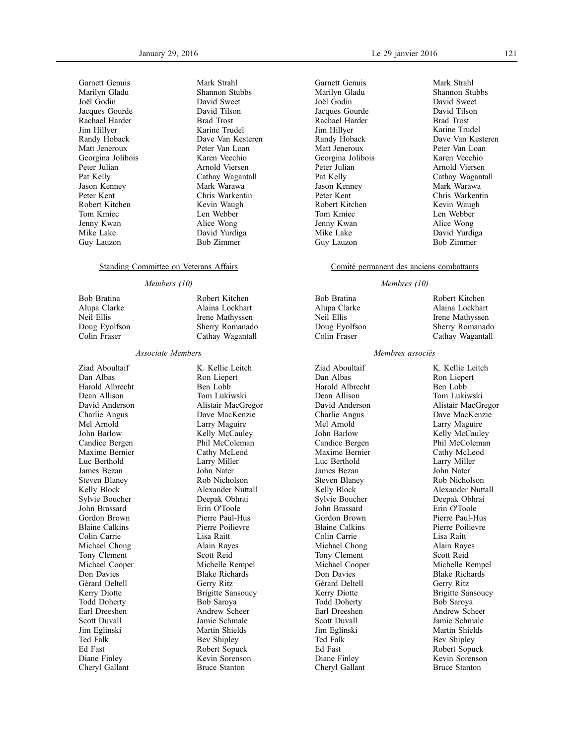Garnett Genuis
Marilyn Gladu
Joël Godin
Jacques Gourde
Rachael Harder
Jim Hillyer
Randy Hoback
Matt Jeneroux
Georgina Jolibois
Peter Julian
Pat Kelly
Jason Kenney
Peter Kent
Robert Kitchen
Tom Kmiec
Jenny Kwan
Mike Lake
Guy Lauzon
Mark Strahl
Shannon Stubbs
David Sweet
David Tilson
Brad Trost
Karine Trudel
Dave Van Kesteren
Peter Van Loan
Karen Vecchio
Arnold Viersen
Cathay Wagantall
Mark Warawa
Chris Warkentin
Kevin Waugh
Len Webber
Alice Wong
David Yurdiga
Bob Zimmer

## Standing Committee on Veterans Affairs

*Members (10)*

Bob Bratina
Alupa Clarke
Neil Ellis
Doug Eyolfson
Colin Fraser
Robert Kitchen
Alaina Lockhart
Irene Mathyssen
Sherry Romanado
Cathay Wagantall

*Associate Members*

Ziad Aboultaif
Dan Albas
Harold Albrecht
Dean Allison
David Anderson
Charlie Angus
Mel Arnold
John Barlow
Candice Bergen
Maxime Bernier
Luc Berthold
James Bezan
Steven Blaney
Kelly Block
Sylvie Boucher
John Brassard
Gordon Brown
Blaine Calkins
Colin Carrie
Michael Chong
Tony Clement
Michael Cooper
Don Davies
Gérard Deltell
Kerry Diotte
Todd Doherty
Earl Dreeshen
Scott Duvall
Jim Eglinski
Ted Falk
Ed Fast
Diane Finley
Cheryl Gallant
K. Kellie Leitch
Ron Liepert
Ben Lobb
Tom Lukiwski
Alistair MacGregor
Dave MacKenzie
Larry Maguire
Kelly McCauley
Phil McColeman
Cathy McLeod
Larry Miller
John Nater
Rob Nicholson
Alexander Nuttall
Deepak Obhrai
Erin O'Toole
Pierre Paul-Hus
Pierre Poilievre
Lisa Raitt
Alain Rayes
Scott Reid
Michelle Rempel
Blake Richards
Gerry Ritz
Brigitte Sansoucy
Bob Saroya
Andrew Scheer
Jamie Schmale
Martin Shields
Bev Shipley
Robert Sopuck
Kevin Sorenson
Bruce Stanton

Garnett Genuis
Marilyn Gladu
Joël Godin
Jacques Gourde
Rachael Harder
Jim Hillyer
Randy Hoback
Matt Jeneroux
Georgina Jolibois
Peter Julian
Pat Kelly
Jason Kenney
Peter Kent
Robert Kitchen
Tom Kmiec
Jenny Kwan
Mike Lake
Guy Lauzon
Mark Strahl
Shannon Stubbs
David Sweet
David Tilson
Brad Trost
Karine Trudel
Dave Van Kesteren
Peter Van Loan
Karen Vecchio
Arnold Viersen
Cathay Wagantall
Mark Warawa
Chris Warkentin
Kevin Waugh
Len Webber
Alice Wong
David Yurdiga
Bob Zimmer

## Comité permanent des anciens combattants

*Membres (10)*

Bob Bratina
Alupa Clarke
Neil Ellis
Doug Eyolfson
Colin Fraser
Robert Kitchen
Alaina Lockhart
Irene Mathyssen
Sherry Romanado
Cathay Wagantall

*Membres associés*

Ziad Aboultaif
Dan Albas
Harold Albrecht
Dean Allison
David Anderson
Charlie Angus
Mel Arnold
John Barlow
Candice Bergen
Maxime Bernier
Luc Berthold
James Bezan
Steven Blaney
Kelly Block
Sylvie Boucher
John Brassard
Gordon Brown
Blaine Calkins
Colin Carrie
Michael Chong
Tony Clement
Michael Cooper
Don Davies
Gérard Deltell
Kerry Diotte
Todd Doherty
Earl Dreeshen
Scott Duvall
Jim Eglinski
Ted Falk
Ed Fast
Diane Finley
Cheryl Gallant
K. Kellie Leitch
Ron Liepert
Ben Lobb
Tom Lukiwski
Alistair MacGregor
Dave MacKenzie
Larry Maguire
Kelly McCauley
Phil McColeman
Cathy McLeod
Larry Miller
John Nater
Rob Nicholson
Alexander Nuttall
Deepak Obhrai
Erin O'Toole
Pierre Paul-Hus
Pierre Poilievre
Lisa Raitt
Alain Rayes
Scott Reid
Michelle Rempel
Blake Richards
Gerry Ritz
Brigitte Sansoucy
Bob Saroya
Andrew Scheer
Jamie Schmale
Martin Shields
Bev Shipley
Robert Sopuck
Kevin Sorenson
Bruce Stanton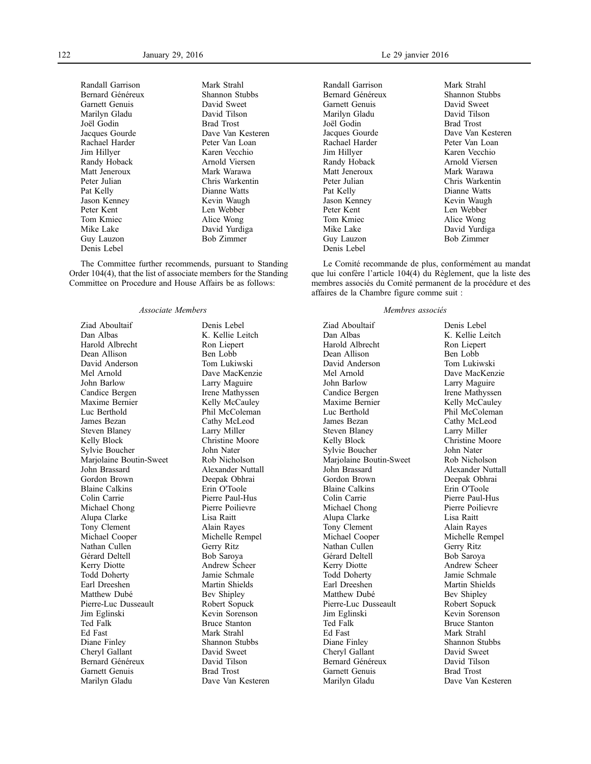Randall Garrison
Bernard Généreux
Garnett Genuis
Marilyn Gladu
Joël Godin
Jacques Gourde
Rachael Harder
Jim Hillyer
Randy Hoback
Matt Jeneroux
Peter Julian
Pat Kelly
Jason Kenney
Peter Kent
Tom Kmiec
Mike Lake
Guy Lauzon
Denis Lebel
Mark Strahl
Shannon Stubbs
David Sweet
David Tilson
Brad Trost
Dave Van Kesteren
Peter Van Loan
Karen Vecchio
Arnold Viersen
Mark Warawa
Chris Warkentin
Dianne Watts
Kevin Waugh
Len Webber
Alice Wong
David Yurdiga
Bob Zimmer

The Committee further recommends, pursuant to Standing Order 104(4), that the list of associate members for the Standing Committee on Procedure and House Affairs be as follows:

*Associate Members*

Ziad Aboultaif
Dan Albas
Harold Albrecht
Dean Allison
David Anderson
Mel Arnold
John Barlow
Candice Bergen
Maxime Bernier
Luc Berthold
James Bezan
Steven Blaney
Kelly Block
Sylvie Boucher
Marjolaine Boutin-Sweet
John Brassard
Gordon Brown
Blaine Calkins
Colin Carrie
Michael Chong
Alupa Clarke
Tony Clement
Michael Cooper
Nathan Cullen
Gérard Deltell
Kerry Diotte
Todd Doherty
Earl Dreeshen
Matthew Dubé
Pierre-Luc Dusseault
Jim Eglinski
Ted Falk
Ed Fast
Diane Finley
Cheryl Gallant
Bernard Généreux
Garnett Genuis
Marilyn Gladu
Denis Lebel
K. Kellie Leitch
Ron Liepert
Ben Lobb
Tom Lukiwski
Dave MacKenzie
Larry Maguire
Irene Mathyssen
Kelly McCauley
Phil McColeman
Cathy McLeod
Larry Miller
Christine Moore
John Nater
Rob Nicholson
Alexander Nuttall
Deepak Obhrai
Erin O'Toole
Pierre Paul-Hus
Pierre Poilievre
Lisa Raitt
Alain Rayes
Michelle Rempel
Gerry Ritz
Bob Saroya
Andrew Scheer
Jamie Schmale
Martin Shields
Bev Shipley
Robert Sopuck
Kevin Sorenson
Bruce Stanton
Mark Strahl
Shannon Stubbs
David Sweet
David Tilson
Brad Trost
Dave Van Kesteren

Randall Garrison
Bernard Généreux
Garnett Genuis
Marilyn Gladu
Joël Godin
Jacques Gourde
Rachael Harder
Jim Hillyer
Randy Hoback
Matt Jeneroux
Peter Julian
Pat Kelly
Jason Kenney
Peter Kent
Tom Kmiec
Mike Lake
Guy Lauzon
Denis Lebel
Mark Strahl
Shannon Stubbs
David Sweet
David Tilson
Brad Trost
Dave Van Kesteren
Peter Van Loan
Karen Vecchio
Arnold Viersen
Mark Warawa
Chris Warkentin
Dianne Watts
Kevin Waugh
Len Webber
Alice Wong
David Yurdiga
Bob Zimmer

Le Comité recommande de plus, conformément au mandat que lui confère l'article 104(4) du Règlement, que la liste des membres associés du Comité permanent de la procédure et des affaires de la Chambre figure comme suit :

*Membres associés*

Ziad Aboultaif
Dan Albas
Harold Albrecht
Dean Allison
David Anderson
Mel Arnold
John Barlow
Candice Bergen
Maxime Bernier
Luc Berthold
James Bezan
Steven Blaney
Kelly Block
Sylvie Boucher
Marjolaine Boutin-Sweet
John Brassard
Gordon Brown
Blaine Calkins
Colin Carrie
Michael Chong
Alupa Clarke
Tony Clement
Michael Cooper
Nathan Cullen
Gérard Deltell
Kerry Diotte
Todd Doherty
Earl Dreeshen
Matthew Dubé
Pierre-Luc Dusseault
Jim Eglinski
Ted Falk
Ed Fast
Diane Finley
Cheryl Gallant
Bernard Généreux
Garnett Genuis
Marilyn Gladu
Denis Lebel
K. Kellie Leitch
Ron Liepert
Ben Lobb
Tom Lukiwski
Dave MacKenzie
Larry Maguire
Irene Mathyssen
Kelly McCauley
Phil McColeman
Cathy McLeod
Larry Miller
Christine Moore
John Nater
Rob Nicholson
Alexander Nuttall
Deepak Obhrai
Erin O'Toole
Pierre Paul-Hus
Pierre Poilievre
Lisa Raitt
Alain Rayes
Michelle Rempel
Gerry Ritz
Bob Saroya
Andrew Scheer
Jamie Schmale
Martin Shields
Bev Shipley
Robert Sopuck
Kevin Sorenson
Bruce Stanton
Mark Strahl
Shannon Stubbs
David Sweet
David Tilson
Brad Trost
Dave Van Kesteren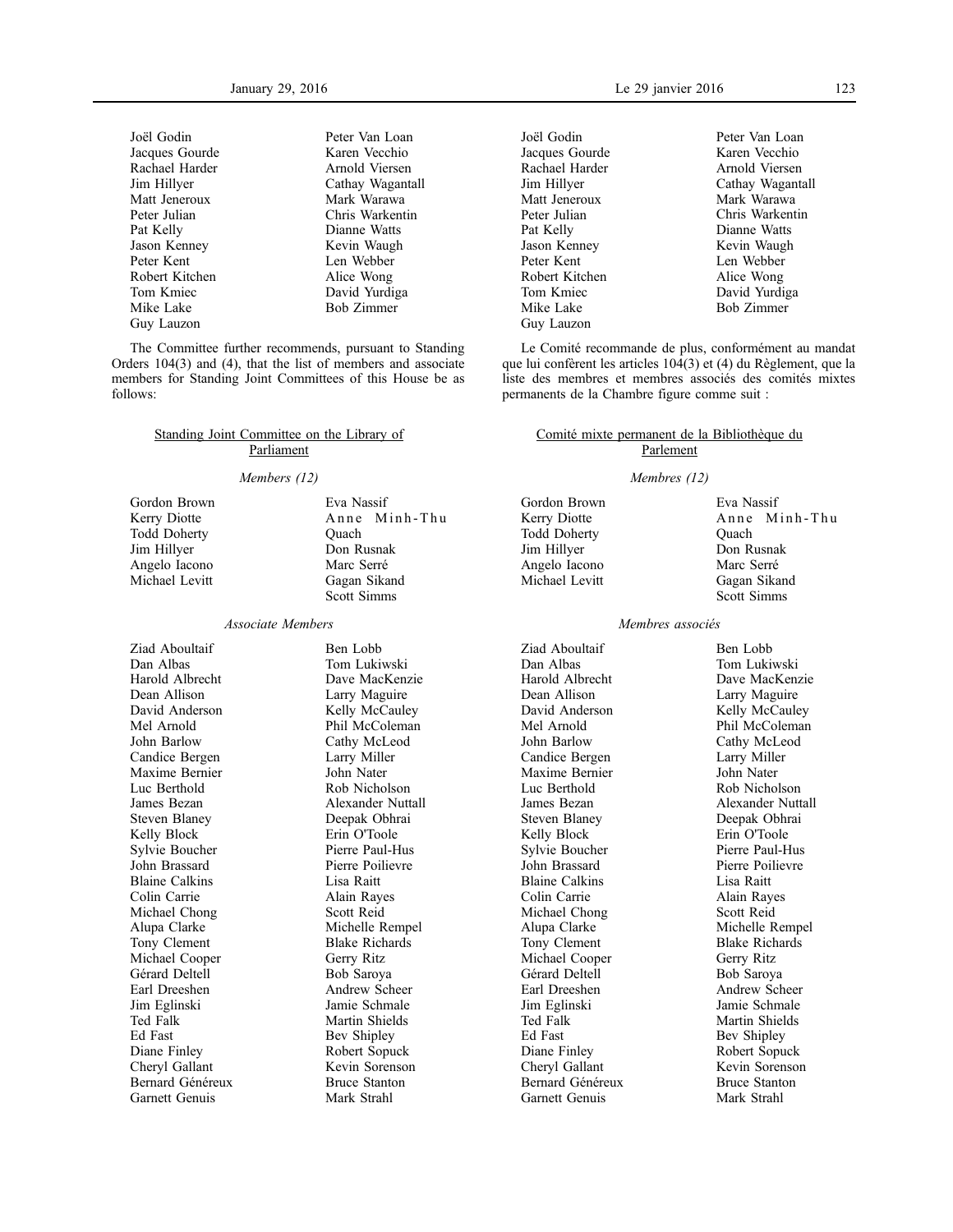Joël Godin
Jacques Gourde
Rachael Harder
Jim Hillyer
Matt Jeneroux
Peter Julian
Pat Kelly
Jason Kenney
Peter Kent
Robert Kitchen
Tom Kmiec
Mike Lake
Guy Lauzon
Peter Van Loan
Karen Vecchio
Arnold Viersen
Cathay Wagantall
Mark Warawa
Chris Warkentin
Dianne Watts
Kevin Waugh
Len Webber
Alice Wong
David Yurdiga
Bob Zimmer

The Committee further recommends, pursuant to Standing Orders 104(3) and (4), that the list of members and associate members for Standing Joint Committees of this House be as follows:

Standing Joint Committee on the Library of Parliament

*Members (12)*

Gordon Brown
Kerry Diotte
Todd Doherty
Jim Hillyer
Angelo Iacono
Michael Levitt
Eva Nassif
Anne Minh-Thu Quach
Don Rusnak
Marc Serré
Gagan Sikand
Scott Simms

*Associate Members*

Ziad Aboultaif
Dan Albas
Harold Albrecht
Dean Allison
David Anderson
Mel Arnold
John Barlow
Candice Bergen
Maxime Bernier
Luc Berthold
James Bezan
Steven Blaney
Kelly Block
Sylvie Boucher
John Brassard
Blaine Calkins
Colin Carrie
Michael Chong
Alupa Clarke
Tony Clement
Michael Cooper
Gérard Deltell
Earl Dreeshen
Jim Eglinski
Ted Falk
Ed Fast
Diane Finley
Cheryl Gallant
Bernard Généreux
Garnett Genuis
Ben Lobb
Tom Lukiwski
Dave MacKenzie
Larry Maguire
Kelly McCauley
Phil McColeman
Cathy McLeod
Larry Miller
John Nater
Rob Nicholson
Alexander Nuttall
Deepak Obhrai
Erin O'Toole
Pierre Paul-Hus
Pierre Poilievre
Lisa Raitt
Alain Rayes
Scott Reid
Michelle Rempel
Blake Richards
Gerry Ritz
Bob Saroya
Andrew Scheer
Jamie Schmale
Martin Shields
Bev Shipley
Robert Sopuck
Kevin Sorenson
Bruce Stanton
Mark Strahl

Joël Godin
Jacques Gourde
Rachael Harder
Jim Hillyer
Matt Jeneroux
Peter Julian
Pat Kelly
Jason Kenney
Peter Kent
Robert Kitchen
Tom Kmiec
Mike Lake
Guy Lauzon
Peter Van Loan
Karen Vecchio
Arnold Viersen
Cathay Wagantall
Mark Warawa
Chris Warkentin
Dianne Watts
Kevin Waugh
Len Webber
Alice Wong
David Yurdiga
Bob Zimmer

Le Comité recommande de plus, conformément au mandat que lui confèrent les articles 104(3) et (4) du Règlement, que la liste des membres et membres associés des comités mixtes permanents de la Chambre figure comme suit :

Comité mixte permanent de la Bibliothèque du Parlement

*Membres (12)*

Gordon Brown
Kerry Diotte
Todd Doherty
Jim Hillyer
Angelo Iacono
Michael Levitt
Eva Nassif
Anne Minh-Thu Quach
Don Rusnak
Marc Serré
Gagan Sikand
Scott Simms

*Membres associés*

Ziad Aboultaif
Dan Albas
Harold Albrecht
Dean Allison
David Anderson
Mel Arnold
John Barlow
Candice Bergen
Maxime Bernier
Luc Berthold
James Bezan
Steven Blaney
Kelly Block
Sylvie Boucher
John Brassard
Blaine Calkins
Colin Carrie
Michael Chong
Alupa Clarke
Tony Clement
Michael Cooper
Gérard Deltell
Earl Dreeshen
Jim Eglinski
Ted Falk
Ed Fast
Diane Finley
Cheryl Gallant
Bernard Généreux
Garnett Genuis
Ben Lobb
Tom Lukiwski
Dave MacKenzie
Larry Maguire
Kelly McCauley
Phil McColeman
Cathy McLeod
Larry Miller
John Nater
Rob Nicholson
Alexander Nuttall
Deepak Obhrai
Erin O'Toole
Pierre Paul-Hus
Pierre Poilievre
Lisa Raitt
Alain Rayes
Scott Reid
Michelle Rempel
Blake Richards
Gerry Ritz
Bob Saroya
Andrew Scheer
Jamie Schmale
Martin Shields
Bev Shipley
Robert Sopuck
Kevin Sorenson
Bruce Stanton
Mark Strahl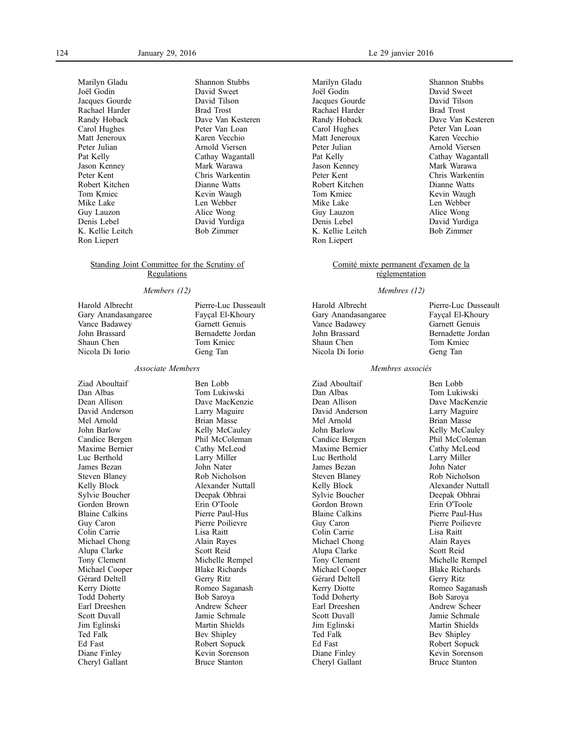Marilyn Gladu
Joël Godin
Jacques Gourde
Rachael Harder
Randy Hoback
Carol Hughes
Matt Jeneroux
Peter Julian
Pat Kelly
Jason Kenney
Peter Kent
Robert Kitchen
Tom Kmiec
Mike Lake
Guy Lauzon
Denis Lebel
K. Kellie Leitch
Ron Liepert
Shannon Stubbs
David Sweet
David Tilson
Brad Trost
Dave Van Kesteren
Peter Van Loan
Karen Vecchio
Arnold Viersen
Cathay Wagantall
Mark Warawa
Chris Warkentin
Dianne Watts
Kevin Waugh
Len Webber
Alice Wong
David Yurdiga
Bob Zimmer

Standing Joint Committee for the Scrutiny of Regulations

*Members (12)*

Harold Albrecht
Gary Anandasangaree
Vance Badawey
John Brassard
Shaun Chen
Nicola Di Iorio
Pierre-Luc Dusseault
Fayçal El-Khoury
Garnett Genuis
Bernadette Jordan
Tom Kmiec
Geng Tan

*Associate Members*

Ziad Aboultaif
Dan Albas
Dean Allison
David Anderson
Mel Arnold
John Barlow
Candice Bergen
Maxime Bernier
Luc Berthold
James Bezan
Steven Blaney
Kelly Block
Sylvie Boucher
Gordon Brown
Blaine Calkins
Guy Caron
Colin Carrie
Michael Chong
Alupa Clarke
Tony Clement
Michael Cooper
Gérard Deltell
Kerry Diotte
Todd Doherty
Earl Dreeshen
Scott Duvall
Jim Eglinski
Ted Falk
Ed Fast
Diane Finley
Cheryl Gallant
Ben Lobb
Tom Lukiwski
Dave MacKenzie
Larry Maguire
Brian Masse
Kelly McCauley
Phil McColeman
Cathy McLeod
Larry Miller
John Nater
Rob Nicholson
Alexander Nuttall
Deepak Obhrai
Erin O'Toole
Pierre Paul-Hus
Pierre Poilievre
Lisa Raitt
Alain Rayes
Scott Reid
Michelle Rempel
Blake Richards
Gerry Ritz
Romeo Saganash
Bob Saroya
Andrew Scheer
Jamie Schmale
Martin Shields
Bev Shipley
Robert Sopuck
Kevin Sorenson
Bruce Stanton

Marilyn Gladu
Joël Godin
Jacques Gourde
Rachael Harder
Randy Hoback
Carol Hughes
Matt Jeneroux
Peter Julian
Pat Kelly
Jason Kenney
Peter Kent
Robert Kitchen
Tom Kmiec
Mike Lake
Guy Lauzon
Denis Lebel
K. Kellie Leitch
Ron Liepert
Shannon Stubbs
David Sweet
David Tilson
Brad Trost
Dave Van Kesteren
Peter Van Loan
Karen Vecchio
Arnold Viersen
Cathay Wagantall
Mark Warawa
Chris Warkentin
Dianne Watts
Kevin Waugh
Len Webber
Alice Wong
David Yurdiga
Bob Zimmer

Comité mixte permanent d'examen de la réglementation

*Membres (12)*

Harold Albrecht
Gary Anandasangaree
Vance Badawey
John Brassard
Shaun Chen
Nicola Di Iorio
Pierre-Luc Dusseault
Fayçal El-Khoury
Garnett Genuis
Bernadette Jordan
Tom Kmiec
Geng Tan

*Membres associés*

Ziad Aboultaif
Dan Albas
Dean Allison
David Anderson
Mel Arnold
John Barlow
Candice Bergen
Maxime Bernier
Luc Berthold
James Bezan
Steven Blaney
Kelly Block
Sylvie Boucher
Gordon Brown
Blaine Calkins
Guy Caron
Colin Carrie
Michael Chong
Alupa Clarke
Tony Clement
Michael Cooper
Gérard Deltell
Kerry Diotte
Todd Doherty
Earl Dreeshen
Scott Duvall
Jim Eglinski
Ted Falk
Ed Fast
Diane Finley
Cheryl Gallant
Ben Lobb
Tom Lukiwski
Dave MacKenzie
Larry Maguire
Brian Masse
Kelly McCauley
Phil McColeman
Cathy McLeod
Larry Miller
John Nater
Rob Nicholson
Alexander Nuttall
Deepak Obhrai
Erin O'Toole
Pierre Paul-Hus
Pierre Poilievre
Lisa Raitt
Alain Rayes
Scott Reid
Michelle Rempel
Blake Richards
Gerry Ritz
Romeo Saganash
Bob Saroya
Andrew Scheer
Jamie Schmale
Martin Shields
Bev Shipley
Robert Sopuck
Kevin Sorenson
Bruce Stanton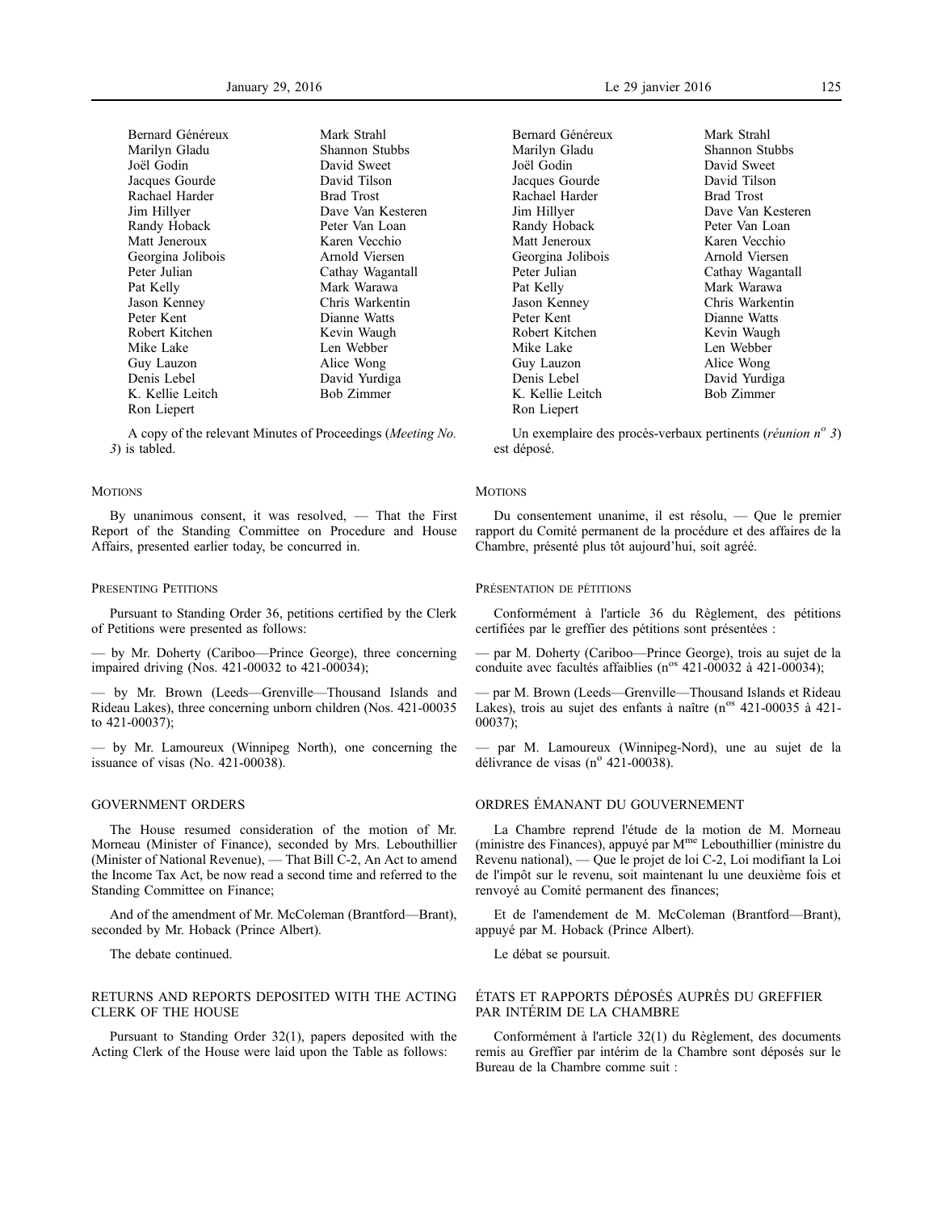| | |
|---|---|
| Bernard Généreux | Mark Strahl |
| Marilyn Gladu | Shannon Stubbs |
| Joël Godin | David Sweet |
| Jacques Gourde | David Tilson |
| Rachael Harder | Brad Trost |
| Jim Hillyer | Dave Van Kesteren |
| Randy Hoback | Peter Van Loan |
| Matt Jeneroux | Karen Vecchio |
| Georgina Jolibois | Arnold Viersen |
| Peter Julian | Cathay Wagantall |
| Pat Kelly | Mark Warawa |
| Jason Kenney | Chris Warkentin |
| Peter Kent | Dianne Watts |
| Robert Kitchen | Kevin Waugh |
| Mike Lake | Len Webber |
| Guy Lauzon | Alice Wong |
| Denis Lebel | David Yurdiga |
| K. Kellie Leitch | Bob Zimmer |
| Ron Liepert | |

A copy of the relevant Minutes of Proceedings (*Meeting No. 3*) is tabled.

Un exemplaire des procès-verbaux pertinents (*réunion n° 3*) est déposé.

### Motions

By unanimous consent, it was resolved, — That the First Report of the Standing Committee on Procedure and House Affairs, presented earlier today, be concurred in.

### Motions

Du consentement unanime, il est résolu, — Que le premier rapport du Comité permanent de la procédure et des affaires de la Chambre, présenté plus tôt aujourd'hui, soit agréé.

### Presenting Petitions

Pursuant to Standing Order 36, petitions certified by the Clerk of Petitions were presented as follows:

— by Mr. Doherty (Cariboo—Prince George), three concerning impaired driving (Nos. 421-00032 to 421-00034);

— by Mr. Brown (Leeds—Grenville—Thousand Islands and Rideau Lakes), three concerning unborn children (Nos. 421-00035 to 421-00037);

— by Mr. Lamoureux (Winnipeg North), one concerning the issuance of visas (No. 421-00038).

### Présentation de pétitions

Conformément à l'article 36 du Règlement, des pétitions certifiées par le greffier des pétitions sont présentées :

— par M. Doherty (Cariboo—Prince George), trois au sujet de la conduite avec facultés affaiblies (n^os 421-00032 à 421-00034);

— par M. Brown (Leeds—Grenville—Thousand Islands et Rideau Lakes), trois au sujet des enfants à naître (n^os 421-00035 à 421-00037);

— par M. Lamoureux (Winnipeg-Nord), une au sujet de la délivrance de visas (n° 421-00038).

### GOVERNMENT ORDERS

The House resumed consideration of the motion of Mr. Morneau (Minister of Finance), seconded by Mrs. Lebouthillier (Minister of National Revenue), — That Bill C-2, An Act to amend the Income Tax Act, be now read a second time and referred to the Standing Committee on Finance;

And of the amendment of Mr. McColeman (Brantford—Brant), seconded by Mr. Hoback (Prince Albert).

The debate continued.

### ORDRES ÉMANANT DU GOUVERNEMENT

La Chambre reprend l'étude de la motion de M. Morneau (ministre des Finances), appuyé par M^me Lebouthillier (ministre du Revenu national), — Que le projet de loi C-2, Loi modifiant la Loi de l'impôt sur le revenu, soit maintenant lu une deuxième fois et renvoyé au Comité permanent des finances;

Et de l'amendement de M. McColeman (Brantford—Brant), appuyé par M. Hoback (Prince Albert).

Le débat se poursuit.

### RETURNS AND REPORTS DEPOSITED WITH THE ACTING CLERK OF THE HOUSE

Pursuant to Standing Order 32(1), papers deposited with the Acting Clerk of the House were laid upon the Table as follows:

### ÉTATS ET RAPPORTS DÉPOSÉS AUPRÈS DU GREFFIER PAR INTÉRIM DE LA CHAMBRE

Conformément à l'article 32(1) du Règlement, des documents remis au Greffier par intérim de la Chambre sont déposés sur le Bureau de la Chambre comme suit :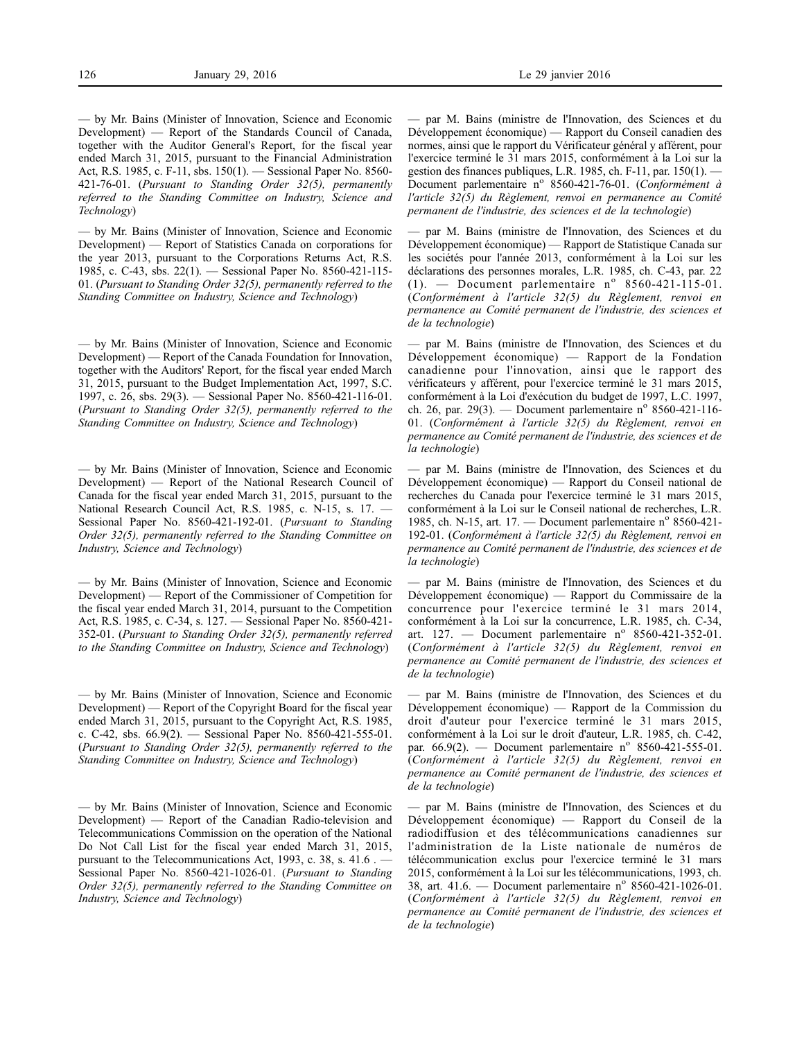— by Mr. Bains (Minister of Innovation, Science and Economic Development) — Report of the Standards Council of Canada, together with the Auditor General's Report, for the fiscal year ended March 31, 2015, pursuant to the Financial Administration Act, R.S. 1985, c. F-11, sbs. 150(1). — Sessional Paper No. 8560-421-76-01. (*Pursuant to Standing Order 32(5), permanently referred to the Standing Committee on Industry, Science and Technology*)

— by Mr. Bains (Minister of Innovation, Science and Economic Development) — Report of Statistics Canada on corporations for the year 2013, pursuant to the Corporations Returns Act, R.S. 1985, c. C-43, sbs. 22(1). — Sessional Paper No. 8560-421-115-01. (*Pursuant to Standing Order 32(5), permanently referred to the Standing Committee on Industry, Science and Technology*)

— by Mr. Bains (Minister of Innovation, Science and Economic Development) — Report of the Canada Foundation for Innovation, together with the Auditors' Report, for the fiscal year ended March 31, 2015, pursuant to the Budget Implementation Act, 1997, S.C. 1997, c. 26, sbs. 29(3). — Sessional Paper No. 8560-421-116-01. (*Pursuant to Standing Order 32(5), permanently referred to the Standing Committee on Industry, Science and Technology*)

— by Mr. Bains (Minister of Innovation, Science and Economic Development) — Report of the National Research Council of Canada for the fiscal year ended March 31, 2015, pursuant to the National Research Council Act, R.S. 1985, c. N-15, s. 17. — Sessional Paper No. 8560-421-192-01. (*Pursuant to Standing Order 32(5), permanently referred to the Standing Committee on Industry, Science and Technology*)

— by Mr. Bains (Minister of Innovation, Science and Economic Development) — Report of the Commissioner of Competition for the fiscal year ended March 31, 2014, pursuant to the Competition Act, R.S. 1985, c. C-34, s. 127. — Sessional Paper No. 8560-421-352-01. (*Pursuant to Standing Order 32(5), permanently referred to the Standing Committee on Industry, Science and Technology*)

— by Mr. Bains (Minister of Innovation, Science and Economic Development) — Report of the Copyright Board for the fiscal year ended March 31, 2015, pursuant to the Copyright Act, R.S. 1985, c. C-42, sbs. 66.9(2). — Sessional Paper No. 8560-421-555-01. (*Pursuant to Standing Order 32(5), permanently referred to the Standing Committee on Industry, Science and Technology*)

— by Mr. Bains (Minister of Innovation, Science and Economic Development) — Report of the Canadian Radio-television and Telecommunications Commission on the operation of the National Do Not Call List for the fiscal year ended March 31, 2015, pursuant to the Telecommunications Act, 1993, c. 38, s. 41.6 . — Sessional Paper No. 8560-421-1026-01. (*Pursuant to Standing Order 32(5), permanently referred to the Standing Committee on Industry, Science and Technology*)

— par M. Bains (ministre de l'Innovation, des Sciences et du Développement économique) — Rapport du Conseil canadien des normes, ainsi que le rapport du Vérificateur général y afférent, pour l'exercice terminé le 31 mars 2015, conformément à la Loi sur la gestion des finances publiques, L.R. 1985, ch. F-11, par. 150(1). — Document parlementaire n° 8560-421-76-01. (*Conformément à l'article 32(5) du Règlement, renvoi en permanence au Comité permanent de l'industrie, des sciences et de la technologie*)

— par M. Bains (ministre de l'Innovation, des Sciences et du Développement économique) — Rapport de Statistique Canada sur les sociétés pour l'année 2013, conformément à la Loi sur les déclarations des personnes morales, L.R. 1985, ch. C-43, par. 22 (1). — Document parlementaire n° 8560-421-115-01. (*Conformément à l'article 32(5) du Règlement, renvoi en permanence au Comité permanent de l'industrie, des sciences et de la technologie*)

— par M. Bains (ministre de l'Innovation, des Sciences et du Développement économique) — Rapport de la Fondation canadienne pour l'innovation, ainsi que le rapport des vérificateurs y afférent, pour l'exercice terminé le 31 mars 2015, conformément à la Loi d'exécution du budget de 1997, L.C. 1997, ch. 26, par. 29(3). — Document parlementaire n° 8560-421-116-01. (*Conformément à l'article 32(5) du Règlement, renvoi en permanence au Comité permanent de l'industrie, des sciences et de la technologie*)

— par M. Bains (ministre de l'Innovation, des Sciences et du Développement économique) — Rapport du Conseil national de recherches du Canada pour l'exercice terminé le 31 mars 2015, conformément à la Loi sur le Conseil national de recherches, L.R. 1985, ch. N-15, art. 17. — Document parlementaire n° 8560-421-192-01. (*Conformément à l'article 32(5) du Règlement, renvoi en permanence au Comité permanent de l'industrie, des sciences et de la technologie*)

— par M. Bains (ministre de l'Innovation, des Sciences et du Développement économique) — Rapport du Commissaire de la concurrence pour l'exercice terminé le 31 mars 2014, conformément à la Loi sur la concurrence, L.R. 1985, ch. C-34, art. 127. — Document parlementaire n° 8560-421-352-01. (*Conformément à l'article 32(5) du Règlement, renvoi en permanence au Comité permanent de l'industrie, des sciences et de la technologie*)

— par M. Bains (ministre de l'Innovation, des Sciences et du Développement économique) — Rapport de la Commission du droit d'auteur pour l'exercice terminé le 31 mars 2015, conformément à la Loi sur le droit d'auteur, L.R. 1985, ch. C-42, par. 66.9(2). — Document parlementaire n° 8560-421-555-01. (*Conformément à l'article 32(5) du Règlement, renvoi en permanence au Comité permanent de l'industrie, des sciences et de la technologie*)

— par M. Bains (ministre de l'Innovation, des Sciences et du Développement économique) — Rapport du Conseil de la radiodiffusion et des télécommunications canadiennes sur l'administration de la Liste nationale de numéros de télécommunication exclus pour l'exercice terminé le 31 mars 2015, conformément à la Loi sur les télécommunications, 1993, ch. 38, art. 41.6. — Document parlementaire n° 8560-421-1026-01. (*Conformément à l'article 32(5) du Règlement, renvoi en permanence au Comité permanent de l'industrie, des sciences et de la technologie*)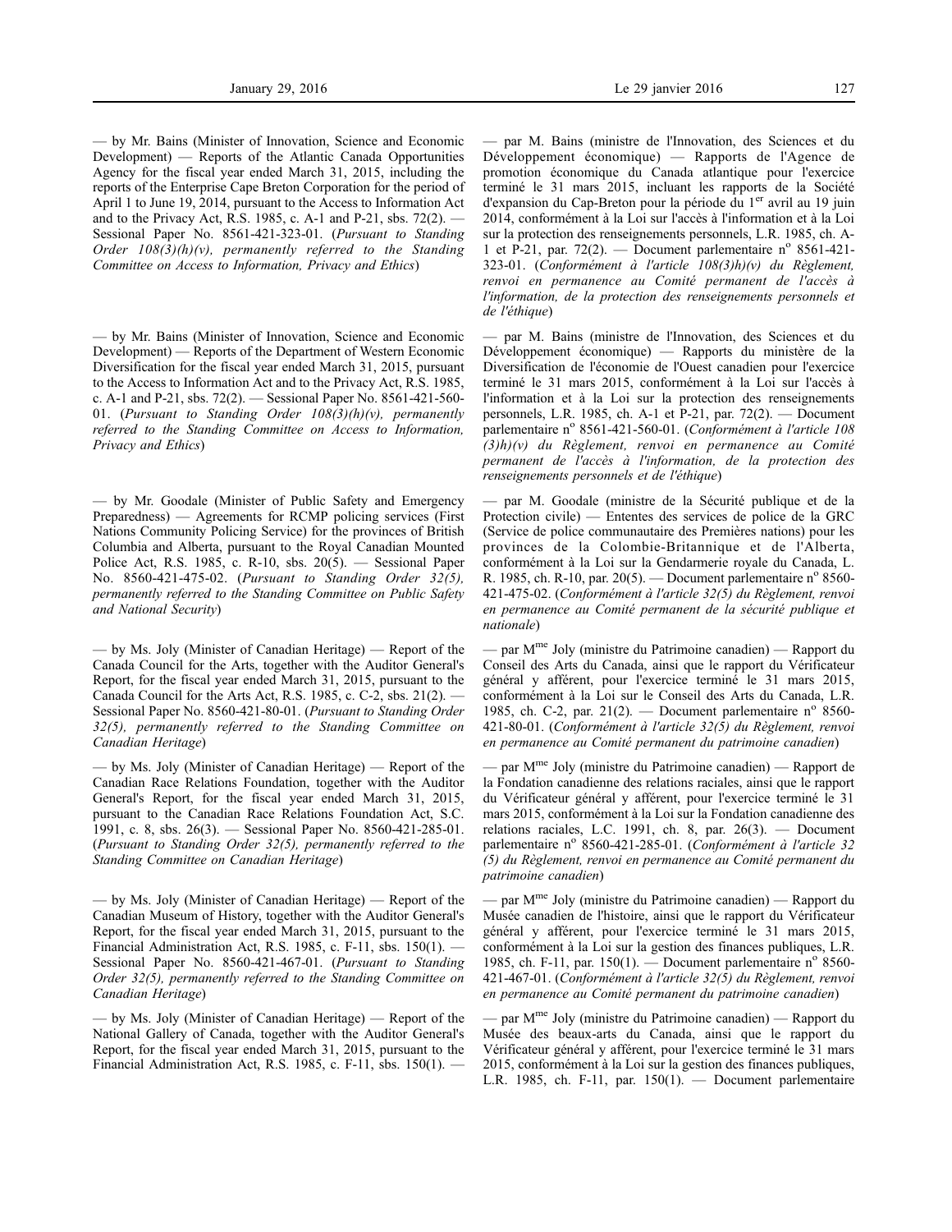— by Mr. Bains (Minister of Innovation, Science and Economic Development) — Reports of the Atlantic Canada Opportunities Agency for the fiscal year ended March 31, 2015, including the reports of the Enterprise Cape Breton Corporation for the period of April 1 to June 19, 2014, pursuant to the Access to Information Act and to the Privacy Act, R.S. 1985, c. A-1 and P-21, sbs. 72(2). — Sessional Paper No. 8561-421-323-01. (*Pursuant to Standing Order 108(3)(h)(v), permanently referred to the Standing Committee on Access to Information, Privacy and Ethics*)

— by Mr. Bains (Minister of Innovation, Science and Economic Development) — Reports of the Department of Western Economic Diversification for the fiscal year ended March 31, 2015, pursuant to the Access to Information Act and to the Privacy Act, R.S. 1985, c. A-1 and P-21, sbs. 72(2). — Sessional Paper No. 8561-421-560-01. (*Pursuant to Standing Order 108(3)(h)(v), permanently referred to the Standing Committee on Access to Information, Privacy and Ethics*)

— by Mr. Goodale (Minister of Public Safety and Emergency Preparedness) — Agreements for RCMP policing services (First Nations Community Policing Service) for the provinces of British Columbia and Alberta, pursuant to the Royal Canadian Mounted Police Act, R.S. 1985, c. R-10, sbs. 20(5). — Sessional Paper No. 8560-421-475-02. (*Pursuant to Standing Order 32(5), permanently referred to the Standing Committee on Public Safety and National Security*)

— by Ms. Joly (Minister of Canadian Heritage) — Report of the Canada Council for the Arts, together with the Auditor General's Report, for the fiscal year ended March 31, 2015, pursuant to the Canada Council for the Arts Act, R.S. 1985, c. C-2, sbs. 21(2). — Sessional Paper No. 8560-421-80-01. (*Pursuant to Standing Order 32(5), permanently referred to the Standing Committee on Canadian Heritage*)

— by Ms. Joly (Minister of Canadian Heritage) — Report of the Canadian Race Relations Foundation, together with the Auditor General's Report, for the fiscal year ended March 31, 2015, pursuant to the Canadian Race Relations Foundation Act, S.C. 1991, c. 8, sbs. 26(3). — Sessional Paper No. 8560-421-285-01. (*Pursuant to Standing Order 32(5), permanently referred to the Standing Committee on Canadian Heritage*)

— by Ms. Joly (Minister of Canadian Heritage) — Report of the Canadian Museum of History, together with the Auditor General's Report, for the fiscal year ended March 31, 2015, pursuant to the Financial Administration Act, R.S. 1985, c. F-11, sbs. 150(1). — Sessional Paper No. 8560-421-467-01. (*Pursuant to Standing Order 32(5), permanently referred to the Standing Committee on Canadian Heritage*)

— by Ms. Joly (Minister of Canadian Heritage) — Report of the National Gallery of Canada, together with the Auditor General's Report, for the fiscal year ended March 31, 2015, pursuant to the Financial Administration Act, R.S. 1985, c. F-11, sbs. 150(1). —

— par M. Bains (ministre de l'Innovation, des Sciences et du Développement économique) — Rapports de l'Agence de promotion économique du Canada atlantique pour l'exercice terminé le 31 mars 2015, incluant les rapports de la Société d'expansion du Cap-Breton pour la période du 1[er] avril au 19 juin 2014, conformément à la Loi sur l'accès à l'information et à la Loi sur la protection des renseignements personnels, L.R. 1985, ch. A-1 et P-21, par. 72(2). — Document parlementaire n[o] 8561-421-323-01. (*Conformément à l'article 108(3)h)(v) du Règlement, renvoi en permanence au Comité permanent de l'accès à l'information, de la protection des renseignements personnels et de l'éthique*)

— par M. Bains (ministre de l'Innovation, des Sciences et du Développement économique) — Rapports du ministère de la Diversification de l'économie de l'Ouest canadien pour l'exercice terminé le 31 mars 2015, conformément à la Loi sur l'accès à l'information et à la Loi sur la protection des renseignements personnels, L.R. 1985, ch. A-1 et P-21, par. 72(2). — Document parlementaire n[o] 8561-421-560-01. (*Conformément à l'article 108(3)h)(v) du Règlement, renvoi en permanence au Comité permanent de l'accès à l'information, de la protection des renseignements personnels et de l'éthique*)

— par M. Goodale (ministre de la Sécurité publique et de la Protection civile) — Ententes des services de police de la GRC (Service de police communautaire des Premières nations) pour les provinces de la Colombie-Britannique et de l'Alberta, conformément à la Loi sur la Gendarmerie royale du Canada, L.R. 1985, ch. R-10, par. 20(5). — Document parlementaire n[o] 8560-421-475-02. (*Conformément à l'article 32(5) du Règlement, renvoi en permanence au Comité permanent de la sécurité publique et nationale*)

— par M[me] Joly (ministre du Patrimoine canadien) — Rapport du Conseil des Arts du Canada, ainsi que le rapport du Vérificateur général y afférent, pour l'exercice terminé le 31 mars 2015, conformément à la Loi sur le Conseil des Arts du Canada, L.R. 1985, ch. C-2, par. 21(2). — Document parlementaire n[o] 8560-421-80-01. (*Conformément à l'article 32(5) du Règlement, renvoi en permanence au Comité permanent du patrimoine canadien*)

— par M[me] Joly (ministre du Patrimoine canadien) — Rapport de la Fondation canadienne des relations raciales, ainsi que le rapport du Vérificateur général y afférent, pour l'exercice terminé le 31 mars 2015, conformément à la Loi sur la Fondation canadienne des relations raciales, L.C. 1991, ch. 8, par. 26(3). — Document parlementaire n[o] 8560-421-285-01. (*Conformément à l'article 32(5) du Règlement, renvoi en permanence au Comité permanent du patrimoine canadien*)

— par M[me] Joly (ministre du Patrimoine canadien) — Rapport du Musée canadien de l'histoire, ainsi que le rapport du Vérificateur général y afférent, pour l'exercice terminé le 31 mars 2015, conformément à la Loi sur la gestion des finances publiques, L.R. 1985, ch. F-11, par. 150(1). — Document parlementaire n[o] 8560-421-467-01. (*Conformément à l'article 32(5) du Règlement, renvoi en permanence au Comité permanent du patrimoine canadien*)

— par M[me] Joly (ministre du Patrimoine canadien) — Rapport du Musée des beaux-arts du Canada, ainsi que le rapport du Vérificateur général y afférent, pour l'exercice terminé le 31 mars 2015, conformément à la Loi sur la gestion des finances publiques, L.R. 1985, ch. F-11, par. 150(1). — Document parlementaire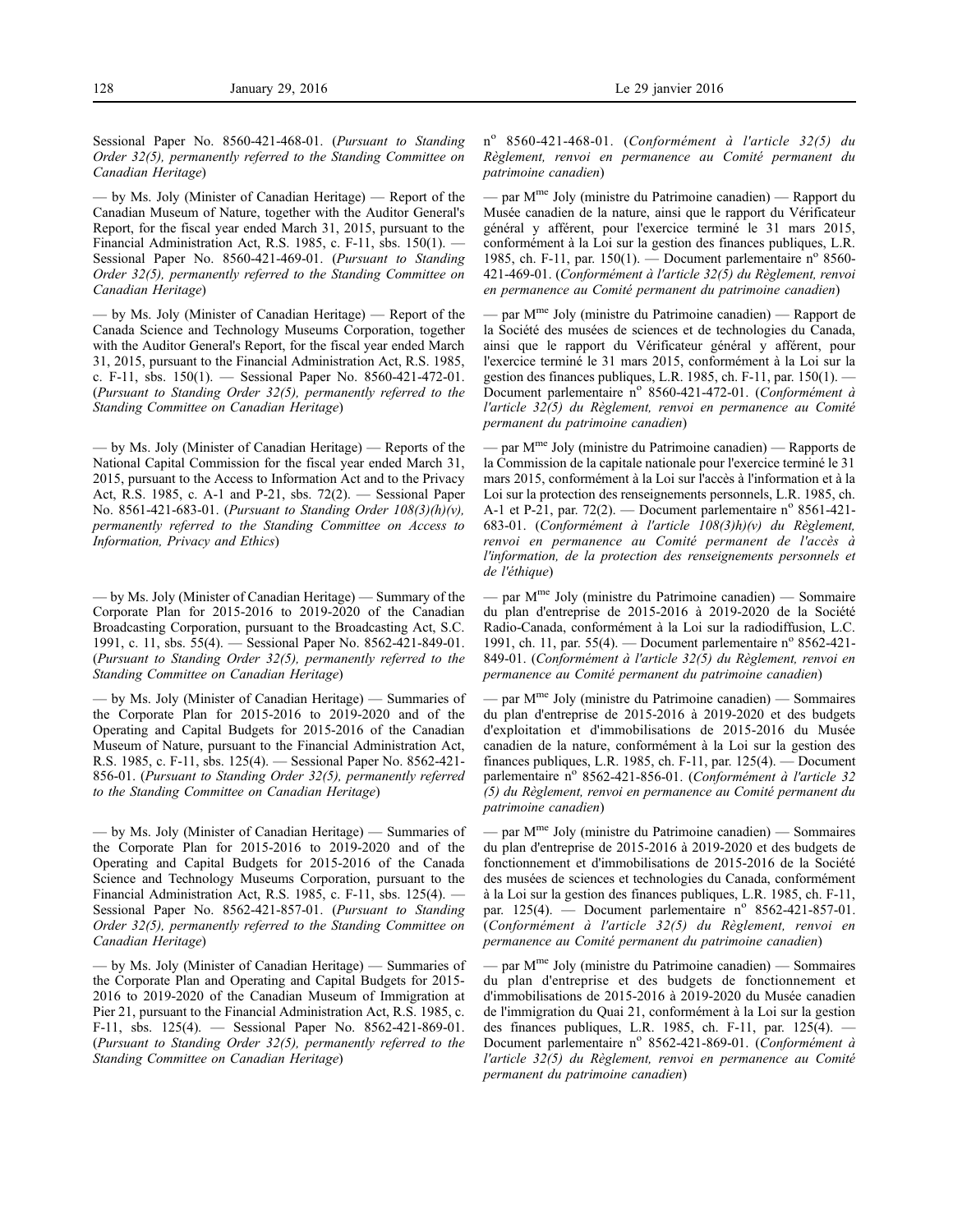Sessional Paper No. 8560-421-468-01. (*Pursuant to Standing Order 32(5), permanently referred to the Standing Committee on Canadian Heritage*)

— by Ms. Joly (Minister of Canadian Heritage) — Report of the Canadian Museum of Nature, together with the Auditor General's Report, for the fiscal year ended March 31, 2015, pursuant to the Financial Administration Act, R.S. 1985, c. F-11, sbs. 150(1). — Sessional Paper No. 8560-421-469-01. (*Pursuant to Standing Order 32(5), permanently referred to the Standing Committee on Canadian Heritage*)

— by Ms. Joly (Minister of Canadian Heritage) — Report of the Canada Science and Technology Museums Corporation, together with the Auditor General's Report, for the fiscal year ended March 31, 2015, pursuant to the Financial Administration Act, R.S. 1985, c. F-11, sbs. 150(1). — Sessional Paper No. 8560-421-472-01. (*Pursuant to Standing Order 32(5), permanently referred to the Standing Committee on Canadian Heritage*)

— by Ms. Joly (Minister of Canadian Heritage) — Reports of the National Capital Commission for the fiscal year ended March 31, 2015, pursuant to the Access to Information Act and to the Privacy Act, R.S. 1985, c. A-1 and P-21, sbs. 72(2). — Sessional Paper No. 8561-421-683-01. (*Pursuant to Standing Order 108(3)(h)(v), permanently referred to the Standing Committee on Access to Information, Privacy and Ethics*)

— by Ms. Joly (Minister of Canadian Heritage) — Summary of the Corporate Plan for 2015-2016 to 2019-2020 of the Canadian Broadcasting Corporation, pursuant to the Broadcasting Act, S.C. 1991, c. 11, sbs. 55(4). — Sessional Paper No. 8562-421-849-01. (*Pursuant to Standing Order 32(5), permanently referred to the Standing Committee on Canadian Heritage*)

— by Ms. Joly (Minister of Canadian Heritage) — Summaries of the Corporate Plan for 2015-2016 to 2019-2020 and of the Operating and Capital Budgets for 2015-2016 of the Canadian Museum of Nature, pursuant to the Financial Administration Act, R.S. 1985, c. F-11, sbs. 125(4). — Sessional Paper No. 8562-421-856-01. (*Pursuant to Standing Order 32(5), permanently referred to the Standing Committee on Canadian Heritage*)

— by Ms. Joly (Minister of Canadian Heritage) — Summaries of the Corporate Plan for 2015-2016 to 2019-2020 and of the Operating and Capital Budgets for 2015-2016 of the Canada Science and Technology Museums Corporation, pursuant to the Financial Administration Act, R.S. 1985, c. F-11, sbs. 125(4). — Sessional Paper No. 8562-421-857-01. (*Pursuant to Standing Order 32(5), permanently referred to the Standing Committee on Canadian Heritage*)

— by Ms. Joly (Minister of Canadian Heritage) — Summaries of the Corporate Plan and Operating and Capital Budgets for 2015-2016 to 2019-2020 of the Canadian Museum of Immigration at Pier 21, pursuant to the Financial Administration Act, R.S. 1985, c. F-11, sbs. 125(4). — Sessional Paper No. 8562-421-869-01. (*Pursuant to Standing Order 32(5), permanently referred to the Standing Committee on Canadian Heritage*)

n^o 8560-421-468-01. (*Conformément à l'article 32(5) du Règlement, renvoi en permanence au Comité permanent du patrimoine canadien*)

— par M^me Joly (ministre du Patrimoine canadien) — Rapport du Musée canadien de la nature, ainsi que le rapport du Vérificateur général y afférent, pour l'exercice terminé le 31 mars 2015, conformément à la Loi sur la gestion des finances publiques, L.R. 1985, ch. F-11, par. 150(1). — Document parlementaire n^o 8560-421-469-01. (*Conformément à l'article 32(5) du Règlement, renvoi en permanence au Comité permanent du patrimoine canadien*)

— par M^me Joly (ministre du Patrimoine canadien) — Rapport de la Société des musées de sciences et de technologies du Canada, ainsi que le rapport du Vérificateur général y afférent, pour l'exercice terminé le 31 mars 2015, conformément à la Loi sur la gestion des finances publiques, L.R. 1985, ch. F-11, par. 150(1). — Document parlementaire n^o 8560-421-472-01. (*Conformément à l'article 32(5) du Règlement, renvoi en permanence au Comité permanent du patrimoine canadien*)

— par M^me Joly (ministre du Patrimoine canadien) — Rapports de la Commission de la capitale nationale pour l'exercice terminé le 31 mars 2015, conformément à la Loi sur l'accès à l'information et à la Loi sur la protection des renseignements personnels, L.R. 1985, ch. A-1 et P-21, par. 72(2). — Document parlementaire n^o 8561-421-683-01. (*Conformément à l'article 108(3)h)(v) du Règlement, renvoi en permanence au Comité permanent de l'accès à l'information, de la protection des renseignements personnels et de l'éthique*)

— par M^me Joly (ministre du Patrimoine canadien) — Sommaire du plan d'entreprise de 2015-2016 à 2019-2020 de la Société Radio-Canada, conformément à la Loi sur la radiodiffusion, L.C. 1991, ch. 11, par. 55(4). — Document parlementaire n^o 8562-421-849-01. (*Conformément à l'article 32(5) du Règlement, renvoi en permanence au Comité permanent du patrimoine canadien*)

— par M^me Joly (ministre du Patrimoine canadien) — Sommaires du plan d'entreprise de 2015-2016 à 2019-2020 et des budgets d'exploitation et d'immobilisations de 2015-2016 du Musée canadien de la nature, conformément à la Loi sur la gestion des finances publiques, L.R. 1985, ch. F-11, par. 125(4). — Document parlementaire n^o 8562-421-856-01. (*Conformément à l'article 32 (5) du Règlement, renvoi en permanence au Comité permanent du patrimoine canadien*)

— par M^me Joly (ministre du Patrimoine canadien) — Sommaires du plan d'entreprise de 2015-2016 à 2019-2020 et des budgets de fonctionnement et d'immobilisations de 2015-2016 de la Société des musées de sciences et technologies du Canada, conformément à la Loi sur la gestion des finances publiques, L.R. 1985, ch. F-11, par. 125(4). — Document parlementaire n^o 8562-421-857-01. (*Conformément à l'article 32(5) du Règlement, renvoi en permanence au Comité permanent du patrimoine canadien*)

— par M^me Joly (ministre du Patrimoine canadien) — Sommaires du plan d'entreprise et des budgets de fonctionnement et d'immobilisations de 2015-2016 à 2019-2020 du Musée canadien de l'immigration du Quai 21, conformément à la Loi sur la gestion des finances publiques, L.R. 1985, ch. F-11, par. 125(4). — Document parlementaire n^o 8562-421-869-01. (*Conformément à l'article 32(5) du Règlement, renvoi en permanence au Comité permanent du patrimoine canadien*)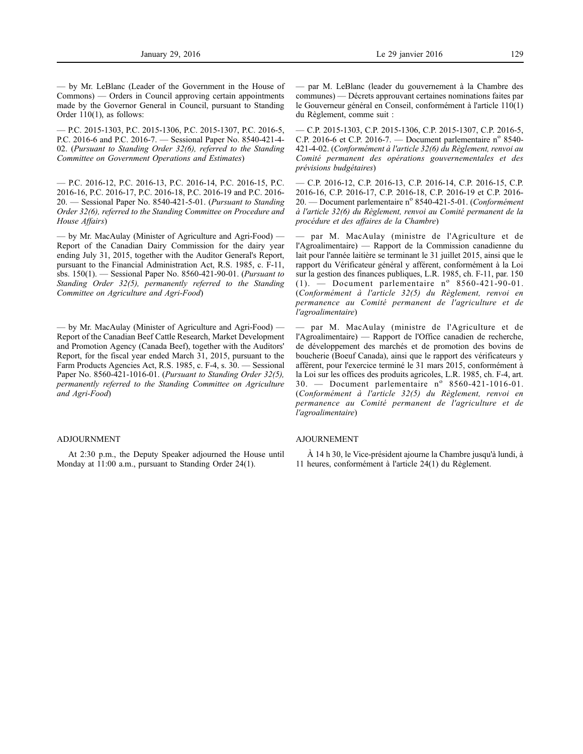— by Mr. LeBlanc (Leader of the Government in the House of Commons) — Orders in Council approving certain appointments made by the Governor General in Council, pursuant to Standing Order 110(1), as follows:

— P.C. 2015-1303, P.C. 2015-1306, P.C. 2015-1307, P.C. 2016-5, P.C. 2016-6 and P.C. 2016-7. — Sessional Paper No. 8540-421-4-02. (*Pursuant to Standing Order 32(6), referred to the Standing Committee on Government Operations and Estimates*)

— P.C. 2016-12, P.C. 2016-13, P.C. 2016-14, P.C. 2016-15, P.C. 2016-16, P.C. 2016-17, P.C. 2016-18, P.C. 2016-19 and P.C. 2016-20. — Sessional Paper No. 8540-421-5-01. (*Pursuant to Standing Order 32(6), referred to the Standing Committee on Procedure and House Affairs*)

— by Mr. MacAulay (Minister of Agriculture and Agri-Food) — Report of the Canadian Dairy Commission for the dairy year ending July 31, 2015, together with the Auditor General's Report, pursuant to the Financial Administration Act, R.S. 1985, c. F-11, sbs. 150(1). — Sessional Paper No. 8560-421-90-01. (*Pursuant to Standing Order 32(5), permanently referred to the Standing Committee on Agriculture and Agri-Food*)

— by Mr. MacAulay (Minister of Agriculture and Agri-Food) — Report of the Canadian Beef Cattle Research, Market Development and Promotion Agency (Canada Beef), together with the Auditors' Report, for the fiscal year ended March 31, 2015, pursuant to the Farm Products Agencies Act, R.S. 1985, c. F-4, s. 30. — Sessional Paper No. 8560-421-1016-01. (*Pursuant to Standing Order 32(5), permanently referred to the Standing Committee on Agriculture and Agri-Food*)

## ADJOURNMENT

At 2:30 p.m., the Deputy Speaker adjourned the House until Monday at 11:00 a.m., pursuant to Standing Order 24(1).

— par M. LeBlanc (leader du gouvernement à la Chambre des communes) — Décrets approuvant certaines nominations faites par le Gouverneur général en Conseil, conformément à l'article 110(1) du Règlement, comme suit :

— C.P. 2015-1303, C.P. 2015-1306, C.P. 2015-1307, C.P. 2016-5, C.P. 2016-6 et C.P. 2016-7. — Document parlementaire n° 8540-421-4-02. (*Conformément à l'article 32(6) du Règlement, renvoi au Comité permanent des opérations gouvernementales et des prévisions budgétaires*)

— C.P. 2016-12, C.P. 2016-13, C.P. 2016-14, C.P. 2016-15, C.P. 2016-16, C.P. 2016-17, C.P. 2016-18, C.P. 2016-19 et C.P. 2016-20. — Document parlementaire n° 8540-421-5-01. (*Conformément à l'article 32(6) du Règlement, renvoi au Comité permanent de la procédure et des affaires de la Chambre*)

— par M. MacAulay (ministre de l'Agriculture et de l'Agroalimentaire) — Rapport de la Commission canadienne du lait pour l'année laitière se terminant le 31 juillet 2015, ainsi que le rapport du Vérificateur général y afférent, conformément à la Loi sur la gestion des finances publiques, L.R. 1985, ch. F-11, par. 150 (1). — Document parlementaire n° 8560-421-90-01. (*Conformément à l'article 32(5) du Règlement, renvoi en permanence au Comité permanent de l'agriculture et de l'agroalimentaire*)

— par M. MacAulay (ministre de l'Agriculture et de l'Agroalimentaire) — Rapport de l'Office canadien de recherche, de développement des marchés et de promotion des bovins de boucherie (Boeuf Canada), ainsi que le rapport des vérificateurs y afférent, pour l'exercice terminé le 31 mars 2015, conformément à la Loi sur les offices des produits agricoles, L.R. 1985, ch. F-4, art. 30. — Document parlementaire n° 8560-421-1016-01. (*Conformément à l'article 32(5) du Règlement, renvoi en permanence au Comité permanent de l'agriculture et de l'agroalimentaire*)

## AJOURNEMENT

À 14 h 30, le Vice-président ajourne la Chambre jusqu'à lundi, à 11 heures, conformément à l'article 24(1) du Règlement.